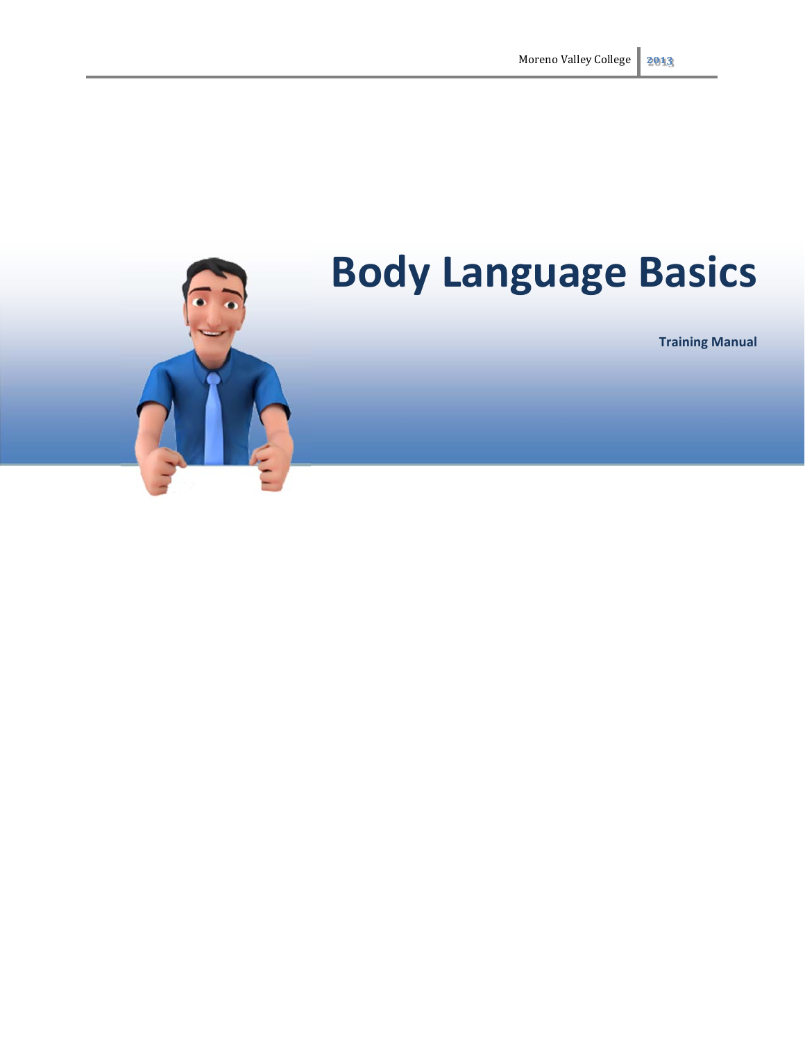# Body Language Basics

**Training Manual**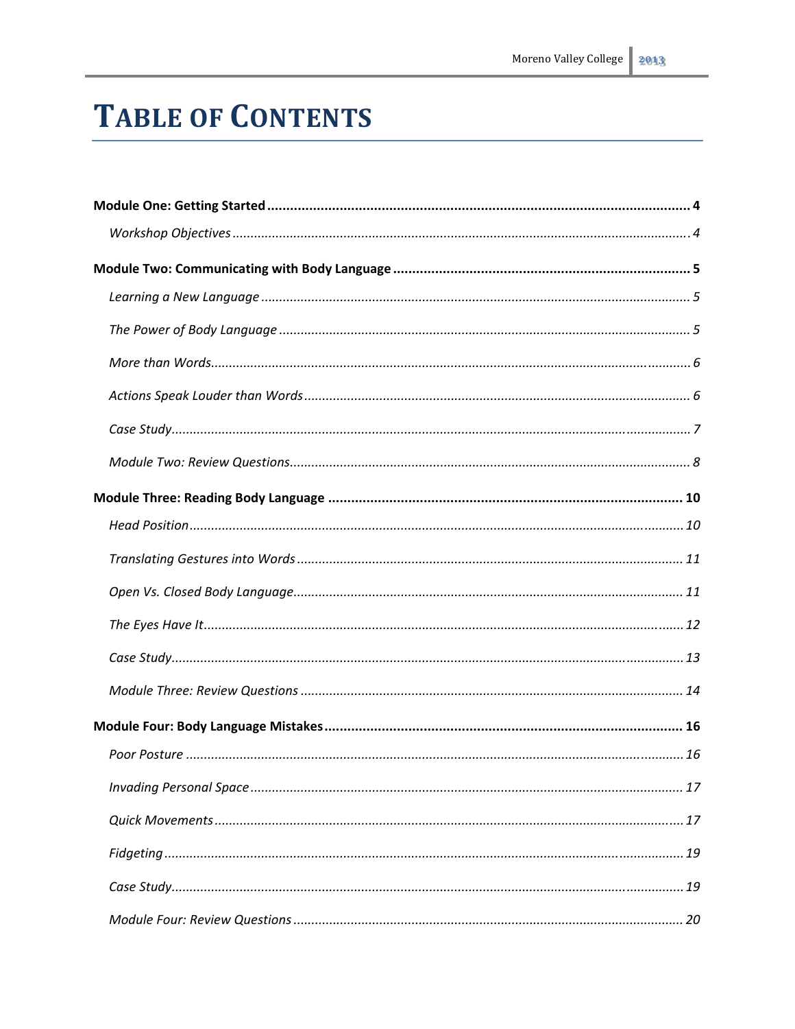# TABLE OF CONTENTS

**Module One: Getting Started** .......... **4**

*Workshop Objectives* .......... *4*

**Module Two: Communicating with Body Language** .......... **5**

*Learning a New Language* .......... *5*

*The Power of Body Language* .......... *5*

*More than Words* .......... *6*

*Actions Speak Louder than Words* .......... *6*

*Case Study* .......... *7*

*Module Two: Review Questions* .......... *8*

**Module Three: Reading Body Language** .......... **10**

*Head Position* .......... *10*

*Translating Gestures into Words* .......... *11*

*Open Vs. Closed Body Language* .......... *11*

*The Eyes Have It* .......... *12*

*Case Study* .......... *13*

*Module Three: Review Questions* .......... *14*

**Module Four: Body Language Mistakes** .......... **16**

*Poor Posture* .......... *16*

*Invading Personal Space* .......... *17*

*Quick Movements* .......... *17*

*Fidgeting* .......... *19*

*Case Study* .......... *19*

*Module Four: Review Questions* .......... *20*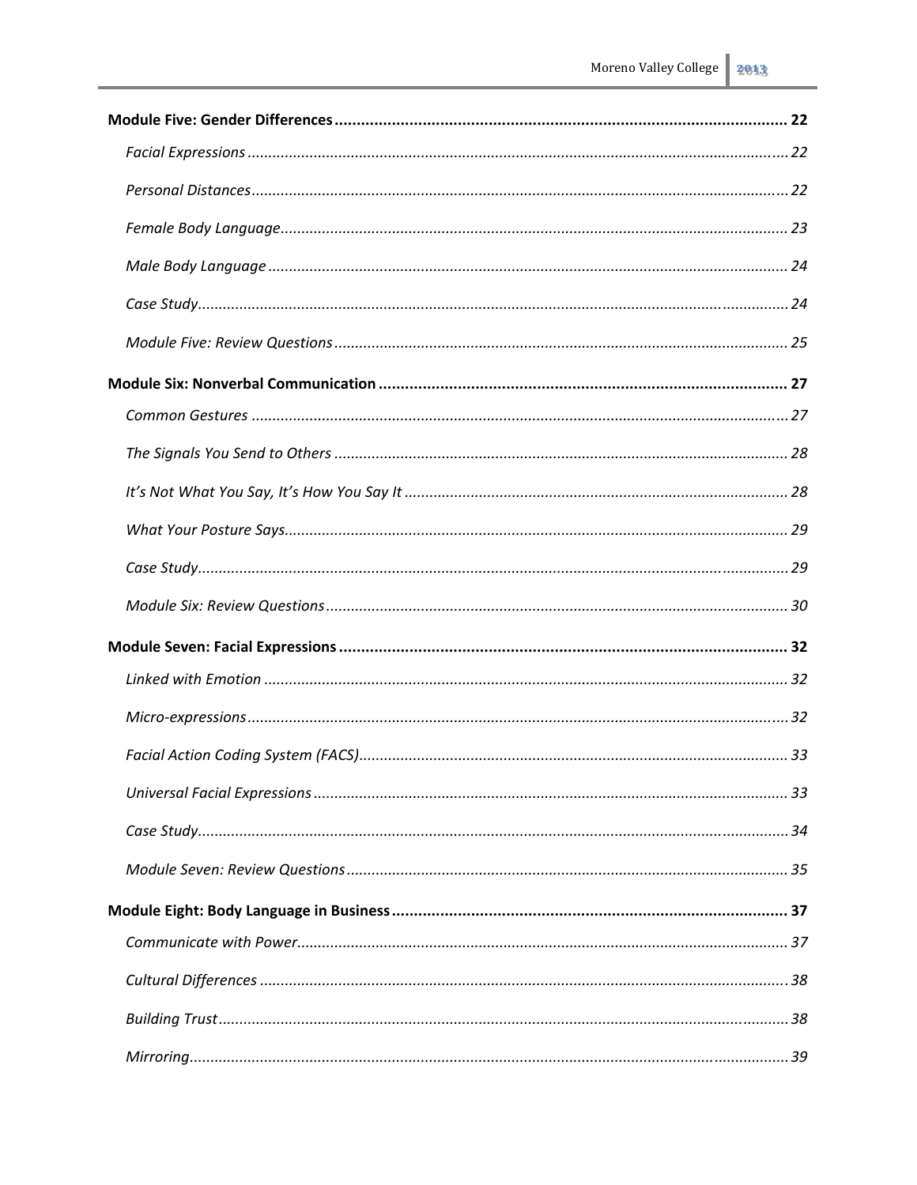**Module Five: Gender Differences** .......... **22**

*Facial Expressions* .......... *22*

*Personal Distances* .......... *22*

*Female Body Language* .......... *23*

*Male Body Language* .......... *24*

*Case Study* .......... *24*

*Module Five: Review Questions* .......... *25*

**Module Six: Nonverbal Communication** .......... **27**

*Common Gestures* .......... *27*

*The Signals You Send to Others* .......... *28*

*It's Not What You Say, It's How You Say It* .......... *28*

*What Your Posture Says* .......... *29*

*Case Study* .......... *29*

*Module Six: Review Questions* .......... *30*

**Module Seven: Facial Expressions** .......... **32**

*Linked with Emotion* .......... *32*

*Micro-expressions* .......... *32*

*Facial Action Coding System (FACS)* .......... *33*

*Universal Facial Expressions* .......... *33*

*Case Study* .......... *34*

*Module Seven: Review Questions* .......... *35*

**Module Eight: Body Language in Business** .......... **37**

*Communicate with Power* .......... *37*

*Cultural Differences* .......... *38*

*Building Trust* .......... *38*

*Mirroring* .......... *39*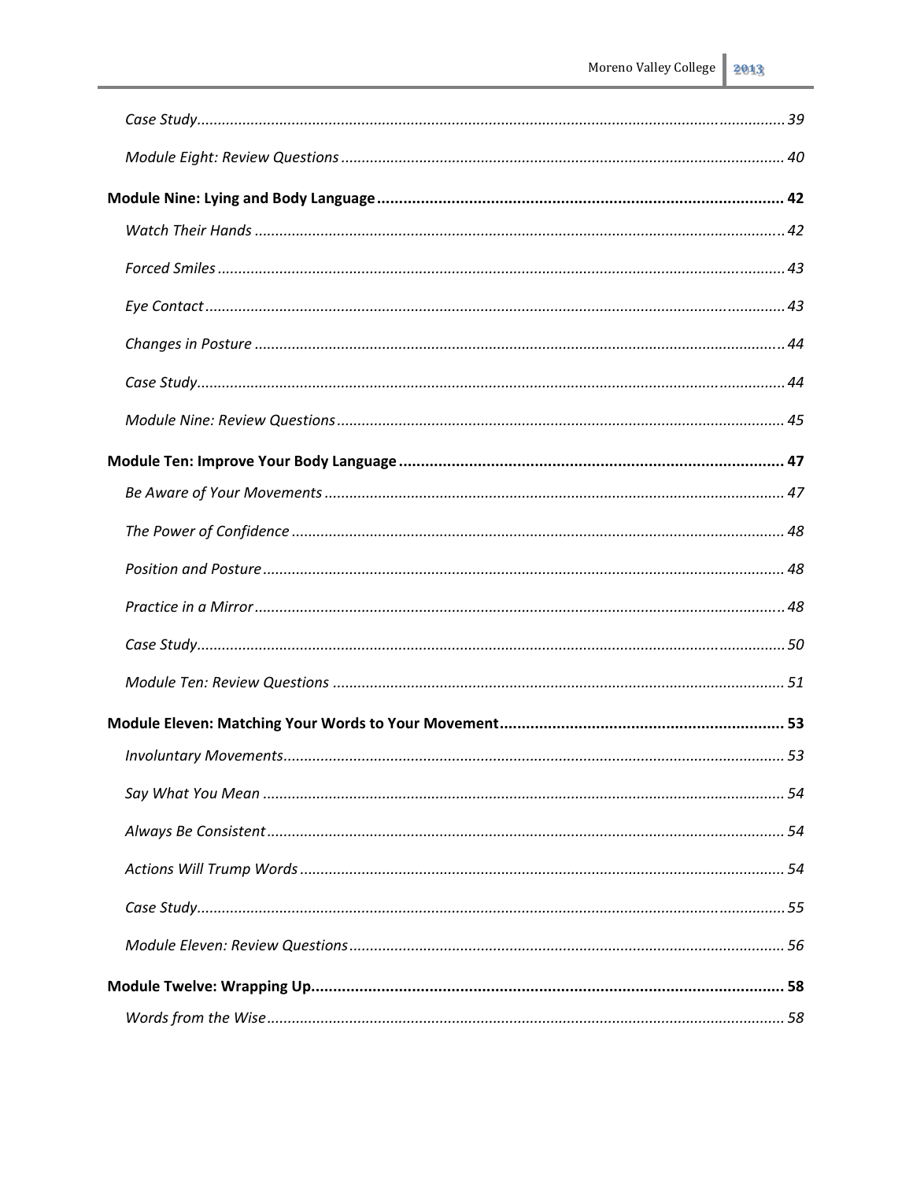*Case Study* ........................................................................................................................................ 39

*Module Eight: Review Questions* .......................................................................................................... 40

**Module Nine: Lying and Body Language** ............................................................................................ 42

*Watch Their Hands* ............................................................................................................................... 42

*Forced Smiles* ........................................................................................................................................ 43

*Eye Contact* ........................................................................................................................................... 43

*Changes in Posture* ............................................................................................................................... 44

*Case Study* ............................................................................................................................................ 44

*Module Nine: Review Questions* ........................................................................................................... 45

**Module Ten: Improve Your Body Language** ........................................................................................ 47

*Be Aware of Your Movements* .............................................................................................................. 47

*The Power of Confidence* ...................................................................................................................... 48

*Position and Posture* ............................................................................................................................. 48

*Practice in a Mirror* ............................................................................................................................... 48

*Case Study* ............................................................................................................................................ 50

*Module Ten: Review Questions* ............................................................................................................ 51

**Module Eleven: Matching Your Words to Your Movement** ................................................................. 53

*Involuntary Movements* ......................................................................................................................... 53

*Say What You Mean* ............................................................................................................................. 54

*Always Be Consistent* ............................................................................................................................ 54

*Actions Will Trump Words* .................................................................................................................... 54

*Case Study* ............................................................................................................................................ 55

*Module Eleven: Review Questions* ........................................................................................................ 56

**Module Twelve: Wrapping Up** ............................................................................................................ 58

*Words from the Wise* ............................................................................................................................ 58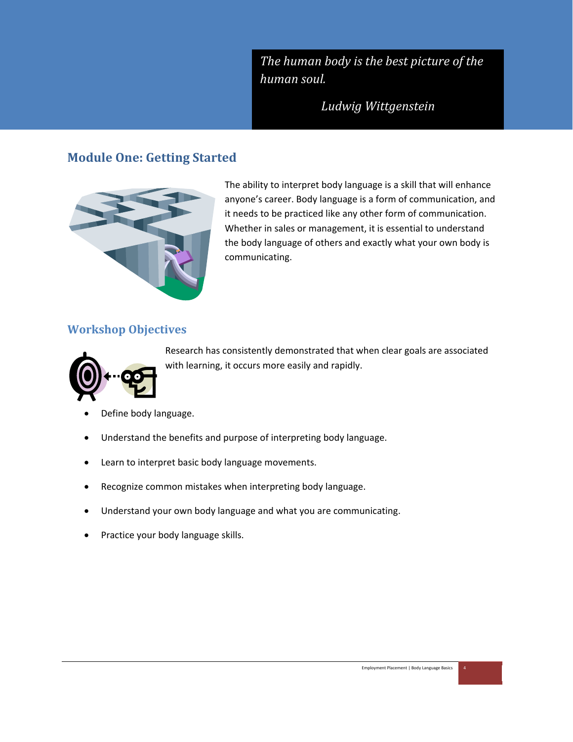*The human body is the best picture of the human soul.*

*Ludwig Wittgenstein*

## Module One: Getting Started

The ability to interpret body language is a skill that will enhance anyone's career. Body language is a form of communication, and it needs to be practiced like any other form of communication. Whether in sales or management, it is essential to understand the body language of others and exactly what your own body is communicating.

### Workshop Objectives

Research has consistently demonstrated that when clear goals are associated with learning, it occurs more easily and rapidly.

- Define body language.
- Understand the benefits and purpose of interpreting body language.
- Learn to interpret basic body language movements.
- Recognize common mistakes when interpreting body language.
- Understand your own body language and what you are communicating.
- Practice your body language skills.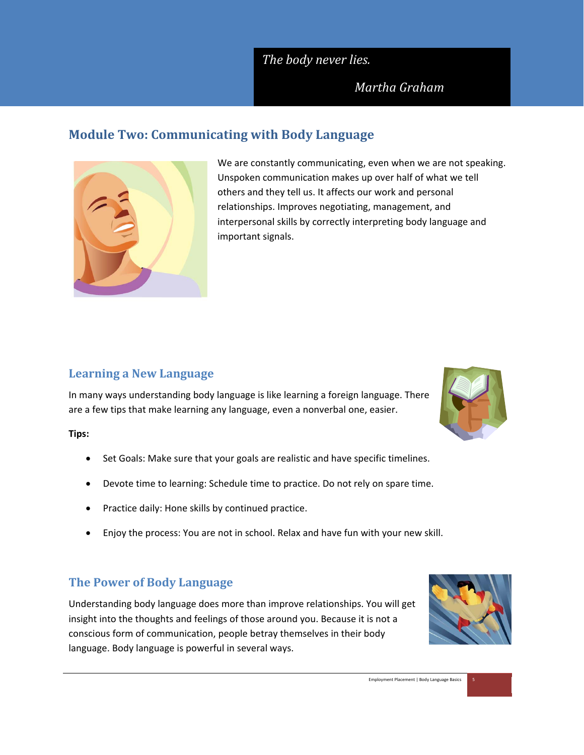*The body never lies.*

*Martha Graham*

## Module Two: Communicating with Body Language

We are constantly communicating, even when we are not speaking. Unspoken communication makes up over half of what we tell others and they tell us. It affects our work and personal relationships. Improves negotiating, management, and interpersonal skills by correctly interpreting body language and important signals.

### Learning a New Language

In many ways understanding body language is like learning a foreign language. There are a few tips that make learning any language, even a nonverbal one, easier.

**Tips:**

- Set Goals: Make sure that your goals are realistic and have specific timelines.
- Devote time to learning: Schedule time to practice. Do not rely on spare time.
- Practice daily: Hone skills by continued practice.
- Enjoy the process: You are not in school. Relax and have fun with your new skill.

### The Power of Body Language

Understanding body language does more than improve relationships. You will get insight into the thoughts and feelings of those around you. Because it is not a conscious form of communication, people betray themselves in their body language. Body language is powerful in several ways.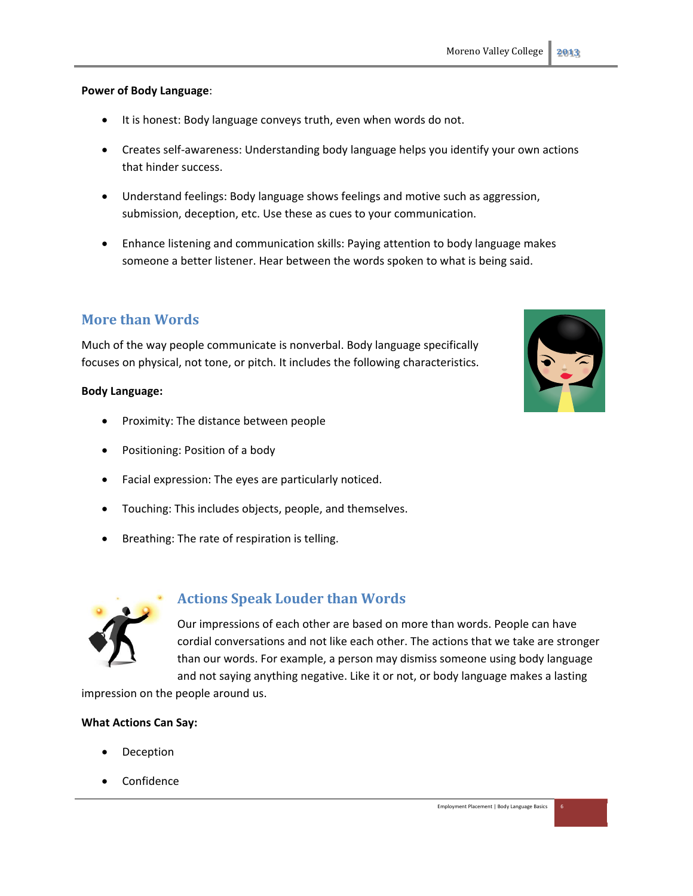**Power of Body Language**:

- It is honest: Body language conveys truth, even when words do not.
- Creates self-awareness: Understanding body language helps you identify your own actions that hinder success.
- Understand feelings: Body language shows feelings and motive such as aggression, submission, deception, etc. Use these as cues to your communication.
- Enhance listening and communication skills: Paying attention to body language makes someone a better listener. Hear between the words spoken to what is being said.

## More than Words

Much of the way people communicate is nonverbal. Body language specifically focuses on physical, not tone, or pitch. It includes the following characteristics.

**Body Language:**

- Proximity: The distance between people
- Positioning: Position of a body
- Facial expression: The eyes are particularly noticed.
- Touching: This includes objects, people, and themselves.
- Breathing: The rate of respiration is telling.

## Actions Speak Louder than Words

Our impressions of each other are based on more than words. People can have cordial conversations and not like each other. The actions that we take are stronger than our words. For example, a person may dismiss someone using body language and not saying anything negative. Like it or not, or body language makes a lasting impression on the people around us.

**What Actions Can Say:**

- Deception
- Confidence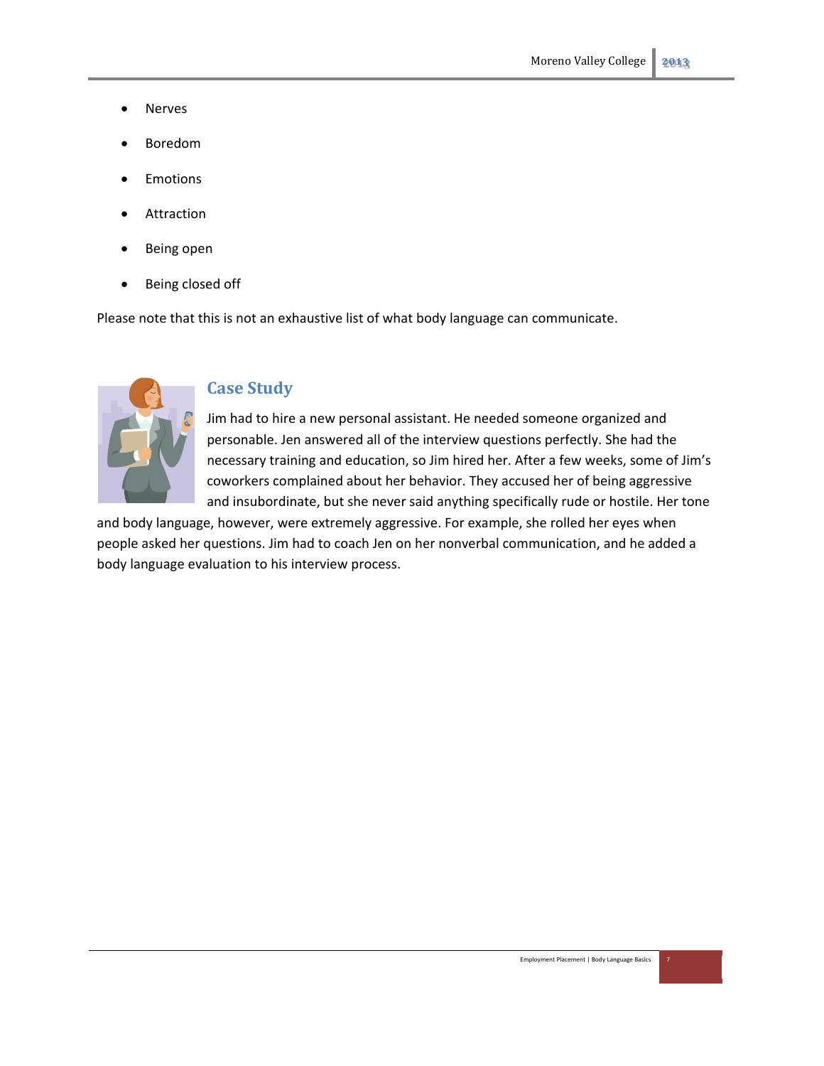- Nerves
- Boredom
- Emotions
- Attraction
- Being open
- Being closed off

Please note that this is not an exhaustive list of what body language can communicate.

## Case Study

Jim had to hire a new personal assistant. He needed someone organized and personable. Jen answered all of the interview questions perfectly. She had the necessary training and education, so Jim hired her. After a few weeks, some of Jim's coworkers complained about her behavior. They accused her of being aggressive and insubordinate, but she never said anything specifically rude or hostile. Her tone and body language, however, were extremely aggressive. For example, she rolled her eyes when people asked her questions. Jim had to coach Jen on her nonverbal communication, and he added a body language evaluation to his interview process.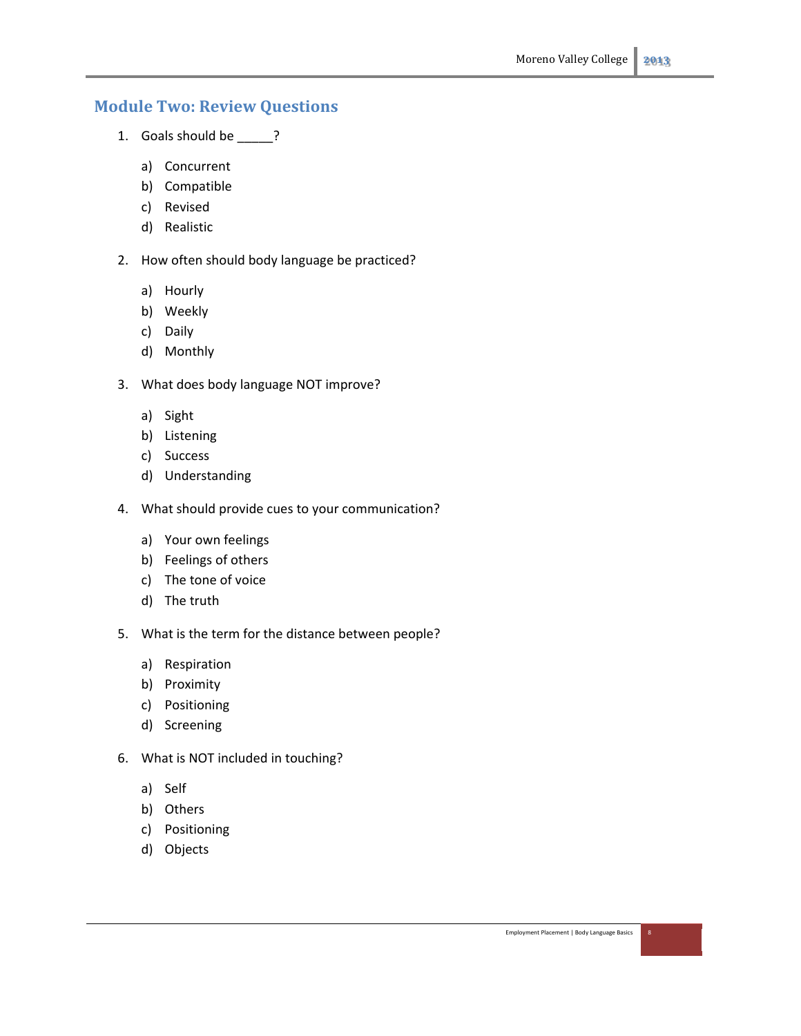## Module Two: Review Questions

1. Goals should be _____?

    a) Concurrent
    b) Compatible
    c) Revised
    d) Realistic

2. How often should body language be practiced?

    a) Hourly
    b) Weekly
    c) Daily
    d) Monthly

3. What does body language NOT improve?

    a) Sight
    b) Listening
    c) Success
    d) Understanding

4. What should provide cues to your communication?

    a) Your own feelings
    b) Feelings of others
    c) The tone of voice
    d) The truth

5. What is the term for the distance between people?

    a) Respiration
    b) Proximity
    c) Positioning
    d) Screening

6. What is NOT included in touching?

    a) Self
    b) Others
    c) Positioning
    d) Objects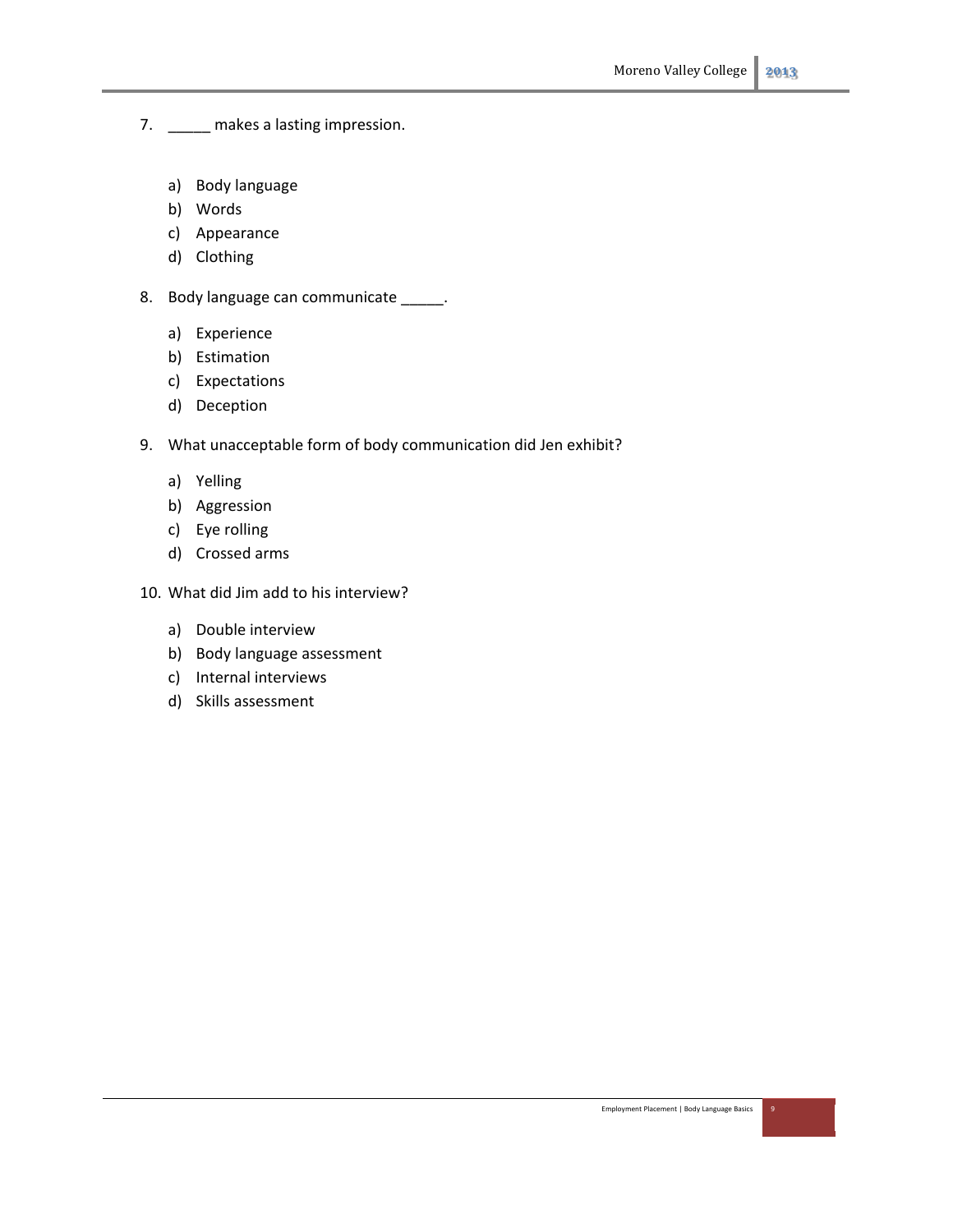7. _____ makes a lasting impression.

   a) Body language
   b) Words
   c) Appearance
   d) Clothing

8. Body language can communicate _____.

   a) Experience
   b) Estimation
   c) Expectations
   d) Deception

9. What unacceptable form of body communication did Jen exhibit?

   a) Yelling
   b) Aggression
   c) Eye rolling
   d) Crossed arms

10. What did Jim add to his interview?

    a) Double interview
    b) Body language assessment
    c) Internal interviews
    d) Skills assessment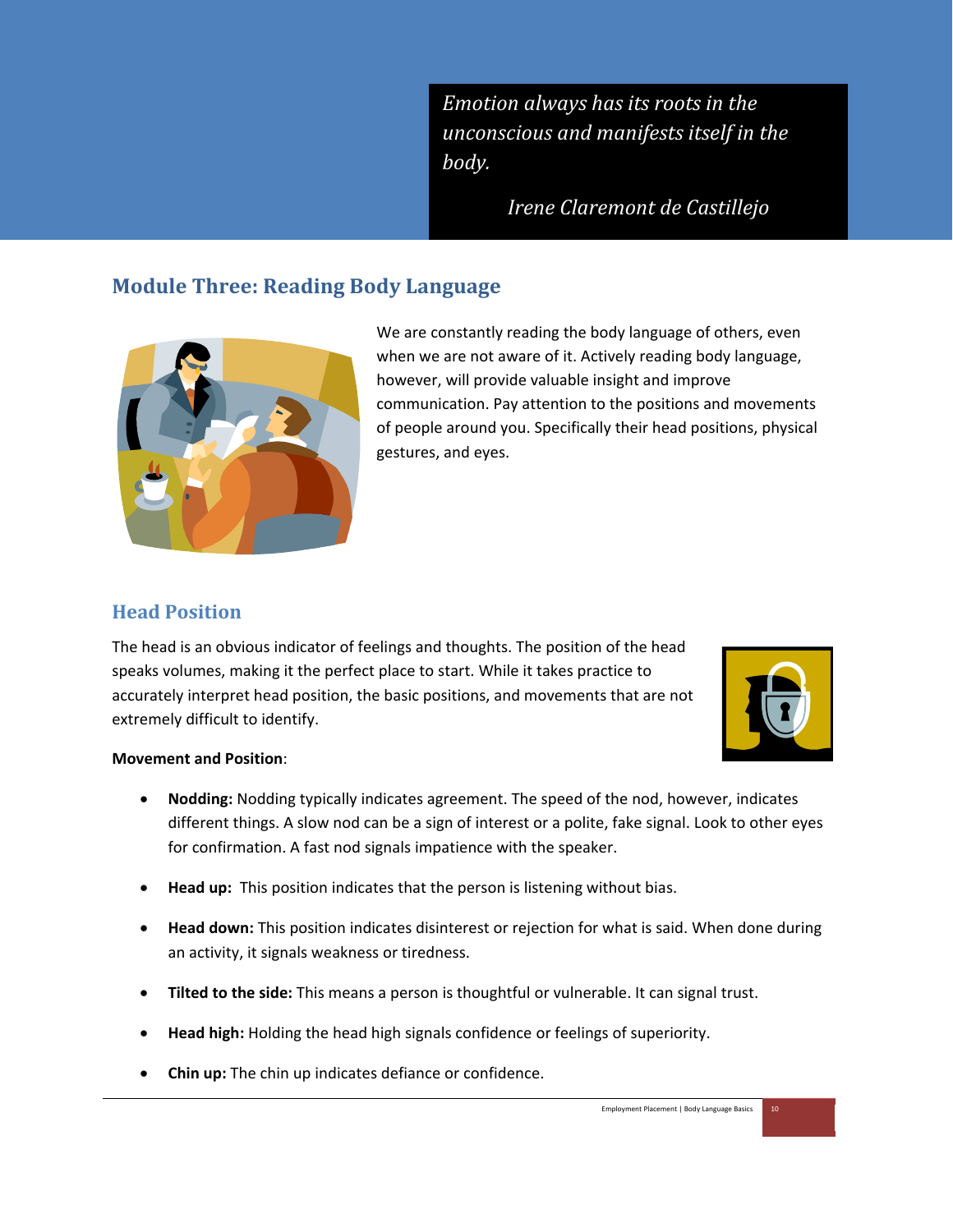*Emotion always has its roots in the unconscious and manifests itself in the body.*

*Irene Claremont de Castillejo*

## Module Three: Reading Body Language

We are constantly reading the body language of others, even when we are not aware of it. Actively reading body language, however, will provide valuable insight and improve communication. Pay attention to the positions and movements of people around you. Specifically their head positions, physical gestures, and eyes.

### Head Position

The head is an obvious indicator of feelings and thoughts. The position of the head speaks volumes, making it the perfect place to start. While it takes practice to accurately interpret head position, the basic positions, and movements that are not extremely difficult to identify.

**Movement and Position**:

- **Nodding:** Nodding typically indicates agreement. The speed of the nod, however, indicates different things. A slow nod can be a sign of interest or a polite, fake signal. Look to other eyes for confirmation. A fast nod signals impatience with the speaker.
- **Head up:** This position indicates that the person is listening without bias.
- **Head down:** This position indicates disinterest or rejection for what is said. When done during an activity, it signals weakness or tiredness.
- **Tilted to the side:** This means a person is thoughtful or vulnerable. It can signal trust.
- **Head high:** Holding the head high signals confidence or feelings of superiority.
- **Chin up:** The chin up indicates defiance or confidence.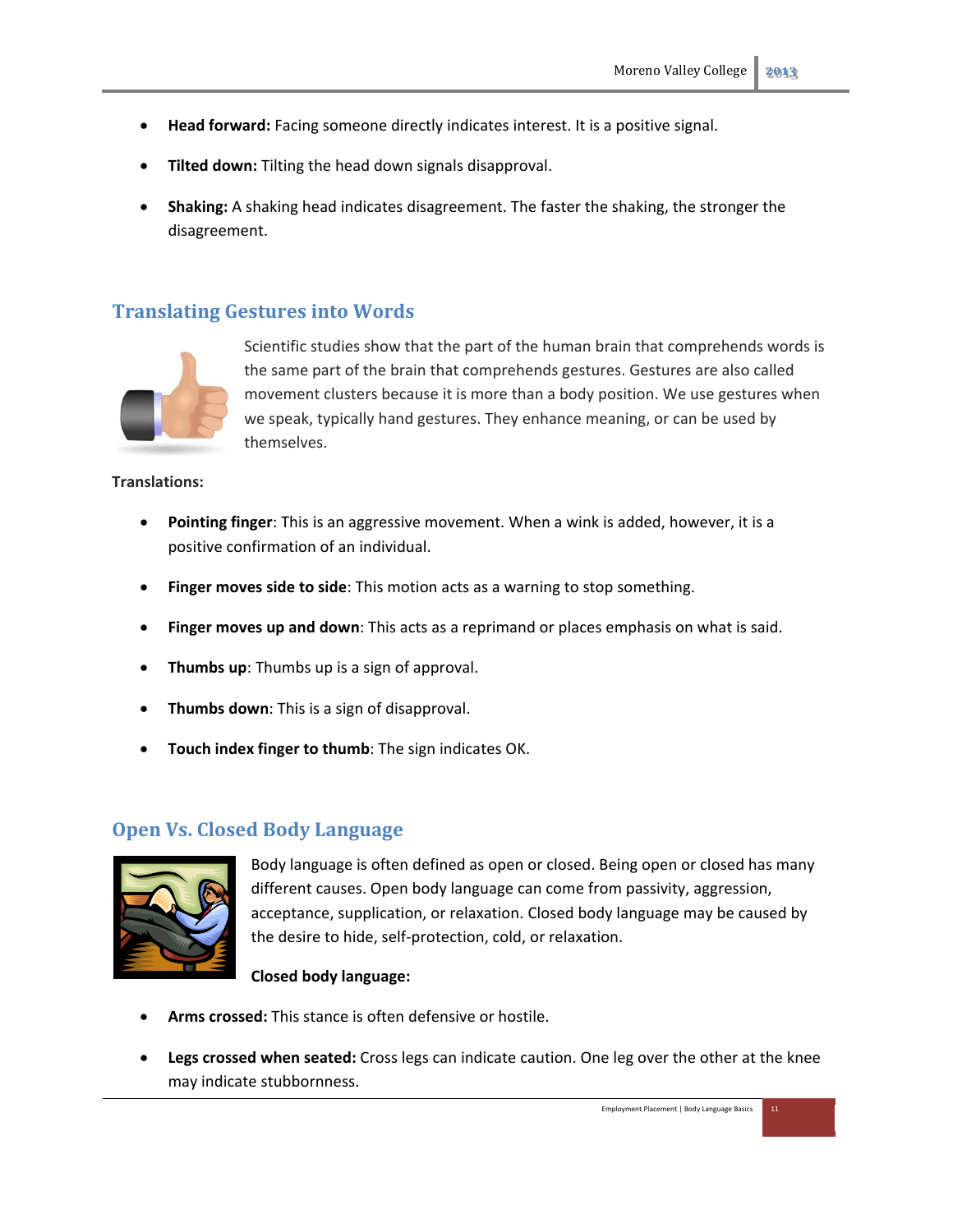- **Head forward:** Facing someone directly indicates interest. It is a positive signal.
- **Tilted down:** Tilting the head down signals disapproval.
- **Shaking:** A shaking head indicates disagreement. The faster the shaking, the stronger the disagreement.

## Translating Gestures into Words

Scientific studies show that the part of the human brain that comprehends words is the same part of the brain that comprehends gestures. Gestures are also called movement clusters because it is more than a body position. We use gestures when we speak, typically hand gestures. They enhance meaning, or can be used by themselves.

**Translations:**

- **Pointing finger**: This is an aggressive movement. When a wink is added, however, it is a positive confirmation of an individual.
- **Finger moves side to side**: This motion acts as a warning to stop something.
- **Finger moves up and down**: This acts as a reprimand or places emphasis on what is said.
- **Thumbs up**: Thumbs up is a sign of approval.
- **Thumbs down**: This is a sign of disapproval.
- **Touch index finger to thumb**: The sign indicates OK.

## Open Vs. Closed Body Language

Body language is often defined as open or closed. Being open or closed has many different causes. Open body language can come from passivity, aggression, acceptance, supplication, or relaxation. Closed body language may be caused by the desire to hide, self-protection, cold, or relaxation.

**Closed body language:**

- **Arms crossed:** This stance is often defensive or hostile.
- **Legs crossed when seated:** Cross legs can indicate caution. One leg over the other at the knee may indicate stubbornness.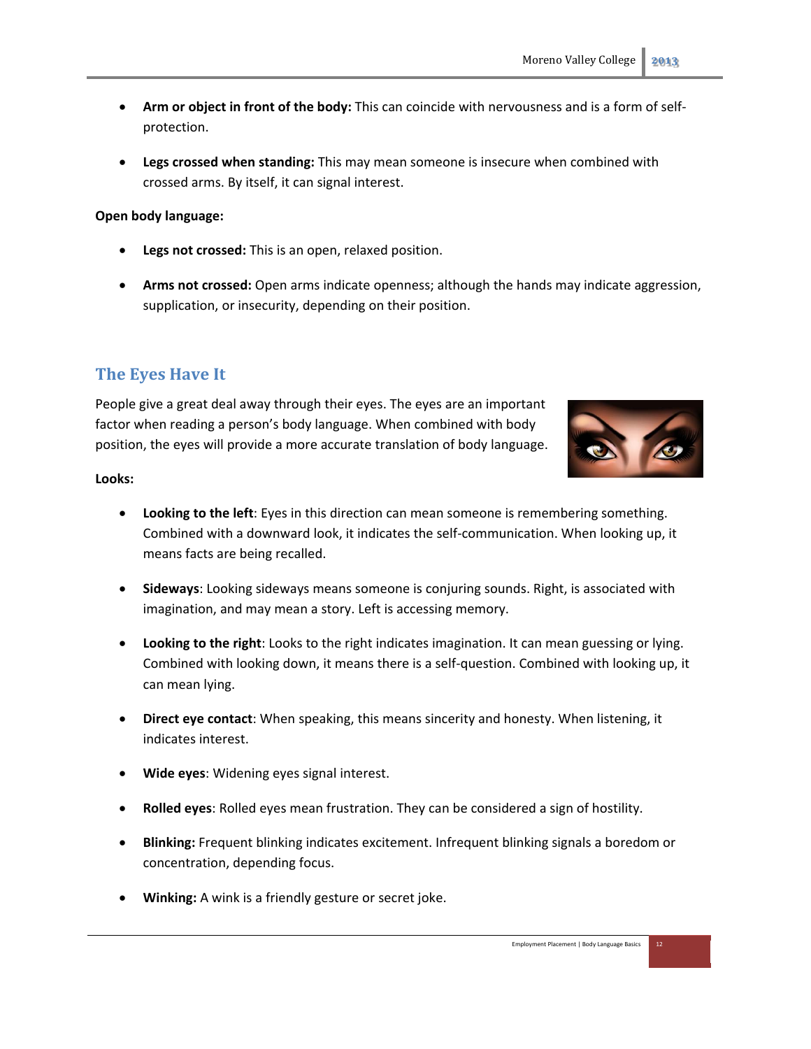- **Arm or object in front of the body:** This can coincide with nervousness and is a form of self-protection.

- **Legs crossed when standing:** This may mean someone is insecure when combined with crossed arms. By itself, it can signal interest.

**Open body language:**

- **Legs not crossed:** This is an open, relaxed position.

- **Arms not crossed:** Open arms indicate openness; although the hands may indicate aggression, supplication, or insecurity, depending on their position.

## The Eyes Have It

People give a great deal away through their eyes. The eyes are an important factor when reading a person's body language. When combined with body position, the eyes will provide a more accurate translation of body language.

**Looks:**

- **Looking to the left**: Eyes in this direction can mean someone is remembering something. Combined with a downward look, it indicates the self-communication. When looking up, it means facts are being recalled.

- **Sideways**: Looking sideways means someone is conjuring sounds. Right, is associated with imagination, and may mean a story. Left is accessing memory.

- **Looking to the right**: Looks to the right indicates imagination. It can mean guessing or lying. Combined with looking down, it means there is a self-question. Combined with looking up, it can mean lying.

- **Direct eye contact**: When speaking, this means sincerity and honesty. When listening, it indicates interest.

- **Wide eyes**: Widening eyes signal interest.

- **Rolled eyes**: Rolled eyes mean frustration. They can be considered a sign of hostility.

- **Blinking:** Frequent blinking indicates excitement. Infrequent blinking signals a boredom or concentration, depending focus.

- **Winking:** A wink is a friendly gesture or secret joke.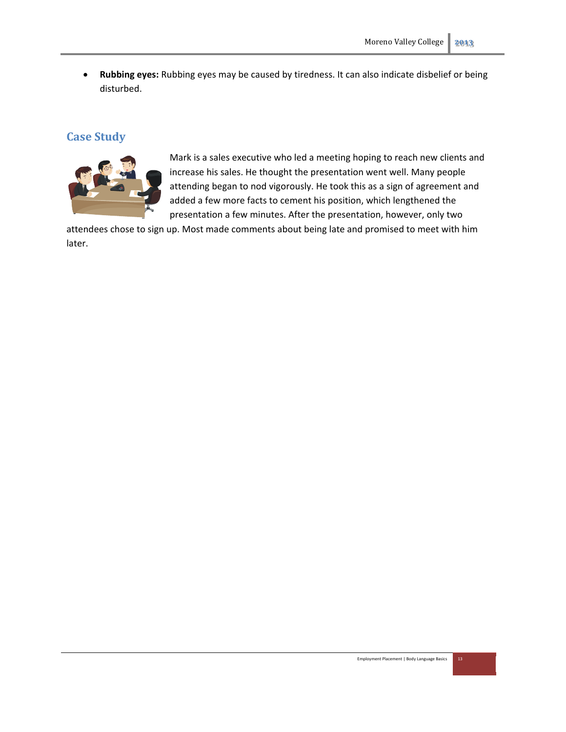- **Rubbing eyes:** Rubbing eyes may be caused by tiredness. It can also indicate disbelief or being disturbed.

## Case Study

Mark is a sales executive who led a meeting hoping to reach new clients and increase his sales. He thought the presentation went well. Many people attending began to nod vigorously. He took this as a sign of agreement and added a few more facts to cement his position, which lengthened the presentation a few minutes. After the presentation, however, only two attendees chose to sign up. Most made comments about being late and promised to meet with him later.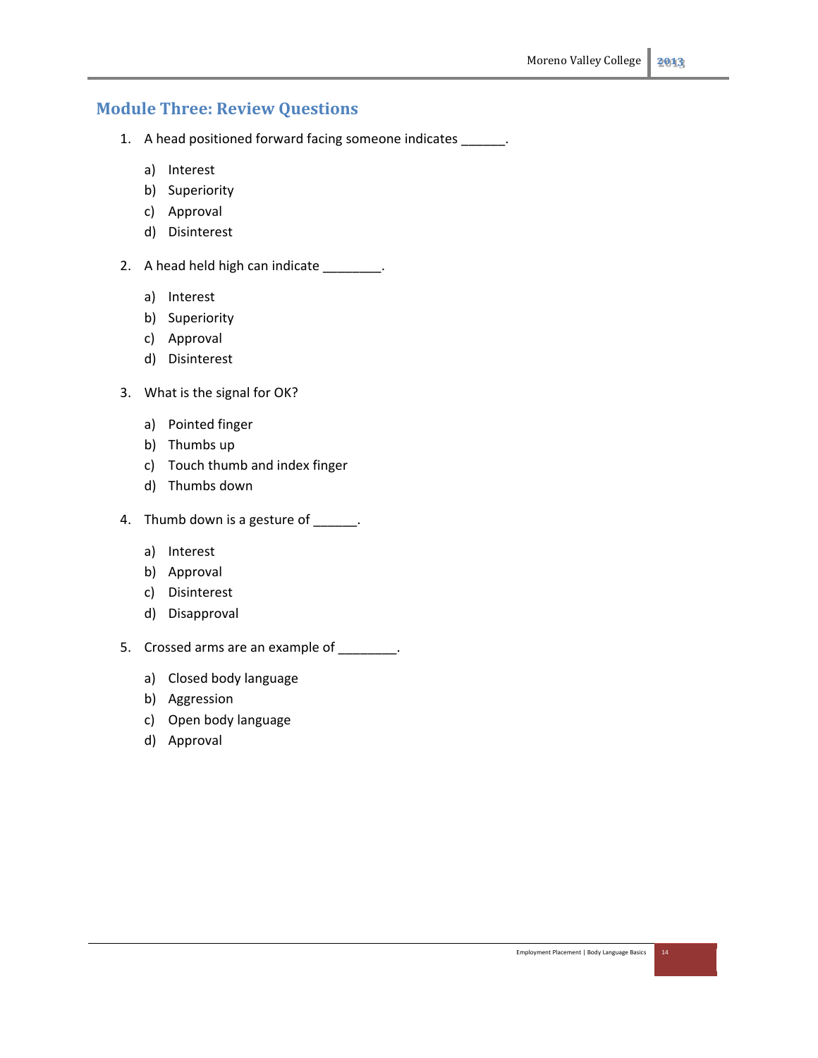## Module Three: Review Questions

1. A head positioned forward facing someone indicates ______.

   a) Interest
   b) Superiority
   c) Approval
   d) Disinterest

2. A head held high can indicate ________.

   a) Interest
   b) Superiority
   c) Approval
   d) Disinterest

3. What is the signal for OK?

   a) Pointed finger
   b) Thumbs up
   c) Touch thumb and index finger
   d) Thumbs down

4. Thumb down is a gesture of ______.

   a) Interest
   b) Approval
   c) Disinterest
   d) Disapproval

5. Crossed arms are an example of ________.

   a) Closed body language
   b) Aggression
   c) Open body language
   d) Approval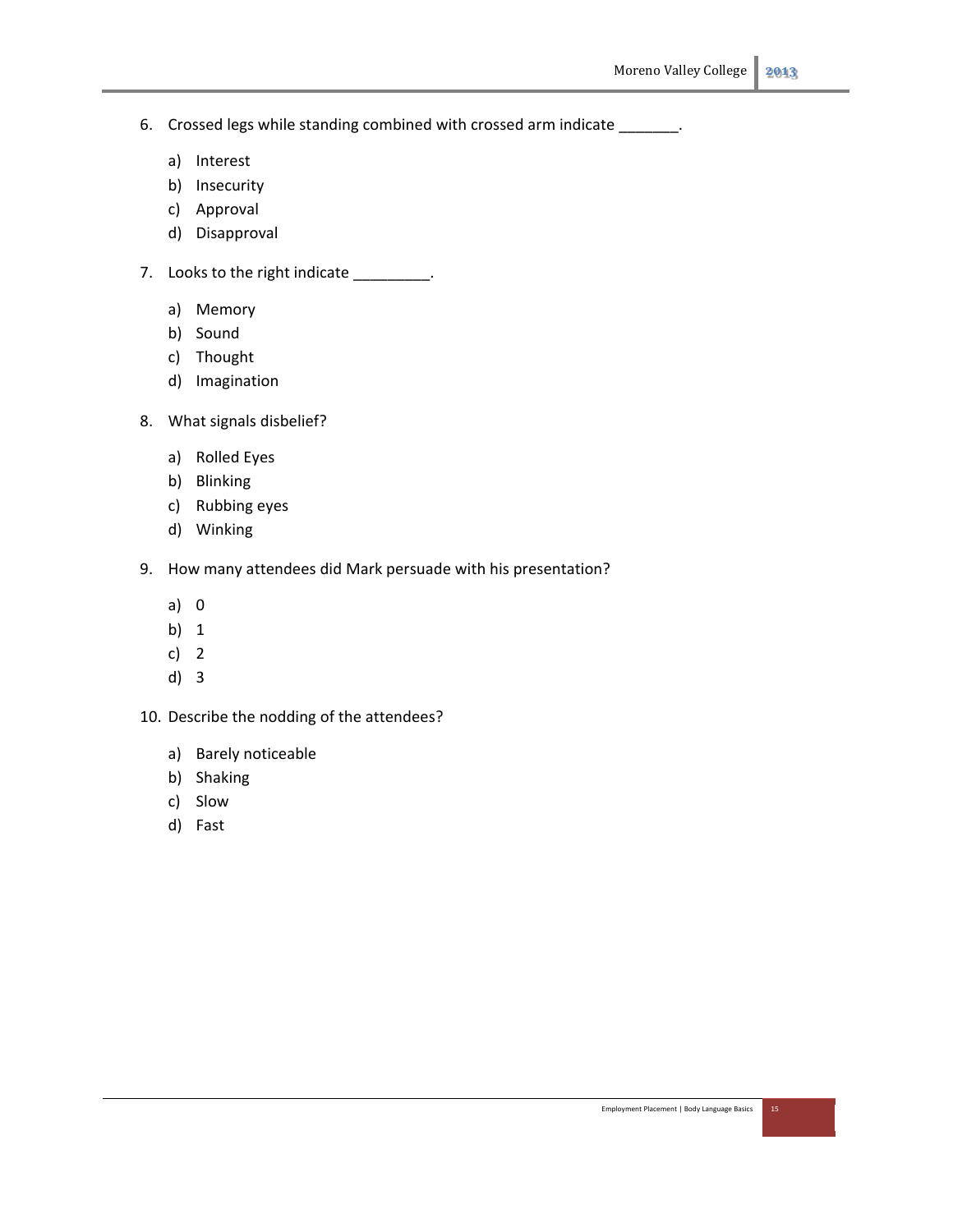6. Crossed legs while standing combined with crossed arm indicate _______.

   a) Interest
   b) Insecurity
   c) Approval
   d) Disapproval

7. Looks to the right indicate _________.

   a) Memory
   b) Sound
   c) Thought
   d) Imagination

8. What signals disbelief?

   a) Rolled Eyes
   b) Blinking
   c) Rubbing eyes
   d) Winking

9. How many attendees did Mark persuade with his presentation?

   a) 0
   b) 1
   c) 2
   d) 3

10. Describe the nodding of the attendees?

    a) Barely noticeable
    b) Shaking
    c) Slow
    d) Fast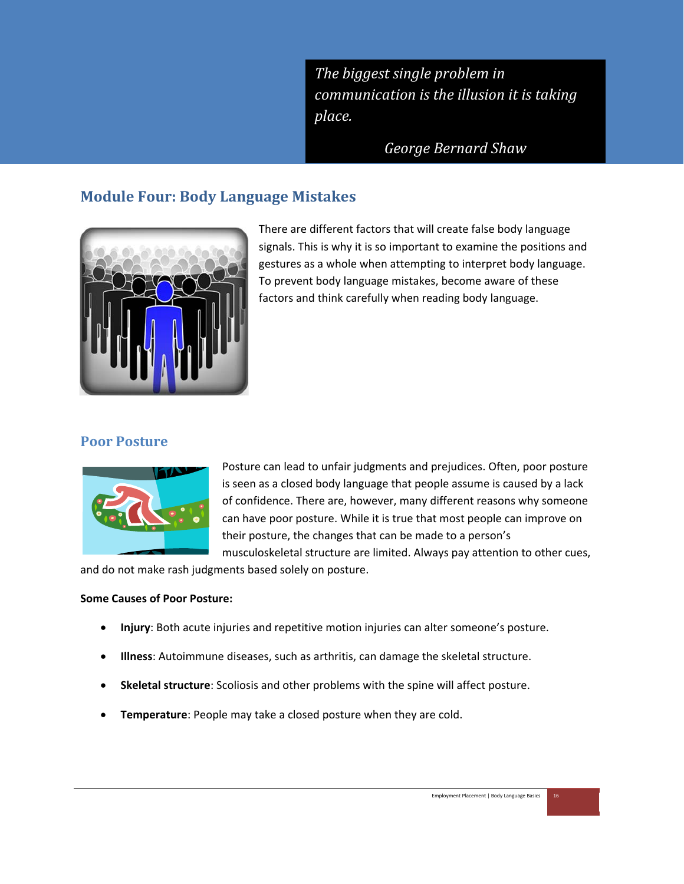> *The biggest single problem in communication is the illusion it is taking place.*
>
> *George Bernard Shaw*

## Module Four: Body Language Mistakes

There are different factors that will create false body language signals. This is why it is so important to examine the positions and gestures as a whole when attempting to interpret body language. To prevent body language mistakes, become aware of these factors and think carefully when reading body language.

### Poor Posture

Posture can lead to unfair judgments and prejudices. Often, poor posture is seen as a closed body language that people assume is caused by a lack of confidence. There are, however, many different reasons why someone can have poor posture. While it is true that most people can improve on their posture, the changes that can be made to a person's musculoskeletal structure are limited. Always pay attention to other cues, and do not make rash judgments based solely on posture.

**Some Causes of Poor Posture:**

- **Injury**: Both acute injuries and repetitive motion injuries can alter someone's posture.
- **Illness**: Autoimmune diseases, such as arthritis, can damage the skeletal structure.
- **Skeletal structure**: Scoliosis and other problems with the spine will affect posture.
- **Temperature**: People may take a closed posture when they are cold.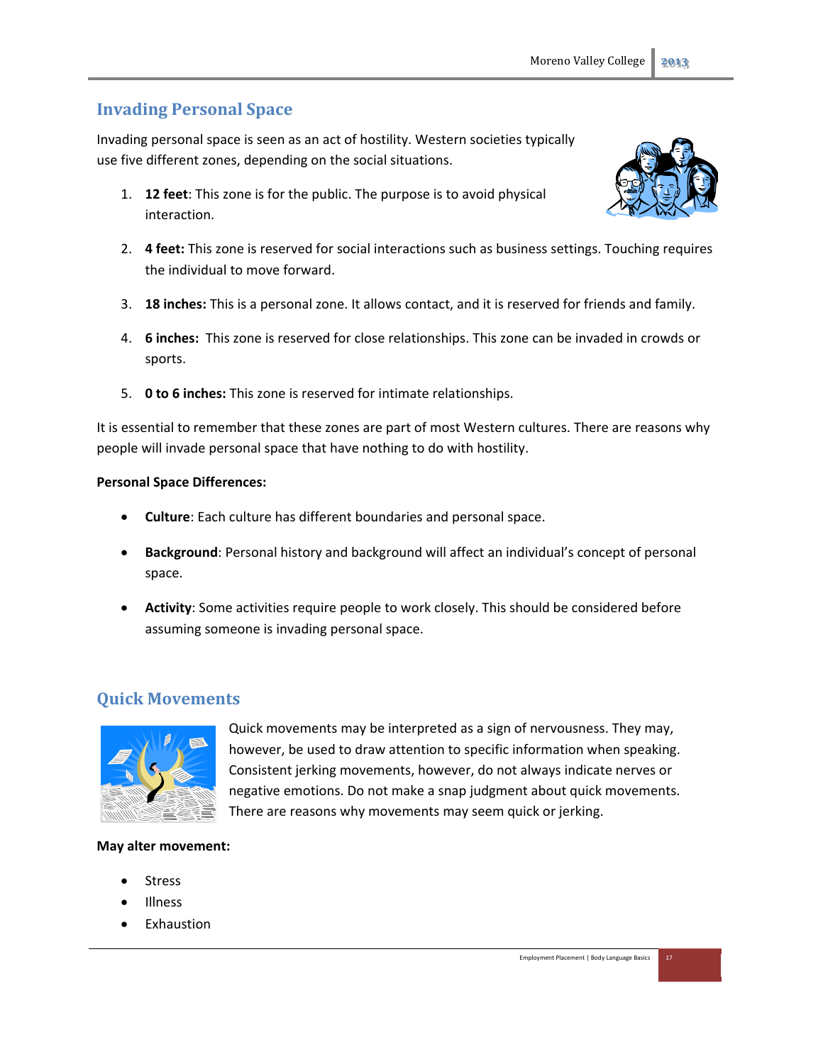## Invading Personal Space

Invading personal space is seen as an act of hostility. Western societies typically use five different zones, depending on the social situations.

1. **12 feet**: This zone is for the public. The purpose is to avoid physical interaction.
2. **4 feet:** This zone is reserved for social interactions such as business settings. Touching requires the individual to move forward.
3. **18 inches:** This is a personal zone. It allows contact, and it is reserved for friends and family.
4. **6 inches:** This zone is reserved for close relationships. This zone can be invaded in crowds or sports.
5. **0 to 6 inches:** This zone is reserved for intimate relationships.

It is essential to remember that these zones are part of most Western cultures. There are reasons why people will invade personal space that have nothing to do with hostility.

**Personal Space Differences:**

- **Culture**: Each culture has different boundaries and personal space.
- **Background**: Personal history and background will affect an individual's concept of personal space.
- **Activity**: Some activities require people to work closely. This should be considered before assuming someone is invading personal space.

## Quick Movements

Quick movements may be interpreted as a sign of nervousness. They may, however, be used to draw attention to specific information when speaking. Consistent jerking movements, however, do not always indicate nerves or negative emotions. Do not make a snap judgment about quick movements. There are reasons why movements may seem quick or jerking.

**May alter movement:**

- Stress
- Illness
- Exhaustion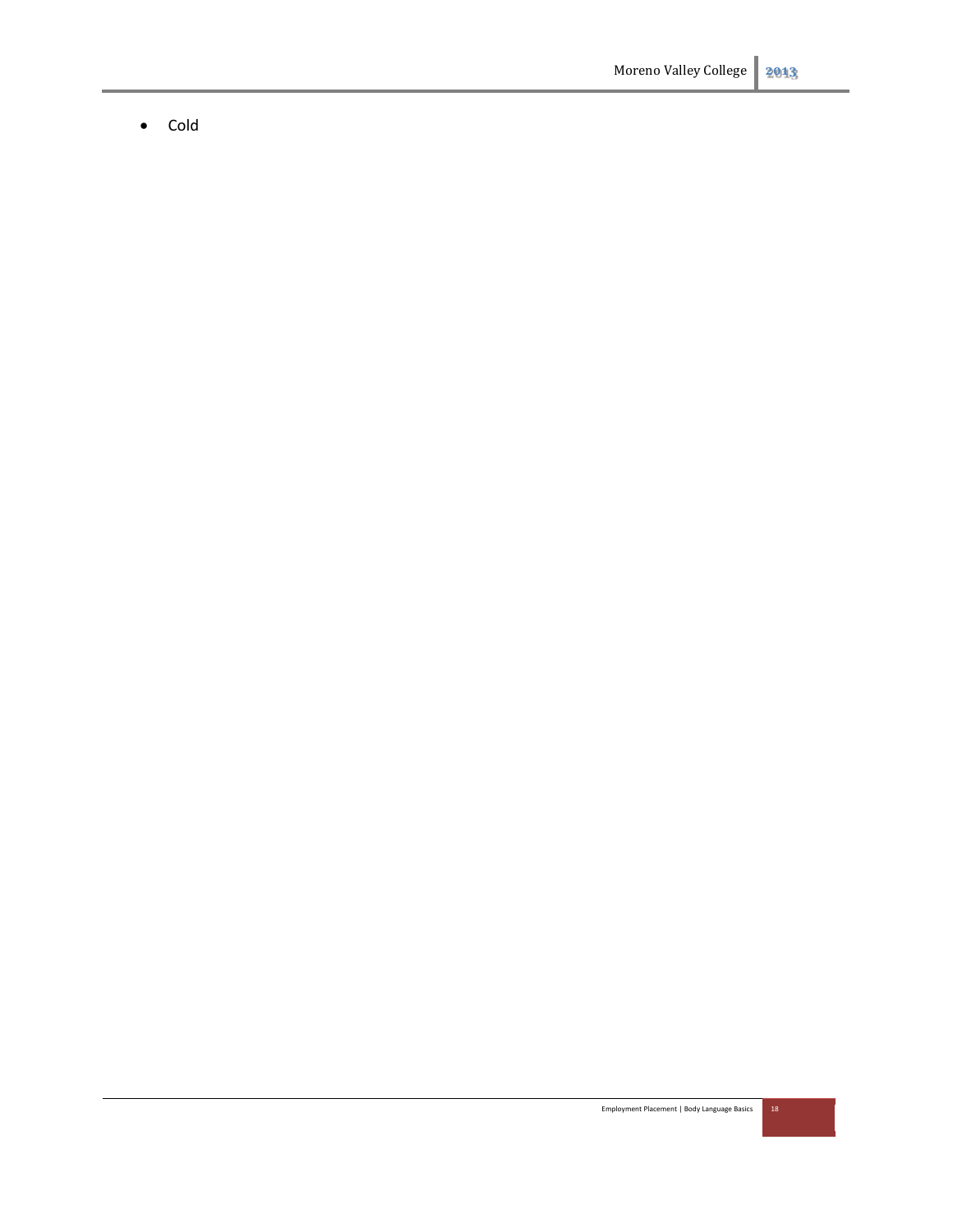- Cold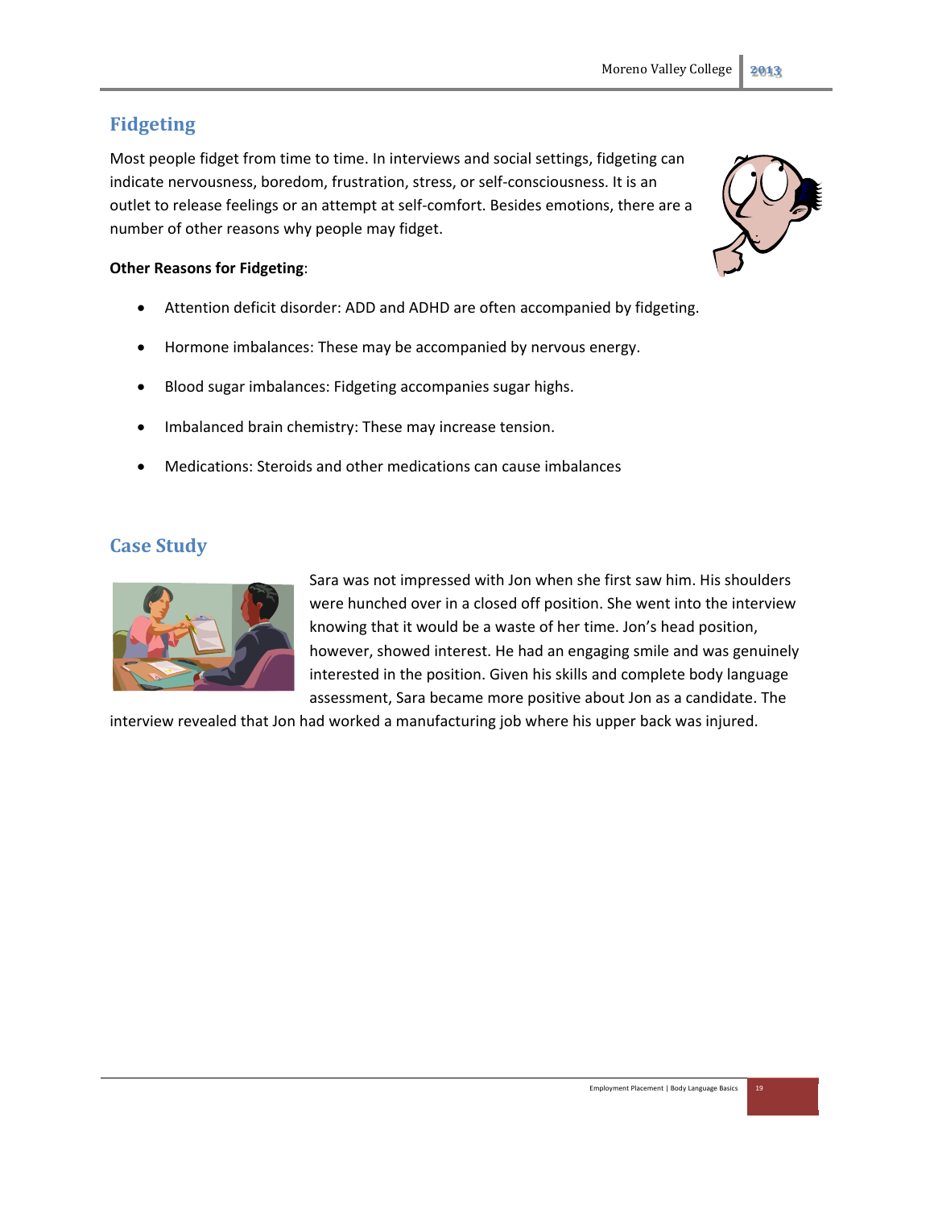## Fidgeting

Most people fidget from time to time. In interviews and social settings, fidgeting can indicate nervousness, boredom, frustration, stress, or self-consciousness. It is an outlet to release feelings or an attempt at self-comfort. Besides emotions, there are a number of other reasons why people may fidget.

**Other Reasons for Fidgeting**:

- Attention deficit disorder: ADD and ADHD are often accompanied by fidgeting.
- Hormone imbalances: These may be accompanied by nervous energy.
- Blood sugar imbalances: Fidgeting accompanies sugar highs.
- Imbalanced brain chemistry: These may increase tension.
- Medications: Steroids and other medications can cause imbalances

## Case Study

Sara was not impressed with Jon when she first saw him. His shoulders were hunched over in a closed off position. She went into the interview knowing that it would be a waste of her time. Jon's head position, however, showed interest. He had an engaging smile and was genuinely interested in the position. Given his skills and complete body language assessment, Sara became more positive about Jon as a candidate. The interview revealed that Jon had worked a manufacturing job where his upper back was injured.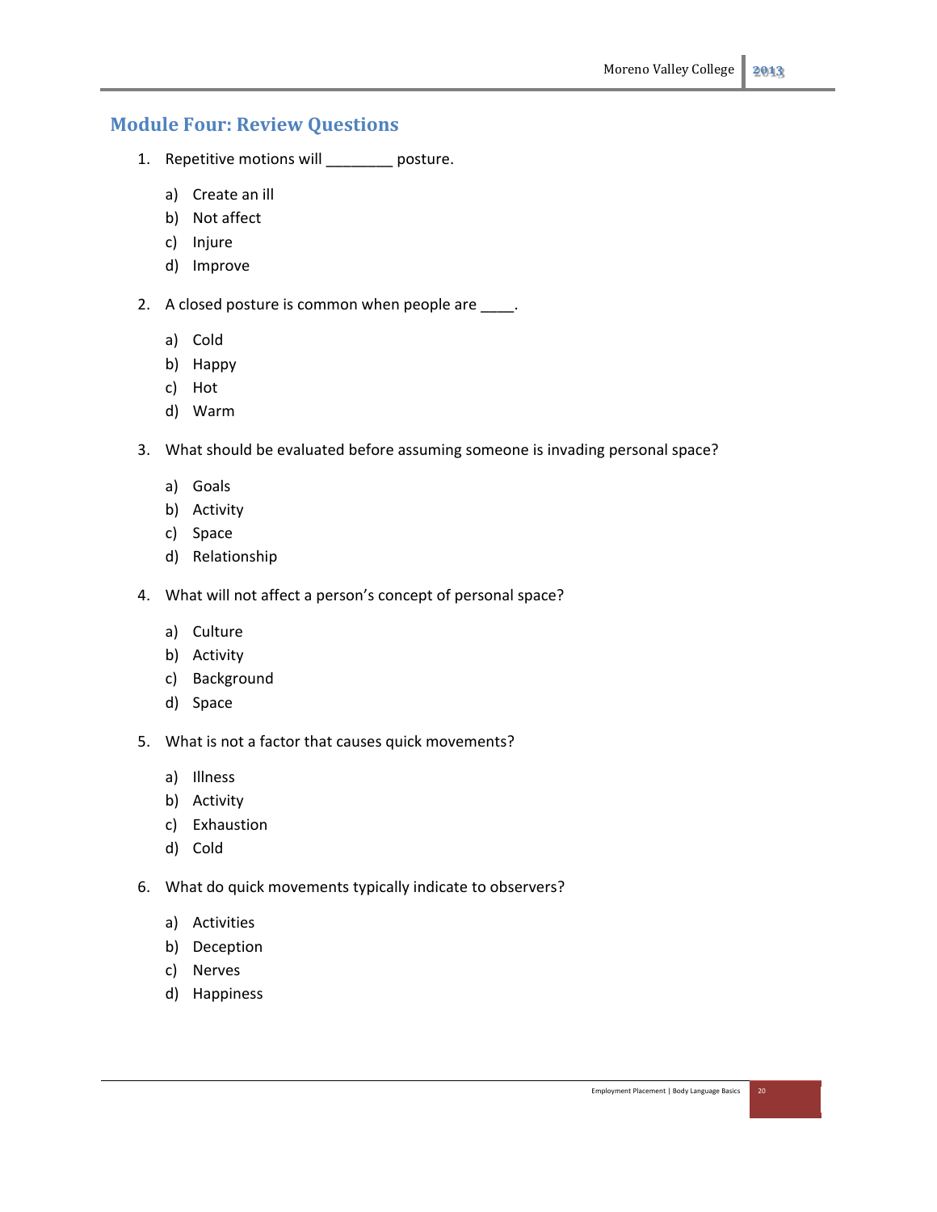## Module Four: Review Questions

1. Repetitive motions will ________ posture.

    a) Create an ill
    b) Not affect
    c) Injure
    d) Improve

2. A closed posture is common when people are ____.

    a) Cold
    b) Happy
    c) Hot
    d) Warm

3. What should be evaluated before assuming someone is invading personal space?

    a) Goals
    b) Activity
    c) Space
    d) Relationship

4. What will not affect a person's concept of personal space?

    a) Culture
    b) Activity
    c) Background
    d) Space

5. What is not a factor that causes quick movements?

    a) Illness
    b) Activity
    c) Exhaustion
    d) Cold

6. What do quick movements typically indicate to observers?

    a) Activities
    b) Deception
    c) Nerves
    d) Happiness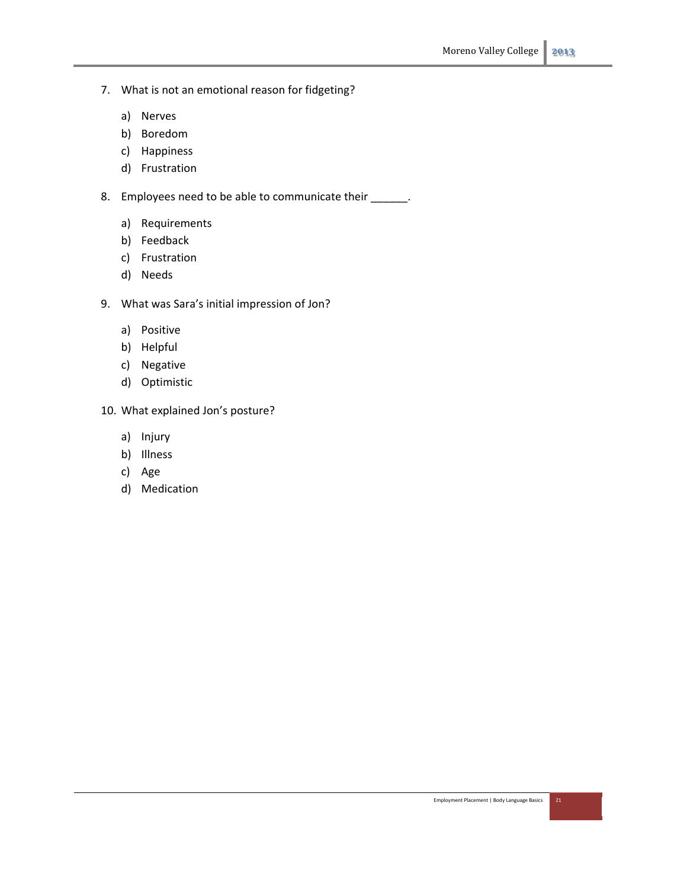7. What is not an emotional reason for fidgeting?

    a) Nerves
    b) Boredom
    c) Happiness
    d) Frustration

8. Employees need to be able to communicate their ______.

    a) Requirements
    b) Feedback
    c) Frustration
    d) Needs

9. What was Sara's initial impression of Jon?

    a) Positive
    b) Helpful
    c) Negative
    d) Optimistic

10. What explained Jon's posture?

    a) Injury
    b) Illness
    c) Age
    d) Medication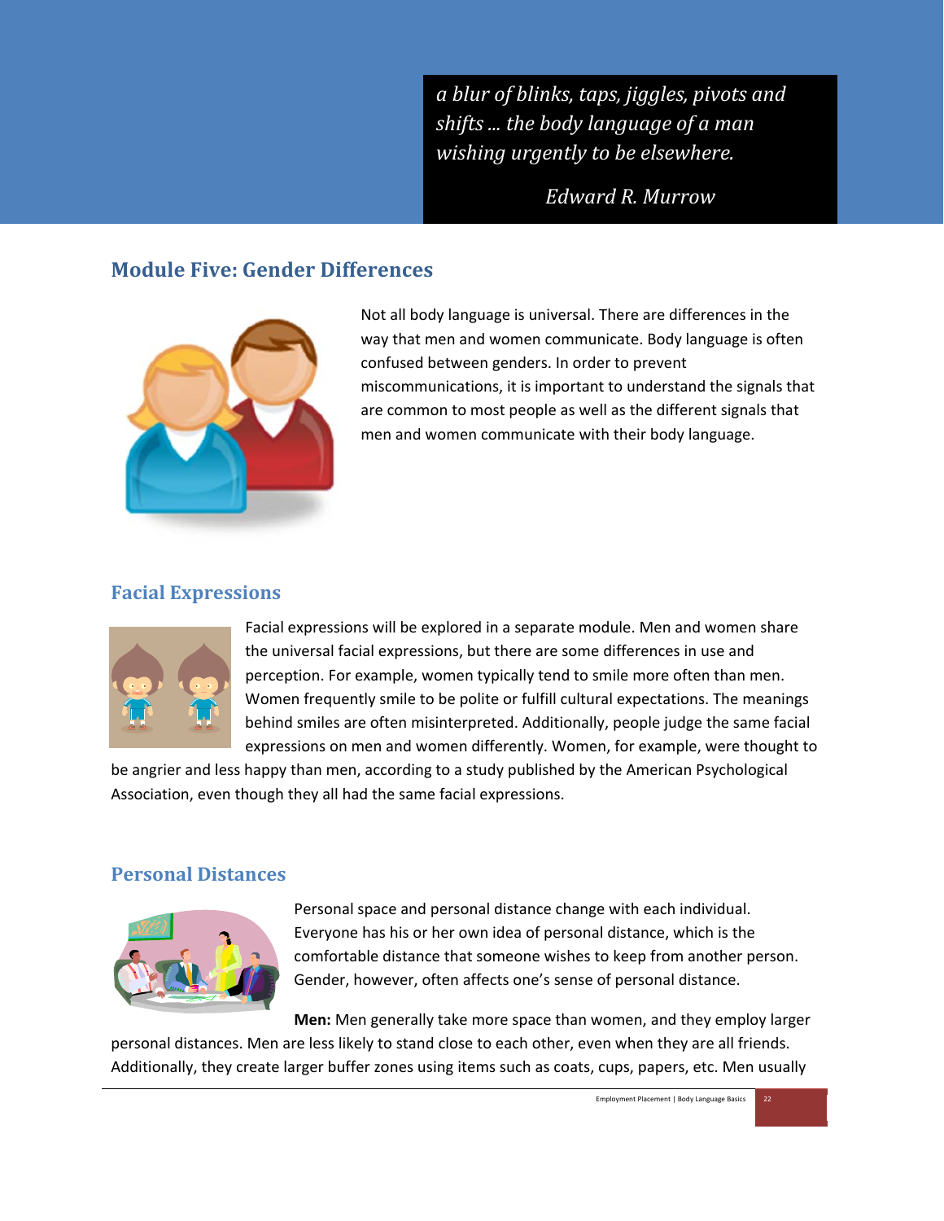*a blur of blinks, taps, jiggles, pivots and shifts ... the body language of a man wishing urgently to be elsewhere.*

*Edward R. Murrow*

## Module Five: Gender Differences

Not all body language is universal. There are differences in the way that men and women communicate. Body language is often confused between genders. In order to prevent miscommunications, it is important to understand the signals that are common to most people as well as the different signals that men and women communicate with their body language.

### Facial Expressions

Facial expressions will be explored in a separate module. Men and women share the universal facial expressions, but there are some differences in use and perception. For example, women typically tend to smile more often than men. Women frequently smile to be polite or fulfill cultural expectations. The meanings behind smiles are often misinterpreted. Additionally, people judge the same facial expressions on men and women differently. Women, for example, were thought to be angrier and less happy than men, according to a study published by the American Psychological Association, even though they all had the same facial expressions.

### Personal Distances

Personal space and personal distance change with each individual. Everyone has his or her own idea of personal distance, which is the comfortable distance that someone wishes to keep from another person. Gender, however, often affects one's sense of personal distance.

**Men:** Men generally take more space than women, and they employ larger personal distances. Men are less likely to stand close to each other, even when they are all friends. Additionally, they create larger buffer zones using items such as coats, cups, papers, etc. Men usually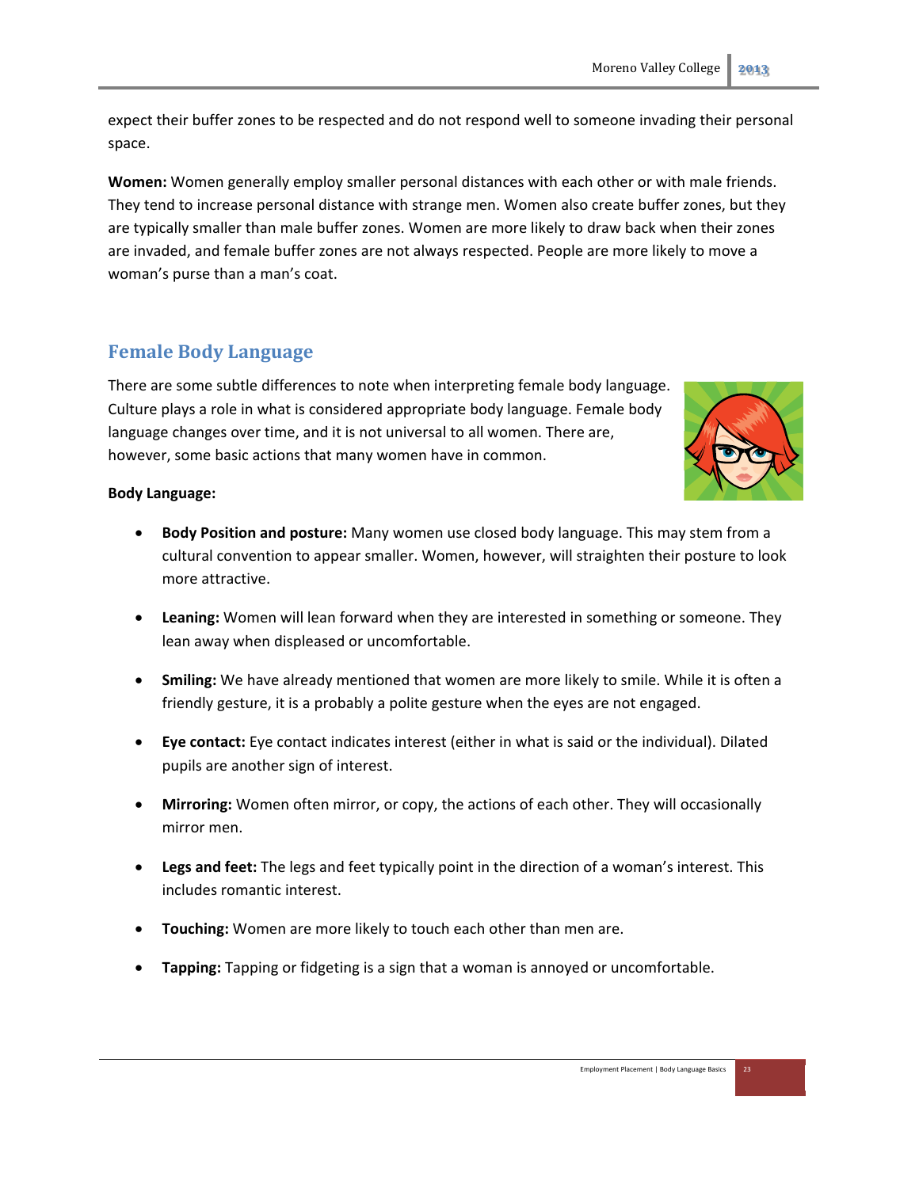expect their buffer zones to be respected and do not respond well to someone invading their personal space.

**Women:** Women generally employ smaller personal distances with each other or with male friends. They tend to increase personal distance with strange men. Women also create buffer zones, but they are typically smaller than male buffer zones. Women are more likely to draw back when their zones are invaded, and female buffer zones are not always respected. People are more likely to move a woman's purse than a man's coat.

## Female Body Language

There are some subtle differences to note when interpreting female body language. Culture plays a role in what is considered appropriate body language. Female body language changes over time, and it is not universal to all women. There are, however, some basic actions that many women have in common.

**Body Language:**

- **Body Position and posture:** Many women use closed body language. This may stem from a cultural convention to appear smaller. Women, however, will straighten their posture to look more attractive.
- **Leaning:** Women will lean forward when they are interested in something or someone. They lean away when displeased or uncomfortable.
- **Smiling:** We have already mentioned that women are more likely to smile. While it is often a friendly gesture, it is a probably a polite gesture when the eyes are not engaged.
- **Eye contact:** Eye contact indicates interest (either in what is said or the individual). Dilated pupils are another sign of interest.
- **Mirroring:** Women often mirror, or copy, the actions of each other. They will occasionally mirror men.
- **Legs and feet:** The legs and feet typically point in the direction of a woman's interest. This includes romantic interest.
- **Touching:** Women are more likely to touch each other than men are.
- **Tapping:** Tapping or fidgeting is a sign that a woman is annoyed or uncomfortable.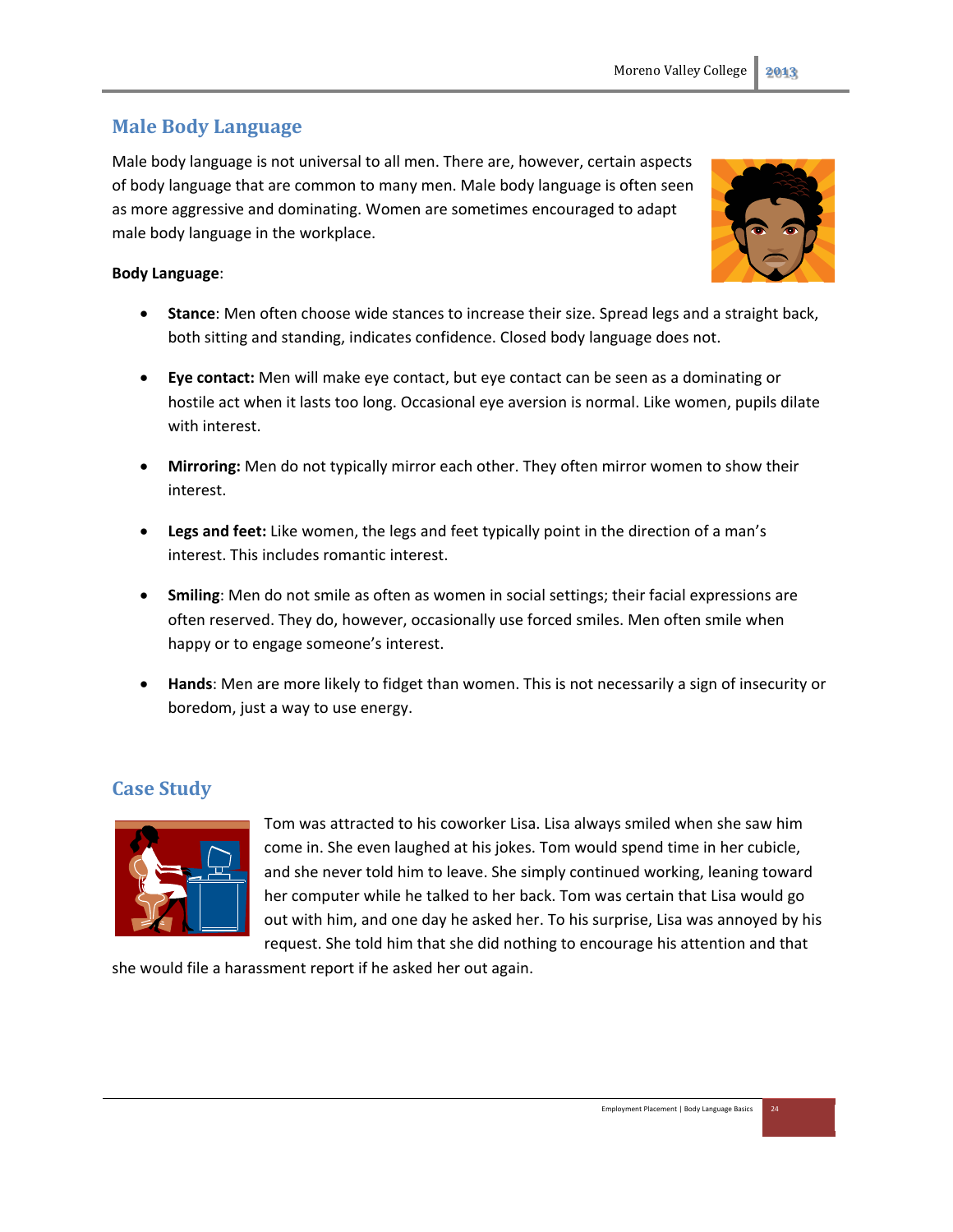## Male Body Language

Male body language is not universal to all men. There are, however, certain aspects of body language that are common to many men. Male body language is often seen as more aggressive and dominating. Women are sometimes encouraged to adapt male body language in the workplace.

**Body Language**:

- **Stance**: Men often choose wide stances to increase their size. Spread legs and a straight back, both sitting and standing, indicates confidence. Closed body language does not.
- **Eye contact:** Men will make eye contact, but eye contact can be seen as a dominating or hostile act when it lasts too long. Occasional eye aversion is normal. Like women, pupils dilate with interest.
- **Mirroring:** Men do not typically mirror each other. They often mirror women to show their interest.
- **Legs and feet:** Like women, the legs and feet typically point in the direction of a man's interest. This includes romantic interest.
- **Smiling**: Men do not smile as often as women in social settings; their facial expressions are often reserved. They do, however, occasionally use forced smiles. Men often smile when happy or to engage someone's interest.
- **Hands**: Men are more likely to fidget than women. This is not necessarily a sign of insecurity or boredom, just a way to use energy.

## Case Study

Tom was attracted to his coworker Lisa. Lisa always smiled when she saw him come in. She even laughed at his jokes. Tom would spend time in her cubicle, and she never told him to leave. She simply continued working, leaning toward her computer while he talked to her back. Tom was certain that Lisa would go out with him, and one day he asked her. To his surprise, Lisa was annoyed by his request. She told him that she did nothing to encourage his attention and that she would file a harassment report if he asked her out again.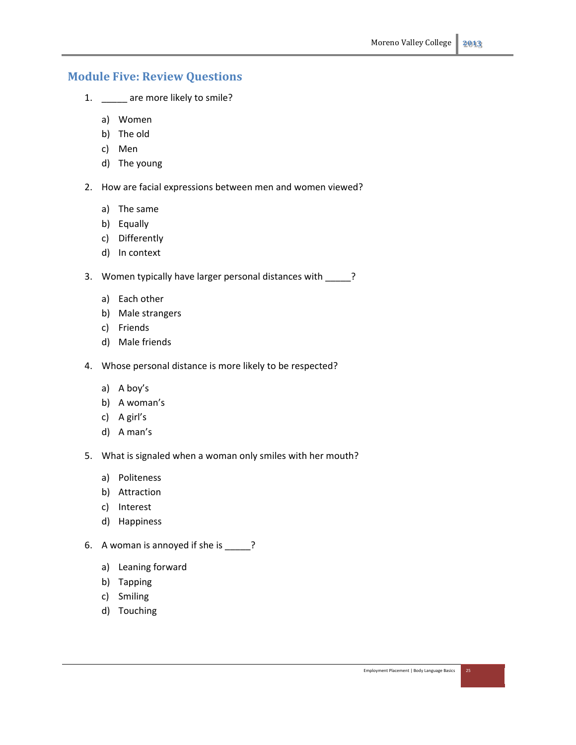## Module Five: Review Questions

1. _____ are more likely to smile?

   a) Women
   b) The old
   c) Men
   d) The young

2. How are facial expressions between men and women viewed?

   a) The same
   b) Equally
   c) Differently
   d) In context

3. Women typically have larger personal distances with _____?

   a) Each other
   b) Male strangers
   c) Friends
   d) Male friends

4. Whose personal distance is more likely to be respected?

   a) A boy's
   b) A woman's
   c) A girl's
   d) A man's

5. What is signaled when a woman only smiles with her mouth?

   a) Politeness
   b) Attraction
   c) Interest
   d) Happiness

6. A woman is annoyed if she is _____?

   a) Leaning forward
   b) Tapping
   c) Smiling
   d) Touching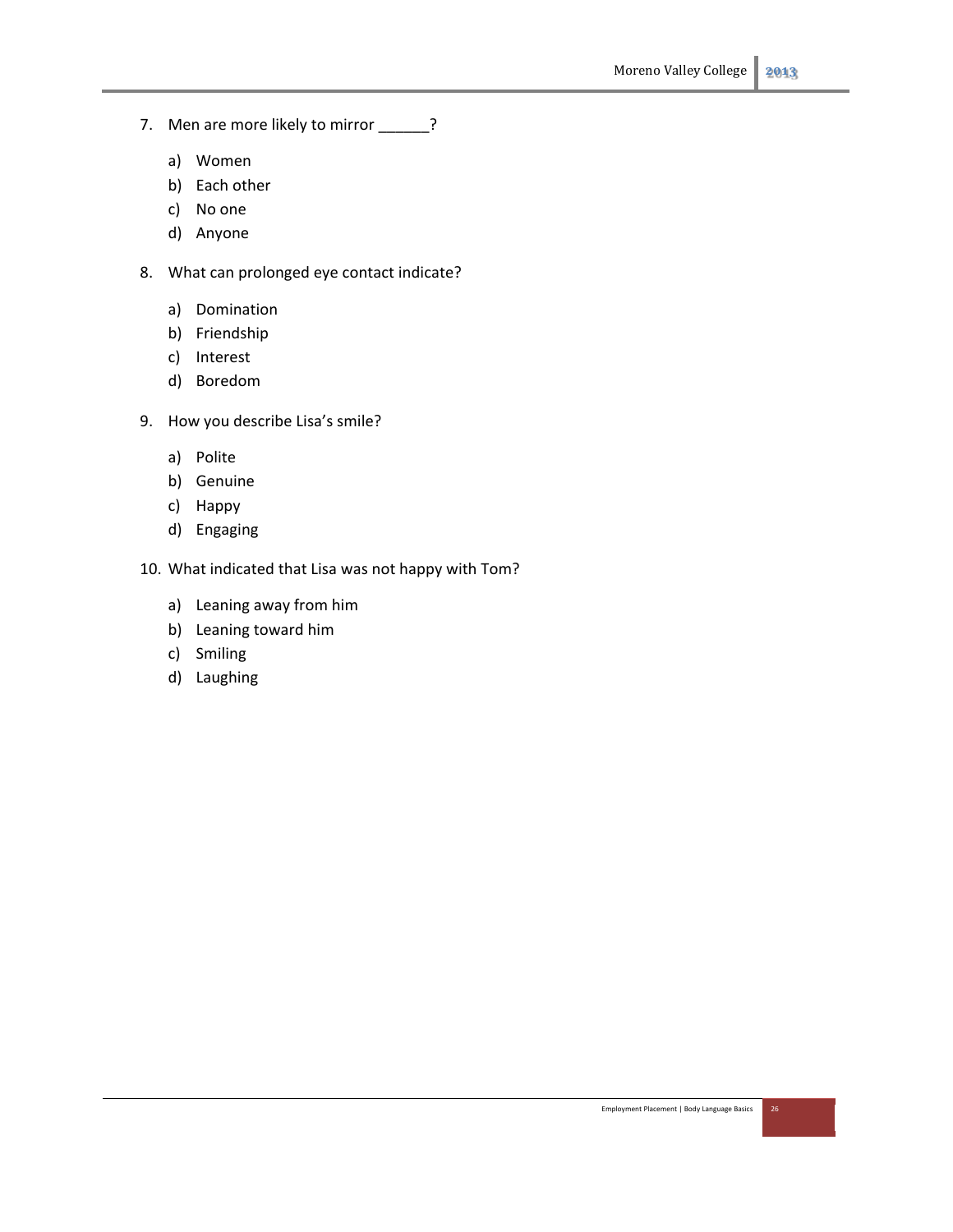7. Men are more likely to mirror ______?

    a) Women
    b) Each other
    c) No one
    d) Anyone

8. What can prolonged eye contact indicate?

    a) Domination
    b) Friendship
    c) Interest
    d) Boredom

9. How you describe Lisa's smile?

    a) Polite
    b) Genuine
    c) Happy
    d) Engaging

10. What indicated that Lisa was not happy with Tom?

    a) Leaning away from him
    b) Leaning toward him
    c) Smiling
    d) Laughing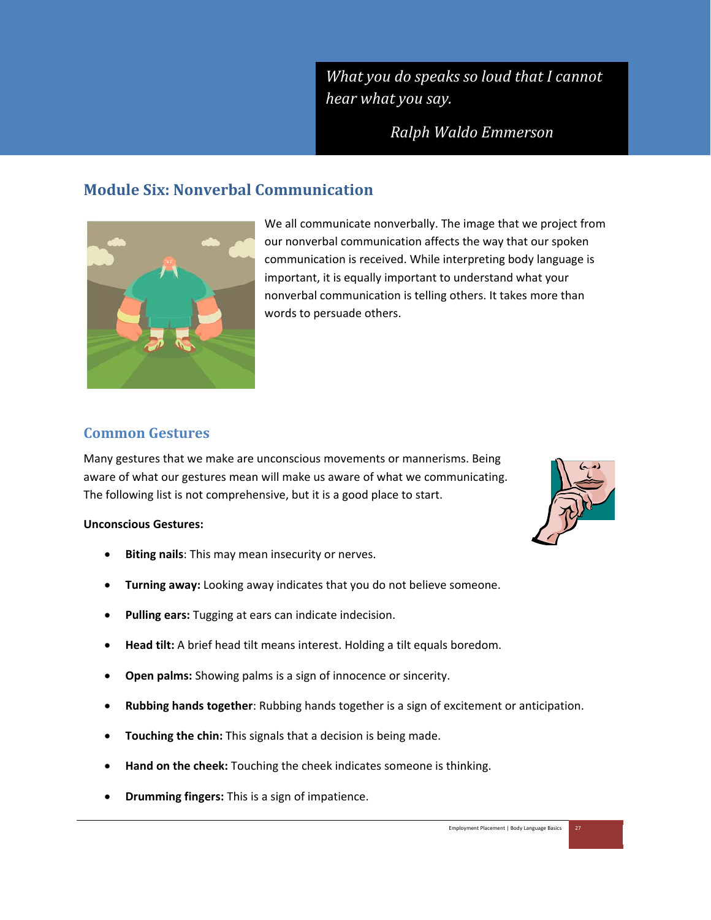*What you do speaks so loud that I cannot hear what you say.*

*Ralph Waldo Emmerson*

## Module Six: Nonverbal Communication

We all communicate nonverbally. The image that we project from our nonverbal communication affects the way that our spoken communication is received. While interpreting body language is important, it is equally important to understand what your nonverbal communication is telling others. It takes more than words to persuade others.

### Common Gestures

Many gestures that we make are unconscious movements or mannerisms. Being aware of what our gestures mean will make us aware of what we communicating. The following list is not comprehensive, but it is a good place to start.

**Unconscious Gestures:**

- **Biting nails**: This may mean insecurity or nerves.
- **Turning away:** Looking away indicates that you do not believe someone.
- **Pulling ears:** Tugging at ears can indicate indecision.
- **Head tilt:** A brief head tilt means interest. Holding a tilt equals boredom.
- **Open palms:** Showing palms is a sign of innocence or sincerity.
- **Rubbing hands together**: Rubbing hands together is a sign of excitement or anticipation.
- **Touching the chin:** This signals that a decision is being made.
- **Hand on the cheek:** Touching the cheek indicates someone is thinking.
- **Drumming fingers:** This is a sign of impatience.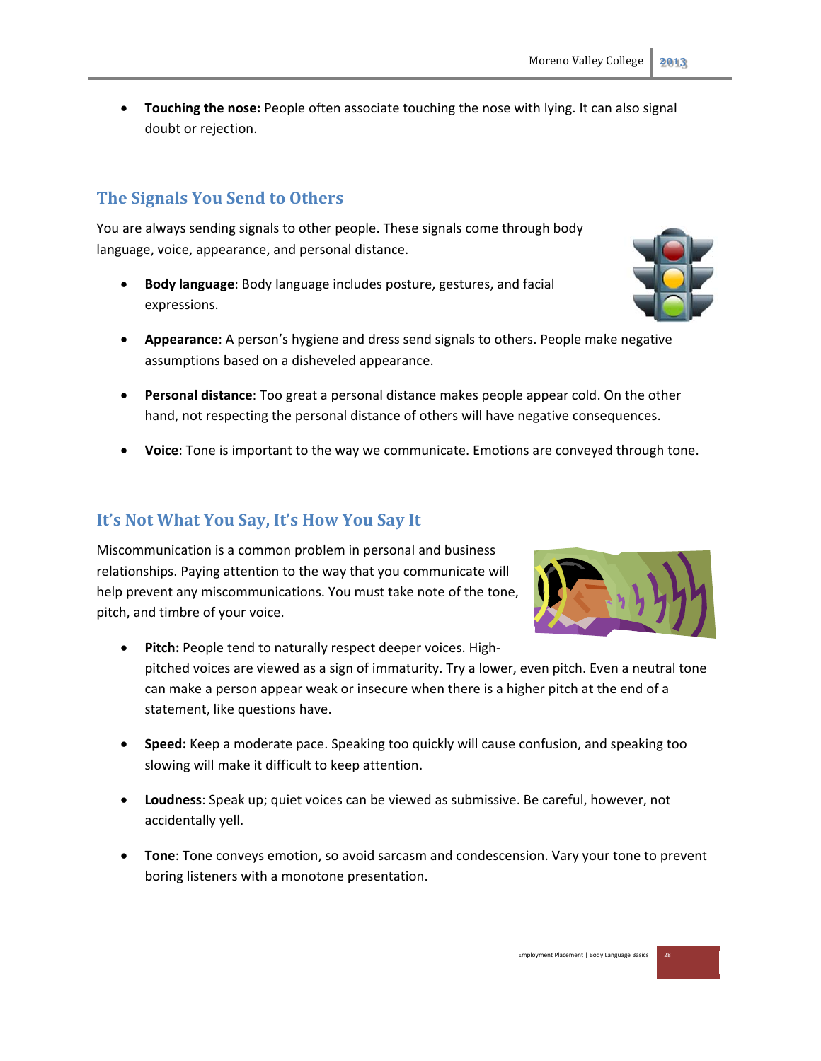- **Touching the nose:** People often associate touching the nose with lying. It can also signal doubt or rejection.

## The Signals You Send to Others

You are always sending signals to other people. These signals come through body language, voice, appearance, and personal distance.

- **Body language**: Body language includes posture, gestures, and facial expressions.
- **Appearance**: A person's hygiene and dress send signals to others. People make negative assumptions based on a disheveled appearance.
- **Personal distance**: Too great a personal distance makes people appear cold. On the other hand, not respecting the personal distance of others will have negative consequences.
- **Voice**: Tone is important to the way we communicate. Emotions are conveyed through tone.

## It's Not What You Say, It's How You Say It

Miscommunication is a common problem in personal and business relationships. Paying attention to the way that you communicate will help prevent any miscommunications. You must take note of the tone, pitch, and timbre of your voice.

- **Pitch:** People tend to naturally respect deeper voices. High-pitched voices are viewed as a sign of immaturity. Try a lower, even pitch. Even a neutral tone can make a person appear weak or insecure when there is a higher pitch at the end of a statement, like questions have.
- **Speed:** Keep a moderate pace. Speaking too quickly will cause confusion, and speaking too slowing will make it difficult to keep attention.
- **Loudness**: Speak up; quiet voices can be viewed as submissive. Be careful, however, not accidentally yell.
- **Tone**: Tone conveys emotion, so avoid sarcasm and condescension. Vary your tone to prevent boring listeners with a monotone presentation.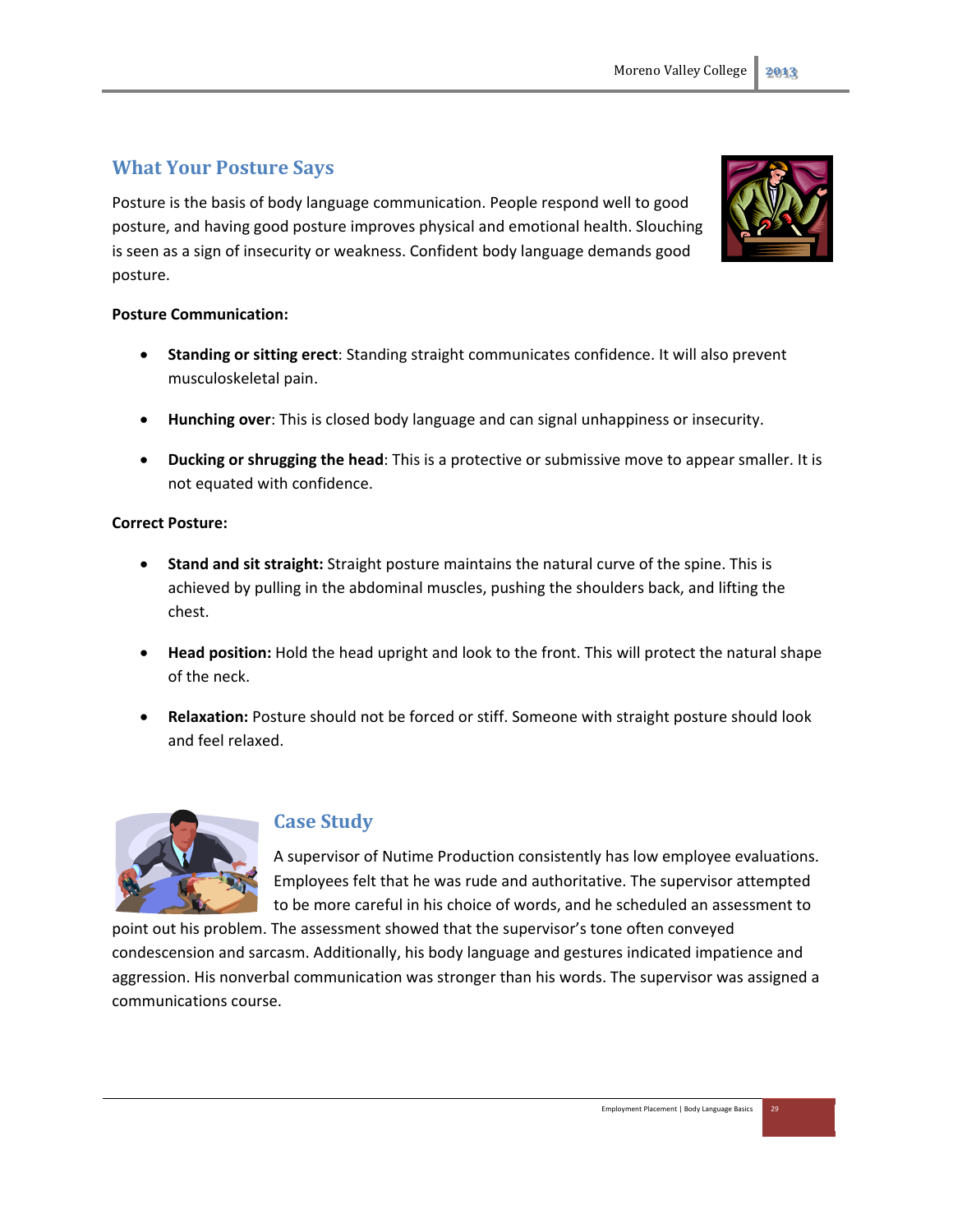## What Your Posture Says

Posture is the basis of body language communication. People respond well to good posture, and having good posture improves physical and emotional health. Slouching is seen as a sign of insecurity or weakness. Confident body language demands good posture.

**Posture Communication:**

- **Standing or sitting erect**: Standing straight communicates confidence. It will also prevent musculoskeletal pain.
- **Hunching over**: This is closed body language and can signal unhappiness or insecurity.
- **Ducking or shrugging the head**: This is a protective or submissive move to appear smaller. It is not equated with confidence.

**Correct Posture:**

- **Stand and sit straight:** Straight posture maintains the natural curve of the spine. This is achieved by pulling in the abdominal muscles, pushing the shoulders back, and lifting the chest.
- **Head position:** Hold the head upright and look to the front. This will protect the natural shape of the neck.
- **Relaxation:** Posture should not be forced or stiff. Someone with straight posture should look and feel relaxed.

## Case Study

A supervisor of Nutime Production consistently has low employee evaluations. Employees felt that he was rude and authoritative. The supervisor attempted to be more careful in his choice of words, and he scheduled an assessment to point out his problem. The assessment showed that the supervisor's tone often conveyed condescension and sarcasm. Additionally, his body language and gestures indicated impatience and aggression. His nonverbal communication was stronger than his words. The supervisor was assigned a communications course.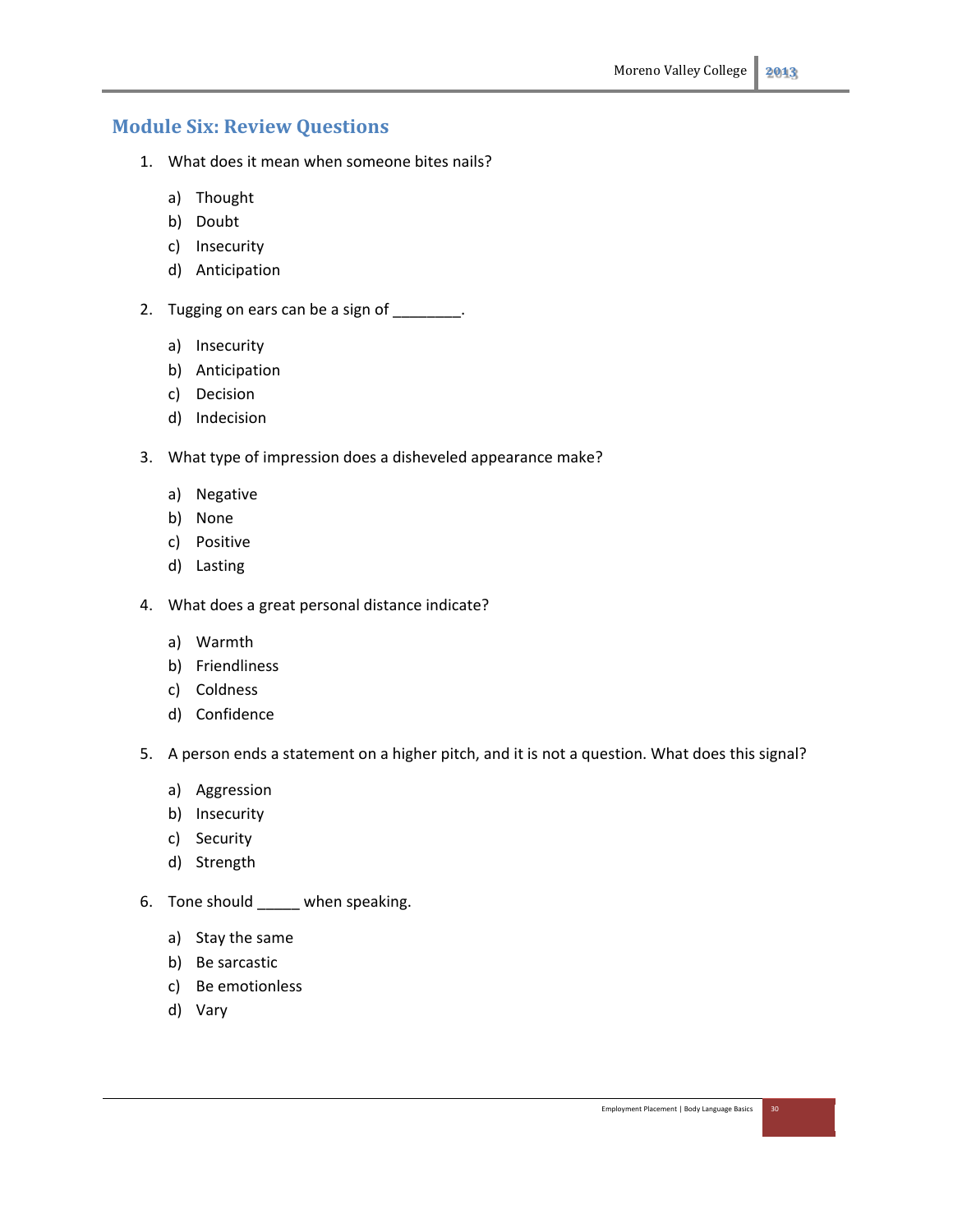## Module Six: Review Questions

1. What does it mean when someone bites nails?

   a) Thought
   b) Doubt
   c) Insecurity
   d) Anticipation

2. Tugging on ears can be a sign of ________.

   a) Insecurity
   b) Anticipation
   c) Decision
   d) Indecision

3. What type of impression does a disheveled appearance make?

   a) Negative
   b) None
   c) Positive
   d) Lasting

4. What does a great personal distance indicate?

   a) Warmth
   b) Friendliness
   c) Coldness
   d) Confidence

5. A person ends a statement on a higher pitch, and it is not a question. What does this signal?

   a) Aggression
   b) Insecurity
   c) Security
   d) Strength

6. Tone should _____ when speaking.

   a) Stay the same
   b) Be sarcastic
   c) Be emotionless
   d) Vary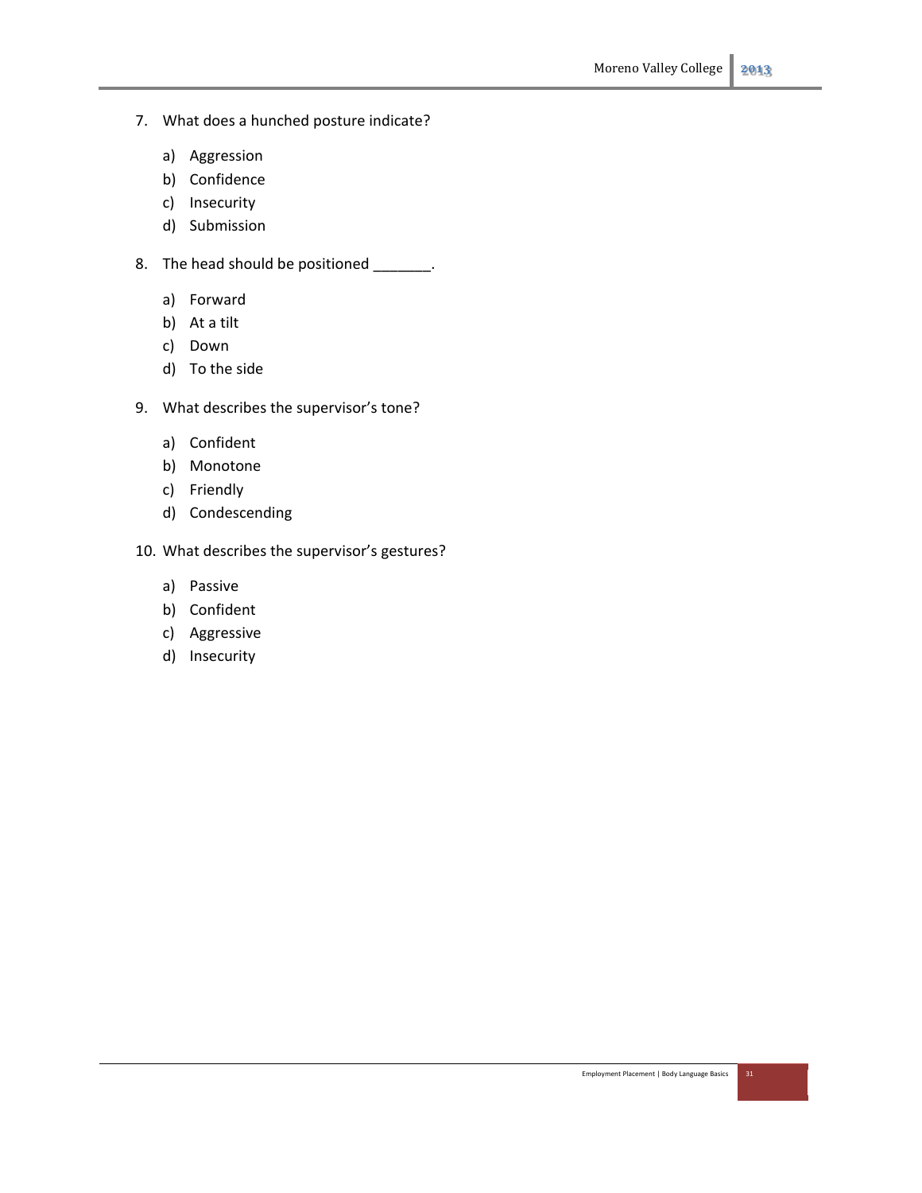7. What does a hunched posture indicate?

    a) Aggression
    b) Confidence
    c) Insecurity
    d) Submission

8. The head should be positioned _______.

    a) Forward
    b) At a tilt
    c) Down
    d) To the side

9. What describes the supervisor's tone?

    a) Confident
    b) Monotone
    c) Friendly
    d) Condescending

10. What describes the supervisor's gestures?

    a) Passive
    b) Confident
    c) Aggressive
    d) Insecurity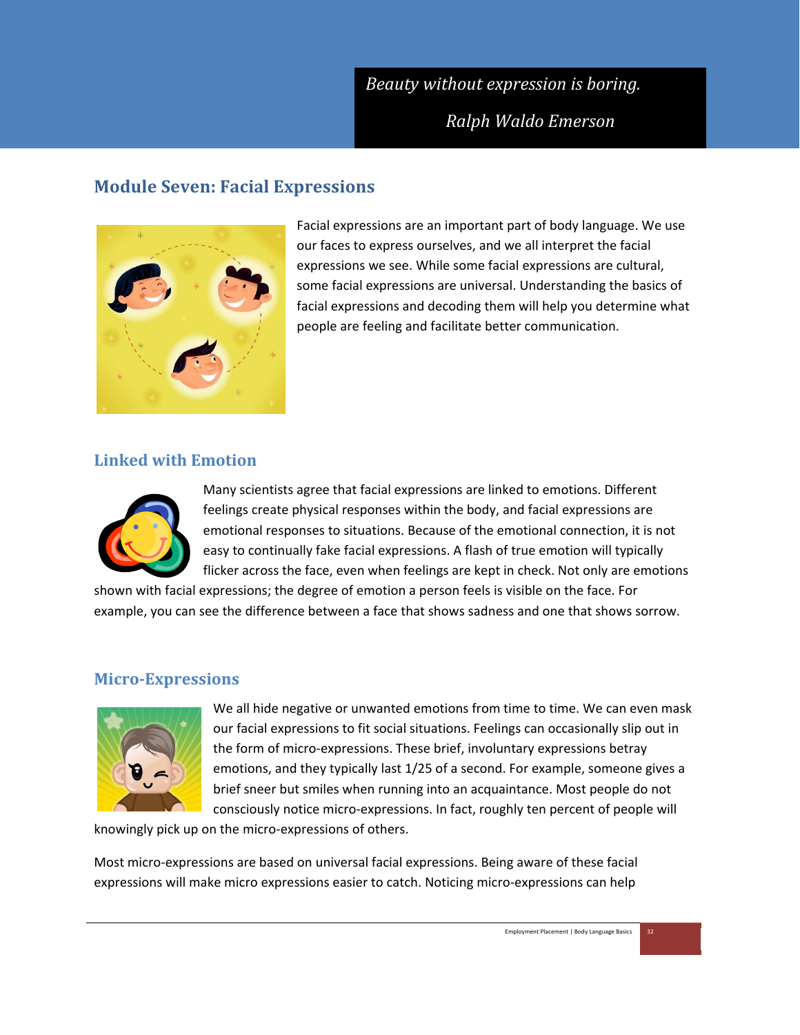*Beauty without expression is boring.*

*Ralph Waldo Emerson*

# Module Seven: Facial Expressions

Facial expressions are an important part of body language. We use our faces to express ourselves, and we all interpret the facial expressions we see. While some facial expressions are cultural, some facial expressions are universal. Understanding the basics of facial expressions and decoding them will help you determine what people are feeling and facilitate better communication.

## Linked with Emotion

Many scientists agree that facial expressions are linked to emotions. Different feelings create physical responses within the body, and facial expressions are emotional responses to situations. Because of the emotional connection, it is not easy to continually fake facial expressions. A flash of true emotion will typically flicker across the face, even when feelings are kept in check. Not only are emotions shown with facial expressions; the degree of emotion a person feels is visible on the face. For example, you can see the difference between a face that shows sadness and one that shows sorrow.

## Micro-Expressions

We all hide negative or unwanted emotions from time to time. We can even mask our facial expressions to fit social situations. Feelings can occasionally slip out in the form of micro-expressions. These brief, involuntary expressions betray emotions, and they typically last 1/25 of a second. For example, someone gives a brief sneer but smiles when running into an acquaintance. Most people do not consciously notice micro-expressions. In fact, roughly ten percent of people will knowingly pick up on the micro-expressions of others.

Most micro-expressions are based on universal facial expressions. Being aware of these facial expressions will make micro expressions easier to catch. Noticing micro-expressions can help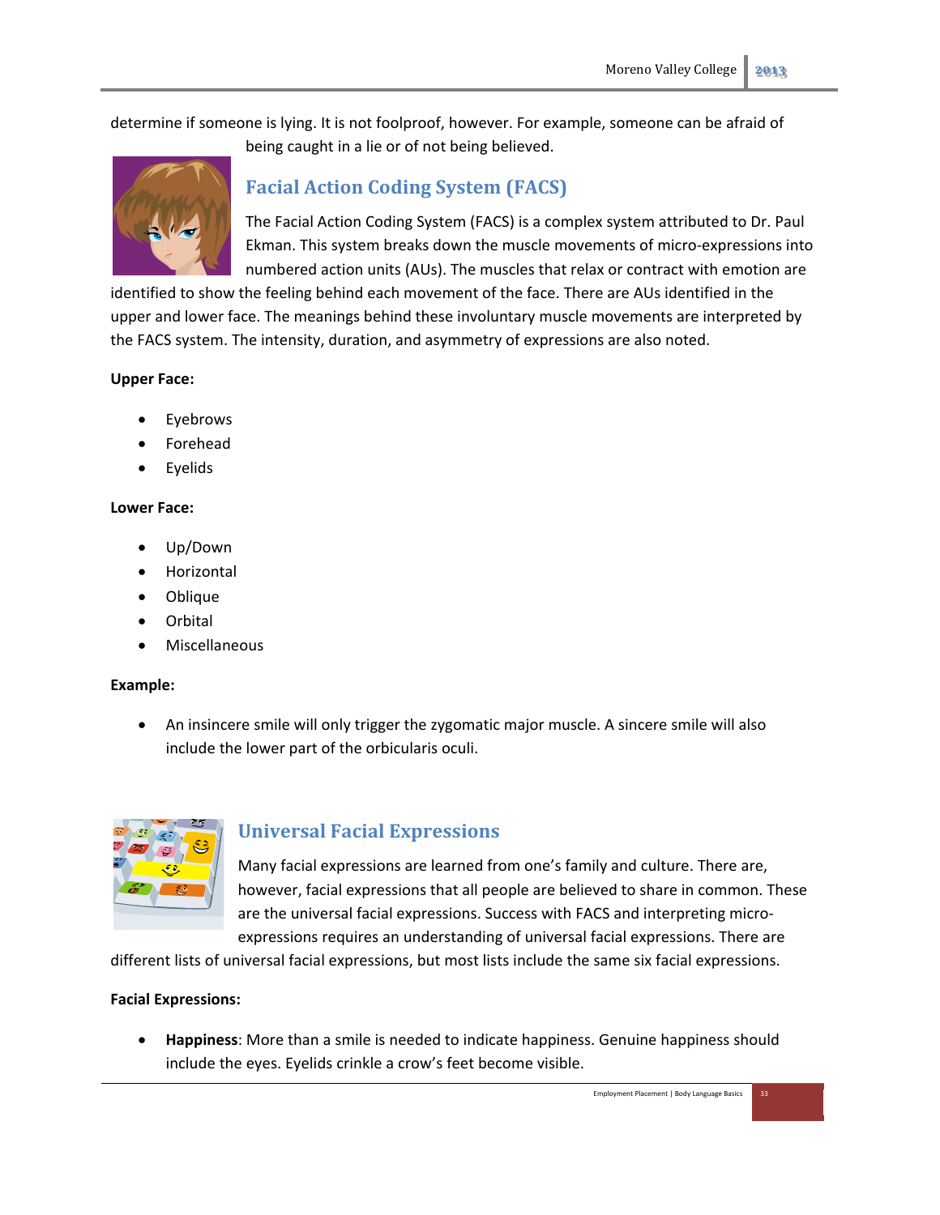determine if someone is lying. It is not foolproof, however. For example, someone can be afraid of being caught in a lie or of not being believed.

## Facial Action Coding System (FACS)

The Facial Action Coding System (FACS) is a complex system attributed to Dr. Paul Ekman. This system breaks down the muscle movements of micro-expressions into numbered action units (AUs). The muscles that relax or contract with emotion are identified to show the feeling behind each movement of the face. There are AUs identified in the upper and lower face. The meanings behind these involuntary muscle movements are interpreted by the FACS system. The intensity, duration, and asymmetry of expressions are also noted.

**Upper Face:**

- Eyebrows
- Forehead
- Eyelids

**Lower Face:**

- Up/Down
- Horizontal
- Oblique
- Orbital
- Miscellaneous

**Example:**

- An insincere smile will only trigger the zygomatic major muscle. A sincere smile will also include the lower part of the orbicularis oculi.

## Universal Facial Expressions

Many facial expressions are learned from one's family and culture. There are, however, facial expressions that all people are believed to share in common. These are the universal facial expressions. Success with FACS and interpreting micro-expressions requires an understanding of universal facial expressions. There are different lists of universal facial expressions, but most lists include the same six facial expressions.

**Facial Expressions:**

- **Happiness**: More than a smile is needed to indicate happiness. Genuine happiness should include the eyes. Eyelids crinkle a crow's feet become visible.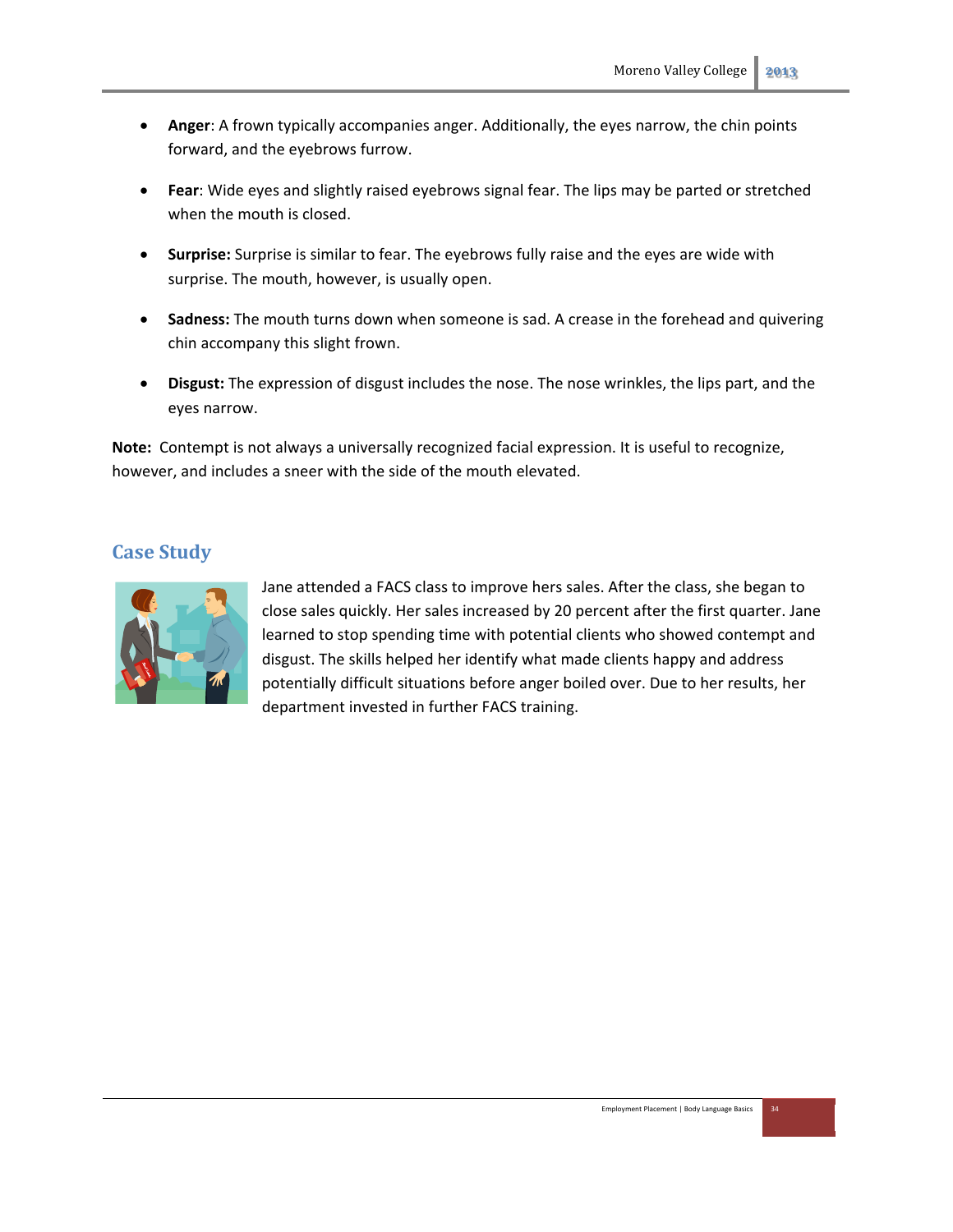- **Anger**: A frown typically accompanies anger. Additionally, the eyes narrow, the chin points forward, and the eyebrows furrow.

- **Fear**: Wide eyes and slightly raised eyebrows signal fear. The lips may be parted or stretched when the mouth is closed.

- **Surprise:** Surprise is similar to fear. The eyebrows fully raise and the eyes are wide with surprise. The mouth, however, is usually open.

- **Sadness:** The mouth turns down when someone is sad. A crease in the forehead and quivering chin accompany this slight frown.

- **Disgust:** The expression of disgust includes the nose. The nose wrinkles, the lips part, and the eyes narrow.

**Note:** Contempt is not always a universally recognized facial expression. It is useful to recognize, however, and includes a sneer with the side of the mouth elevated.

## Case Study

Jane attended a FACS class to improve hers sales. After the class, she began to close sales quickly. Her sales increased by 20 percent after the first quarter. Jane learned to stop spending time with potential clients who showed contempt and disgust. The skills helped her identify what made clients happy and address potentially difficult situations before anger boiled over. Due to her results, her department invested in further FACS training.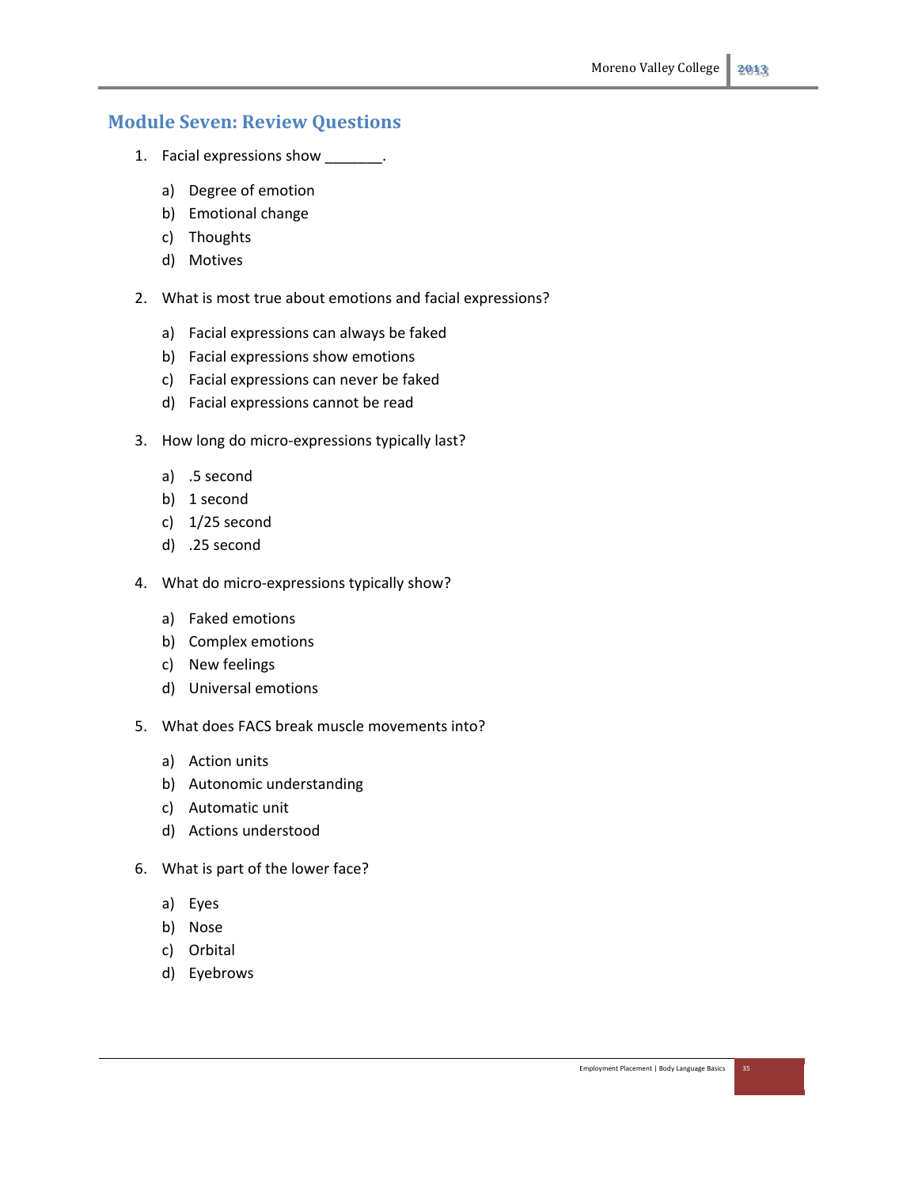## Module Seven: Review Questions

1. Facial expressions show _______.

   a) Degree of emotion
   b) Emotional change
   c) Thoughts
   d) Motives

2. What is most true about emotions and facial expressions?

   a) Facial expressions can always be faked
   b) Facial expressions show emotions
   c) Facial expressions can never be faked
   d) Facial expressions cannot be read

3. How long do micro-expressions typically last?

   a) .5 second
   b) 1 second
   c) 1/25 second
   d) .25 second

4. What do micro-expressions typically show?

   a) Faked emotions
   b) Complex emotions
   c) New feelings
   d) Universal emotions

5. What does FACS break muscle movements into?

   a) Action units
   b) Autonomic understanding
   c) Automatic unit
   d) Actions understood

6. What is part of the lower face?

   a) Eyes
   b) Nose
   c) Orbital
   d) Eyebrows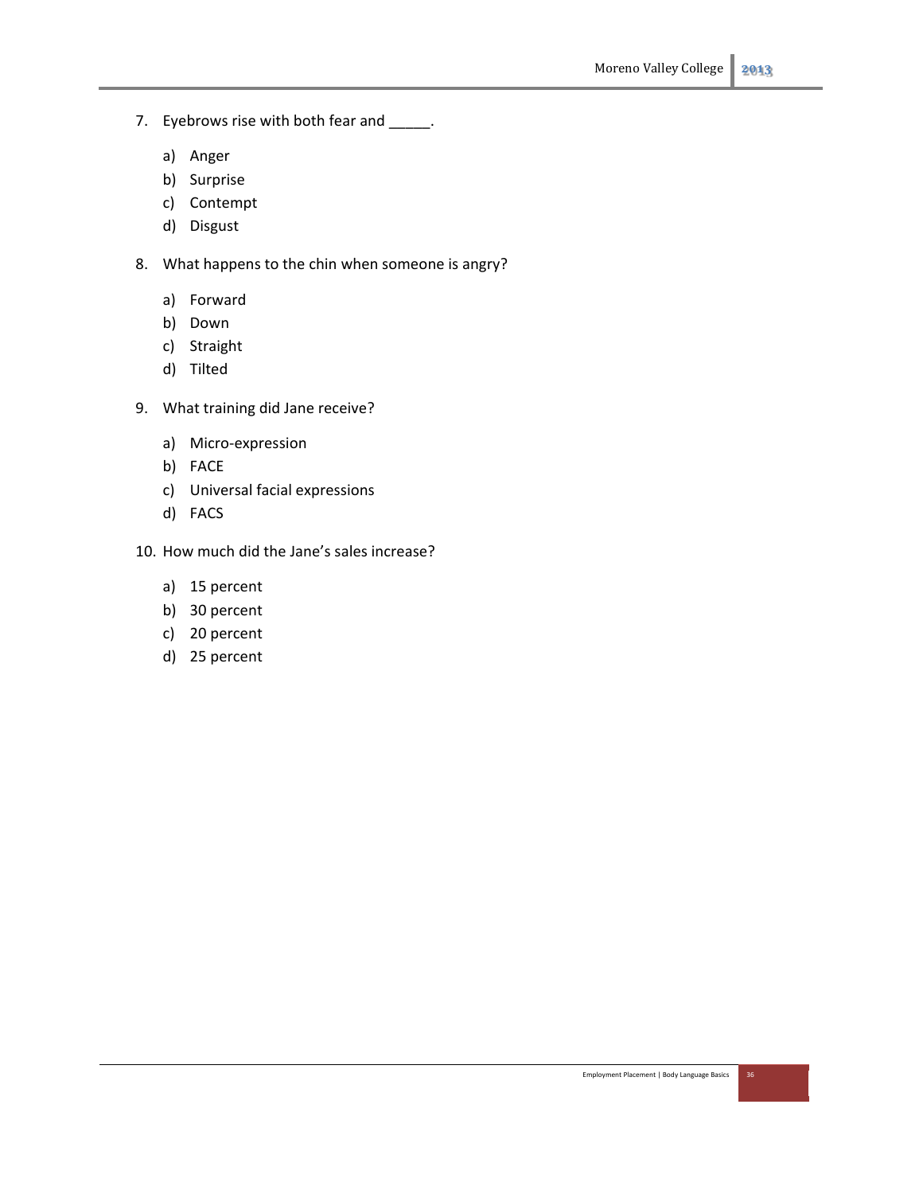7. Eyebrows rise with both fear and _____.

    a) Anger
    b) Surprise
    c) Contempt
    d) Disgust

8. What happens to the chin when someone is angry?

    a) Forward
    b) Down
    c) Straight
    d) Tilted

9. What training did Jane receive?

    a) Micro-expression
    b) FACE
    c) Universal facial expressions
    d) FACS

10. How much did the Jane's sales increase?

    a) 15 percent
    b) 30 percent
    c) 20 percent
    d) 25 percent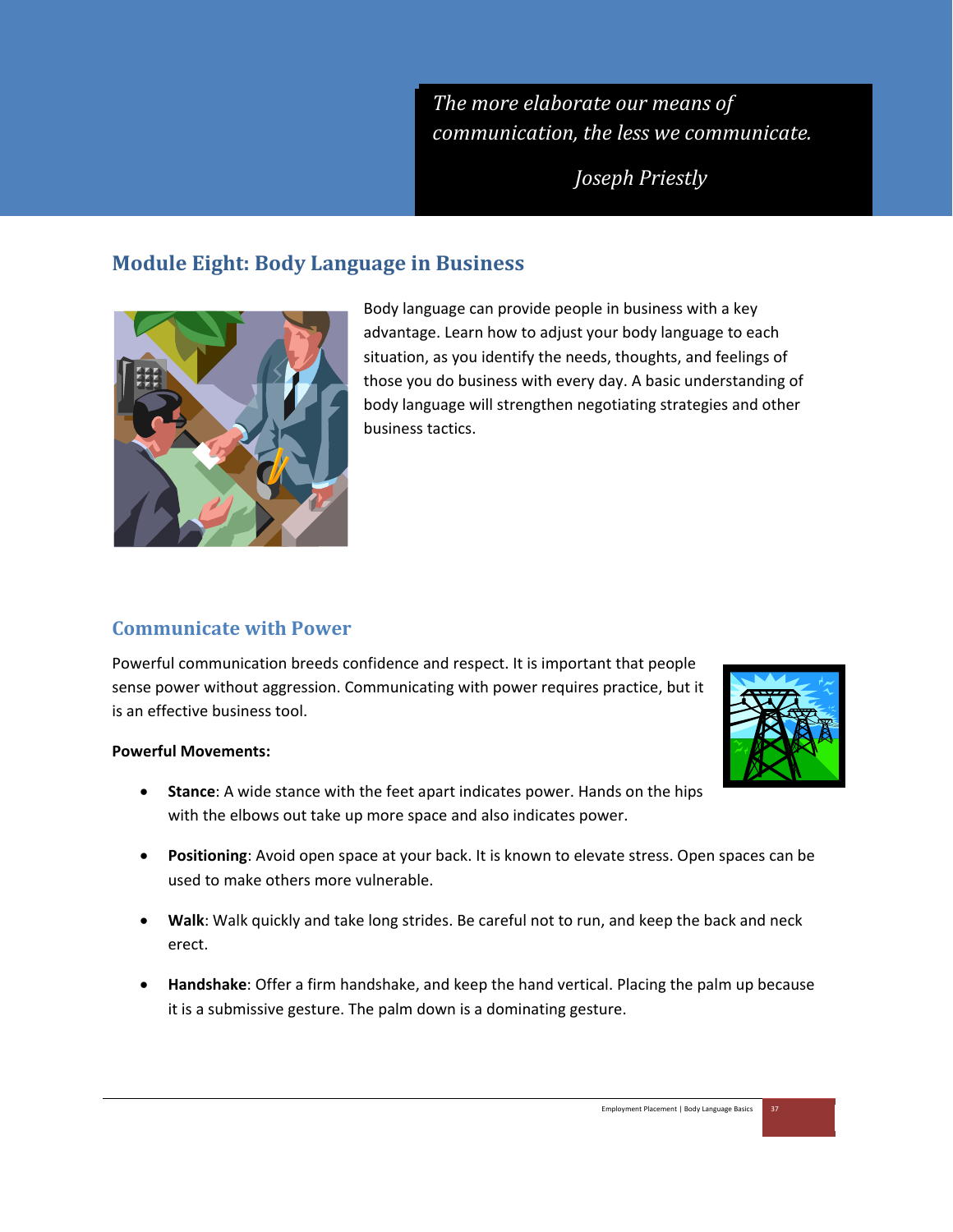*The more elaborate our means of communication, the less we communicate.*

*Joseph Priestly*

## Module Eight: Body Language in Business

Body language can provide people in business with a key advantage. Learn how to adjust your body language to each situation, as you identify the needs, thoughts, and feelings of those you do business with every day. A basic understanding of body language will strengthen negotiating strategies and other business tactics.

### Communicate with Power

Powerful communication breeds confidence and respect. It is important that people sense power without aggression. Communicating with power requires practice, but it is an effective business tool.

**Powerful Movements:**

- **Stance**: A wide stance with the feet apart indicates power. Hands on the hips with the elbows out take up more space and also indicates power.
- **Positioning**: Avoid open space at your back. It is known to elevate stress. Open spaces can be used to make others more vulnerable.
- **Walk**: Walk quickly and take long strides. Be careful not to run, and keep the back and neck erect.
- **Handshake**: Offer a firm handshake, and keep the hand vertical. Placing the palm up because it is a submissive gesture. The palm down is a dominating gesture.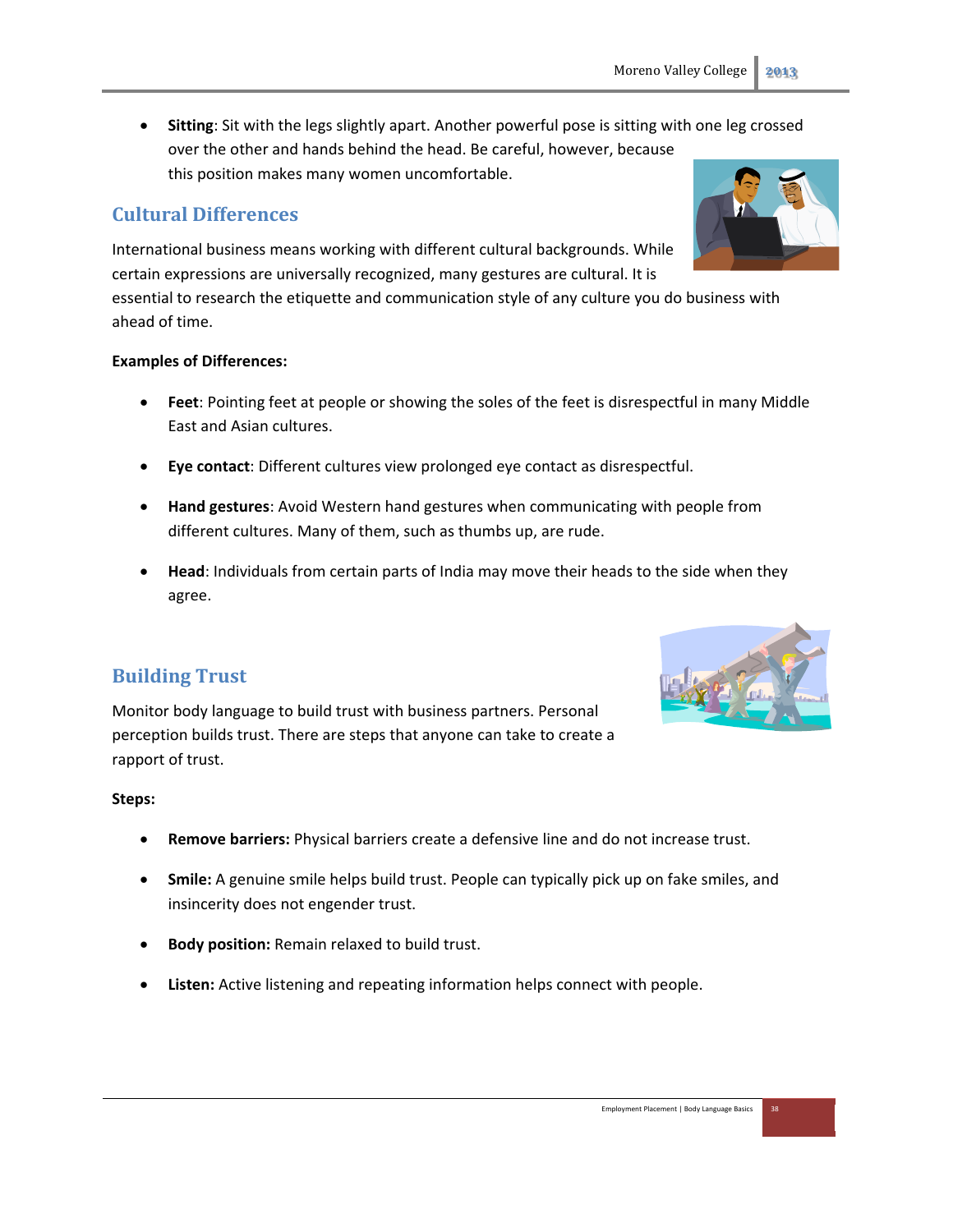- **Sitting**: Sit with the legs slightly apart. Another powerful pose is sitting with one leg crossed over the other and hands behind the head. Be careful, however, because this position makes many women uncomfortable.

## Cultural Differences

International business means working with different cultural backgrounds. While certain expressions are universally recognized, many gestures are cultural. It is essential to research the etiquette and communication style of any culture you do business with ahead of time.

**Examples of Differences:**

- **Feet**: Pointing feet at people or showing the soles of the feet is disrespectful in many Middle East and Asian cultures.
- **Eye contact**: Different cultures view prolonged eye contact as disrespectful.
- **Hand gestures**: Avoid Western hand gestures when communicating with people from different cultures. Many of them, such as thumbs up, are rude.
- **Head**: Individuals from certain parts of India may move their heads to the side when they agree.

## Building Trust

Monitor body language to build trust with business partners. Personal perception builds trust. There are steps that anyone can take to create a rapport of trust.

**Steps:**

- **Remove barriers:** Physical barriers create a defensive line and do not increase trust.
- **Smile:** A genuine smile helps build trust. People can typically pick up on fake smiles, and insincerity does not engender trust.
- **Body position:** Remain relaxed to build trust.
- **Listen:** Active listening and repeating information helps connect with people.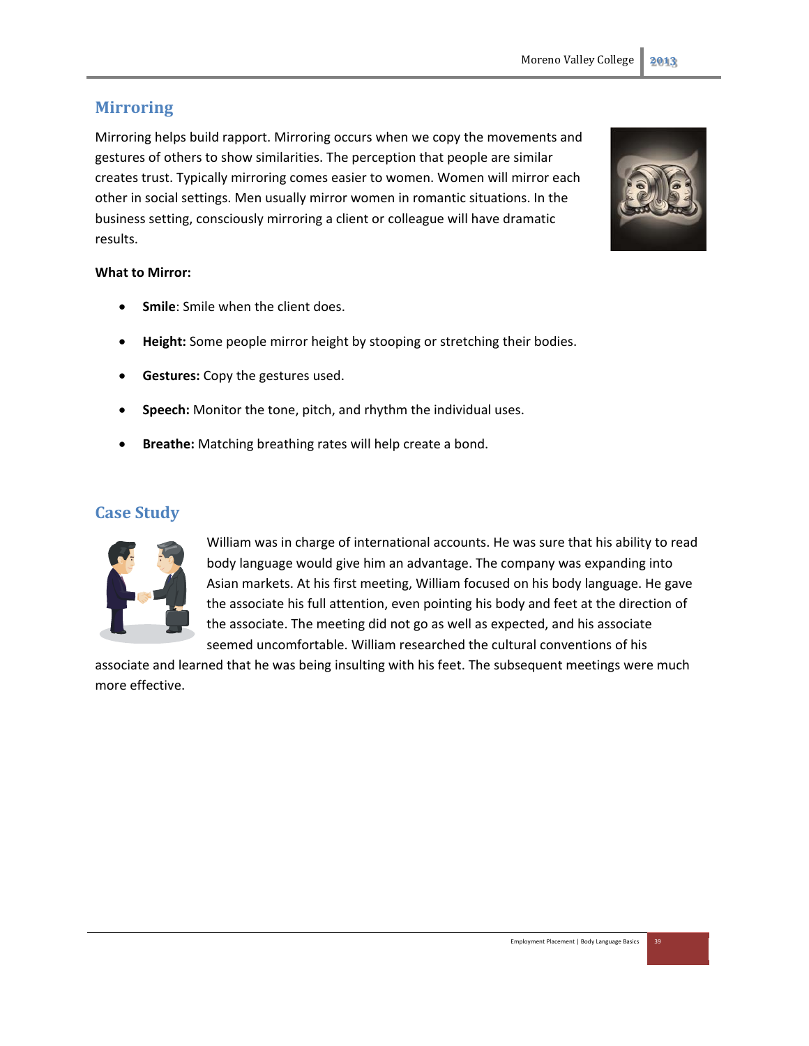## Mirroring

Mirroring helps build rapport. Mirroring occurs when we copy the movements and gestures of others to show similarities. The perception that people are similar creates trust. Typically mirroring comes easier to women. Women will mirror each other in social settings. Men usually mirror women in romantic situations. In the business setting, consciously mirroring a client or colleague will have dramatic results.

**What to Mirror:**

- **Smile**: Smile when the client does.
- **Height:** Some people mirror height by stooping or stretching their bodies.
- **Gestures:** Copy the gestures used.
- **Speech:** Monitor the tone, pitch, and rhythm the individual uses.
- **Breathe:** Matching breathing rates will help create a bond.

## Case Study

William was in charge of international accounts. He was sure that his ability to read body language would give him an advantage. The company was expanding into Asian markets. At his first meeting, William focused on his body language. He gave the associate his full attention, even pointing his body and feet at the direction of the associate. The meeting did not go as well as expected, and his associate seemed uncomfortable. William researched the cultural conventions of his associate and learned that he was being insulting with his feet. The subsequent meetings were much more effective.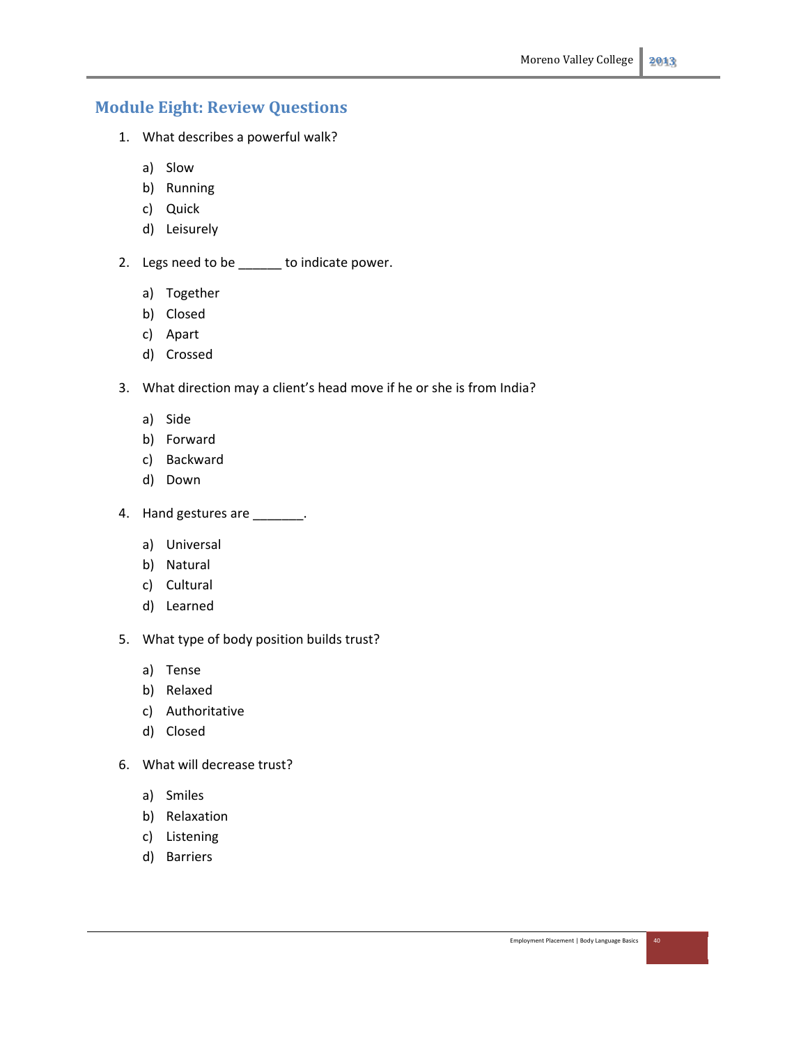## Module Eight: Review Questions

1. What describes a powerful walk?

   a) Slow
   b) Running
   c) Quick
   d) Leisurely

2. Legs need to be ______ to indicate power.

   a) Together
   b) Closed
   c) Apart
   d) Crossed

3. What direction may a client's head move if he or she is from India?

   a) Side
   b) Forward
   c) Backward
   d) Down

4. Hand gestures are _______.

   a) Universal
   b) Natural
   c) Cultural
   d) Learned

5. What type of body position builds trust?

   a) Tense
   b) Relaxed
   c) Authoritative
   d) Closed

6. What will decrease trust?

   a) Smiles
   b) Relaxation
   c) Listening
   d) Barriers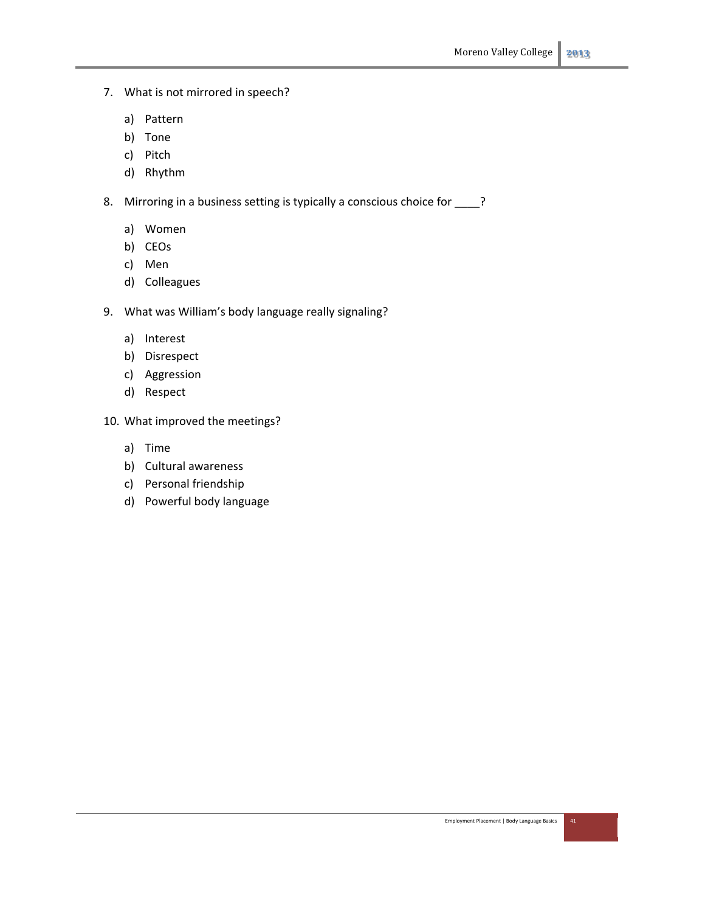7. What is not mirrored in speech?

    a) Pattern
    b) Tone
    c) Pitch
    d) Rhythm

8. Mirroring in a business setting is typically a conscious choice for ____?

    a) Women
    b) CEOs
    c) Men
    d) Colleagues

9. What was William's body language really signaling?

    a) Interest
    b) Disrespect
    c) Aggression
    d) Respect

10. What improved the meetings?

    a) Time
    b) Cultural awareness
    c) Personal friendship
    d) Powerful body language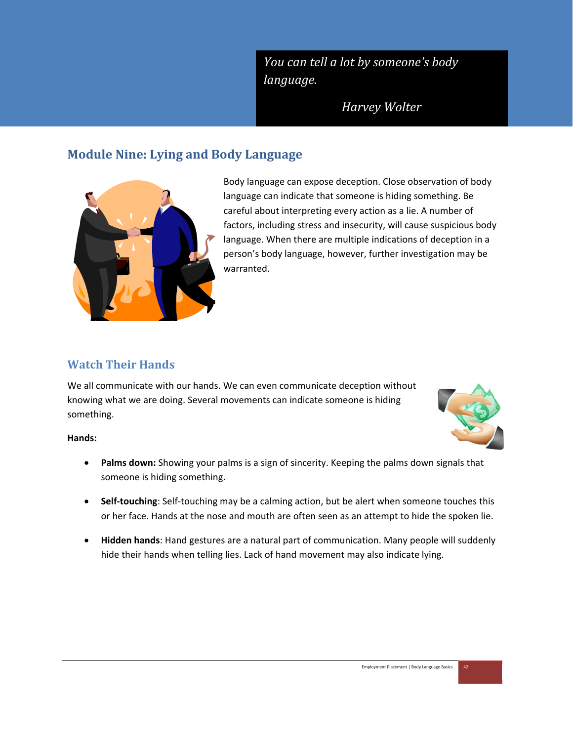*You can tell a lot by someone's body language.*

*Harvey Wolter*

## Module Nine: Lying and Body Language

Body language can expose deception. Close observation of body language can indicate that someone is hiding something. Be careful about interpreting every action as a lie. A number of factors, including stress and insecurity, will cause suspicious body language. When there are multiple indications of deception in a person's body language, however, further investigation may be warranted.

### Watch Their Hands

We all communicate with our hands. We can even communicate deception without knowing what we are doing. Several movements can indicate someone is hiding something.

**Hands:**

- **Palms down:** Showing your palms is a sign of sincerity. Keeping the palms down signals that someone is hiding something.
- **Self-touching**: Self-touching may be a calming action, but be alert when someone touches this or her face. Hands at the nose and mouth are often seen as an attempt to hide the spoken lie.
- **Hidden hands**: Hand gestures are a natural part of communication. Many people will suddenly hide their hands when telling lies. Lack of hand movement may also indicate lying.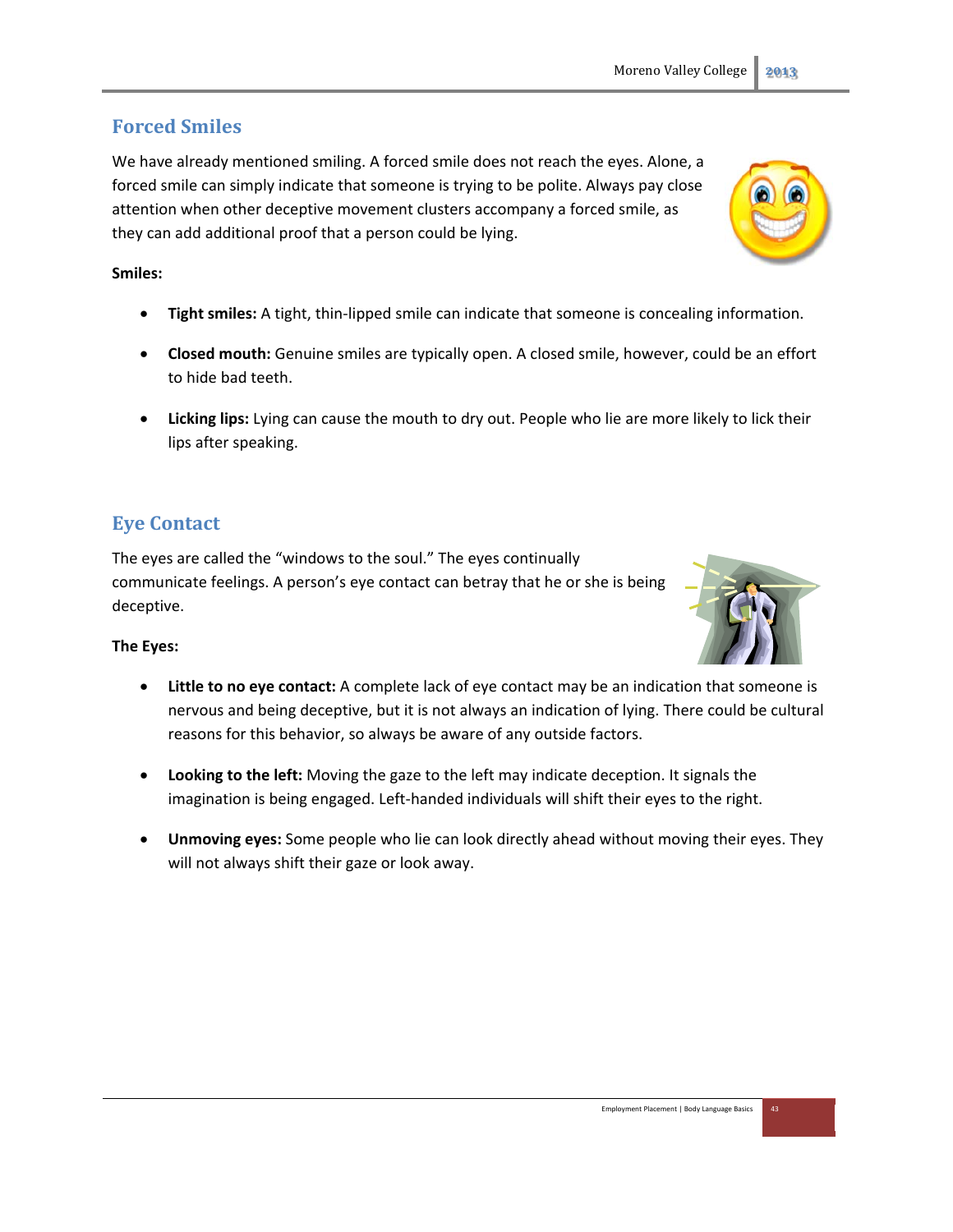## Forced Smiles

We have already mentioned smiling. A forced smile does not reach the eyes. Alone, a forced smile can simply indicate that someone is trying to be polite. Always pay close attention when other deceptive movement clusters accompany a forced smile, as they can add additional proof that a person could be lying.

**Smiles:**

- **Tight smiles:** A tight, thin-lipped smile can indicate that someone is concealing information.
- **Closed mouth:** Genuine smiles are typically open. A closed smile, however, could be an effort to hide bad teeth.
- **Licking lips:** Lying can cause the mouth to dry out. People who lie are more likely to lick their lips after speaking.

## Eye Contact

The eyes are called the "windows to the soul." The eyes continually communicate feelings. A person's eye contact can betray that he or she is being deceptive.

**The Eyes:**

- **Little to no eye contact:** A complete lack of eye contact may be an indication that someone is nervous and being deceptive, but it is not always an indication of lying. There could be cultural reasons for this behavior, so always be aware of any outside factors.
- **Looking to the left:** Moving the gaze to the left may indicate deception. It signals the imagination is being engaged. Left-handed individuals will shift their eyes to the right.
- **Unmoving eyes:** Some people who lie can look directly ahead without moving their eyes. They will not always shift their gaze or look away.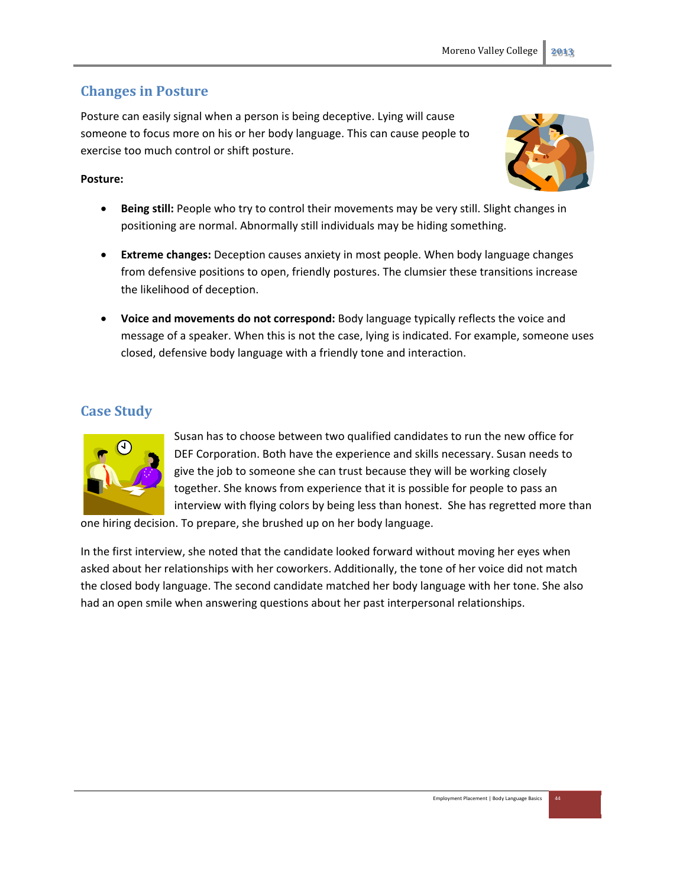## Changes in Posture

Posture can easily signal when a person is being deceptive. Lying will cause someone to focus more on his or her body language. This can cause people to exercise too much control or shift posture.

**Posture:**

- **Being still:** People who try to control their movements may be very still. Slight changes in positioning are normal. Abnormally still individuals may be hiding something.
- **Extreme changes:** Deception causes anxiety in most people. When body language changes from defensive positions to open, friendly postures. The clumsier these transitions increase the likelihood of deception.
- **Voice and movements do not correspond:** Body language typically reflects the voice and message of a speaker. When this is not the case, lying is indicated. For example, someone uses closed, defensive body language with a friendly tone and interaction.

## Case Study

Susan has to choose between two qualified candidates to run the new office for DEF Corporation. Both have the experience and skills necessary. Susan needs to give the job to someone she can trust because they will be working closely together. She knows from experience that it is possible for people to pass an interview with flying colors by being less than honest. She has regretted more than one hiring decision. To prepare, she brushed up on her body language.

In the first interview, she noted that the candidate looked forward without moving her eyes when asked about her relationships with her coworkers. Additionally, the tone of her voice did not match the closed body language. The second candidate matched her body language with her tone. She also had an open smile when answering questions about her past interpersonal relationships.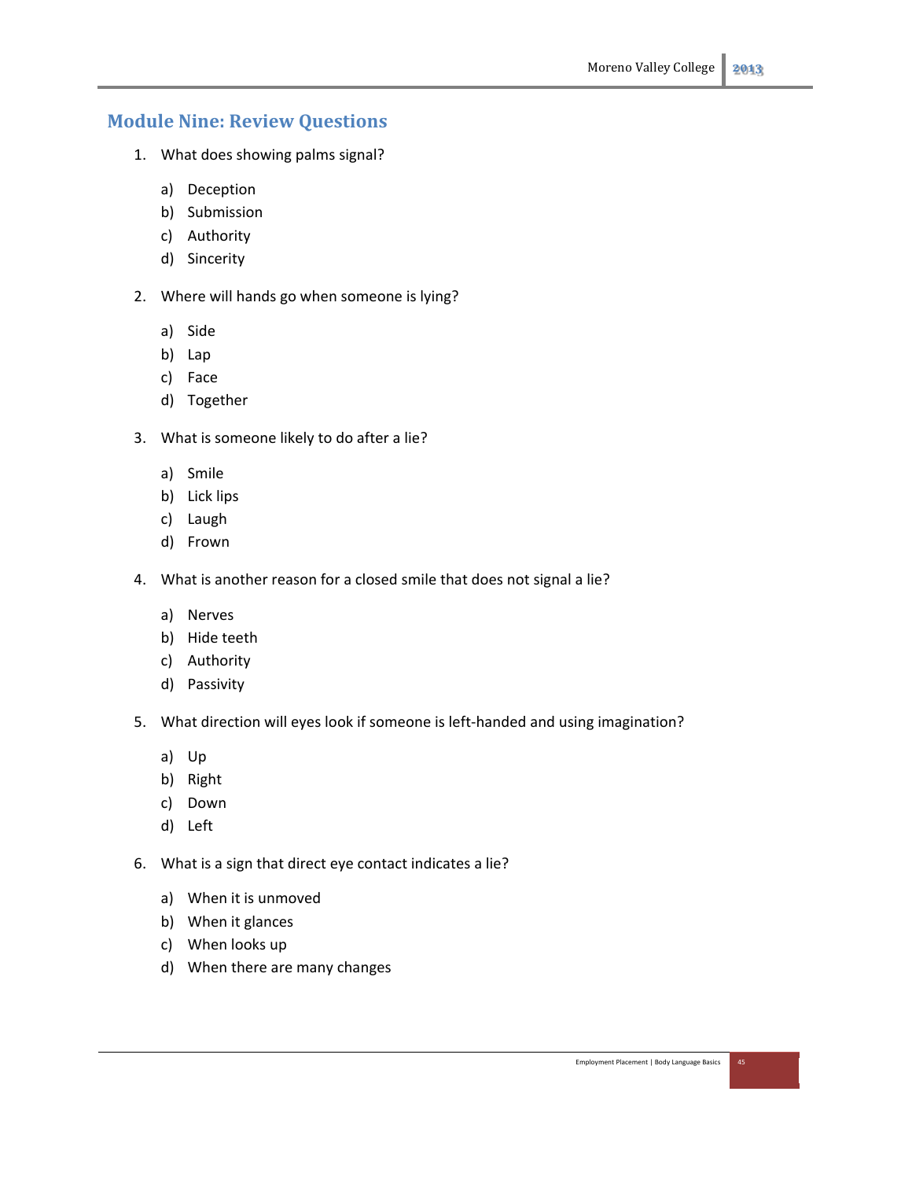## Module Nine: Review Questions

1. What does showing palms signal?

   a) Deception
   b) Submission
   c) Authority
   d) Sincerity

2. Where will hands go when someone is lying?

   a) Side
   b) Lap
   c) Face
   d) Together

3. What is someone likely to do after a lie?

   a) Smile
   b) Lick lips
   c) Laugh
   d) Frown

4. What is another reason for a closed smile that does not signal a lie?

   a) Nerves
   b) Hide teeth
   c) Authority
   d) Passivity

5. What direction will eyes look if someone is left-handed and using imagination?

   a) Up
   b) Right
   c) Down
   d) Left

6. What is a sign that direct eye contact indicates a lie?

   a) When it is unmoved
   b) When it glances
   c) When looks up
   d) When there are many changes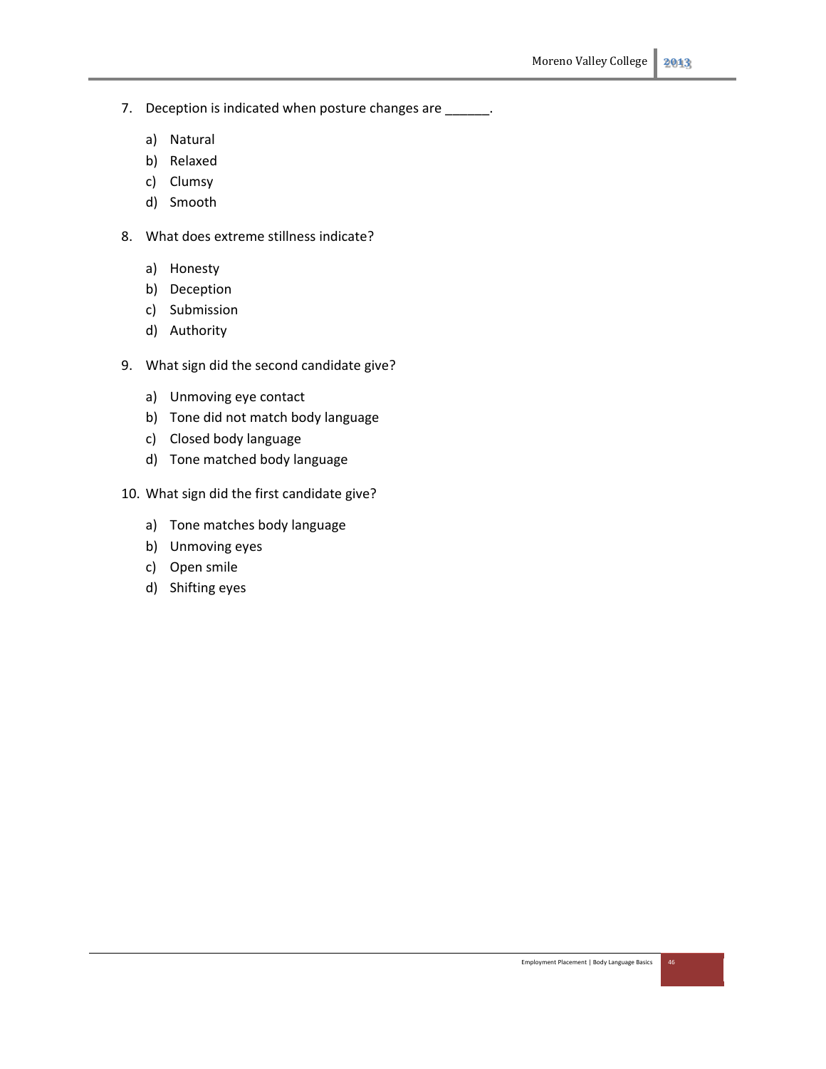7. Deception is indicated when posture changes are ______.

   a) Natural
   b) Relaxed
   c) Clumsy
   d) Smooth

8. What does extreme stillness indicate?

   a) Honesty
   b) Deception
   c) Submission
   d) Authority

9. What sign did the second candidate give?

   a) Unmoving eye contact
   b) Tone did not match body language
   c) Closed body language
   d) Tone matched body language

10. What sign did the first candidate give?

    a) Tone matches body language
    b) Unmoving eyes
    c) Open smile
    d) Shifting eyes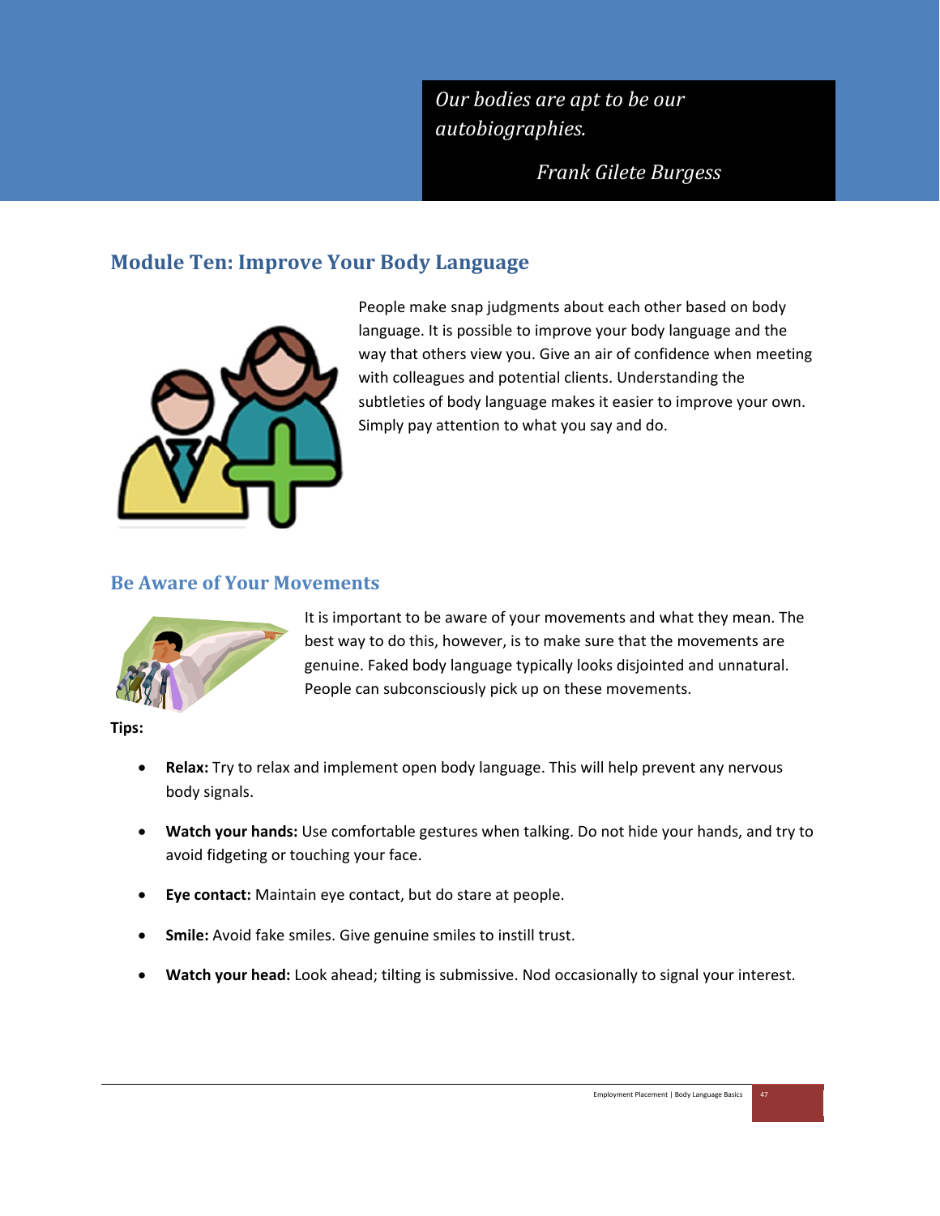*Our bodies are apt to be our autobiographies.*

*Frank Gilete Burgess*

## Module Ten: Improve Your Body Language

People make snap judgments about each other based on body language. It is possible to improve your body language and the way that others view you. Give an air of confidence when meeting with colleagues and potential clients. Understanding the subtleties of body language makes it easier to improve your own. Simply pay attention to what you say and do.

### Be Aware of Your Movements

It is important to be aware of your movements and what they mean. The best way to do this, however, is to make sure that the movements are genuine. Faked body language typically looks disjointed and unnatural. People can subconsciously pick up on these movements.

**Tips:**

- **Relax:** Try to relax and implement open body language. This will help prevent any nervous body signals.
- **Watch your hands:** Use comfortable gestures when talking. Do not hide your hands, and try to avoid fidgeting or touching your face.
- **Eye contact:** Maintain eye contact, but do stare at people.
- **Smile:** Avoid fake smiles. Give genuine smiles to instill trust.
- **Watch your head:** Look ahead; tilting is submissive. Nod occasionally to signal your interest.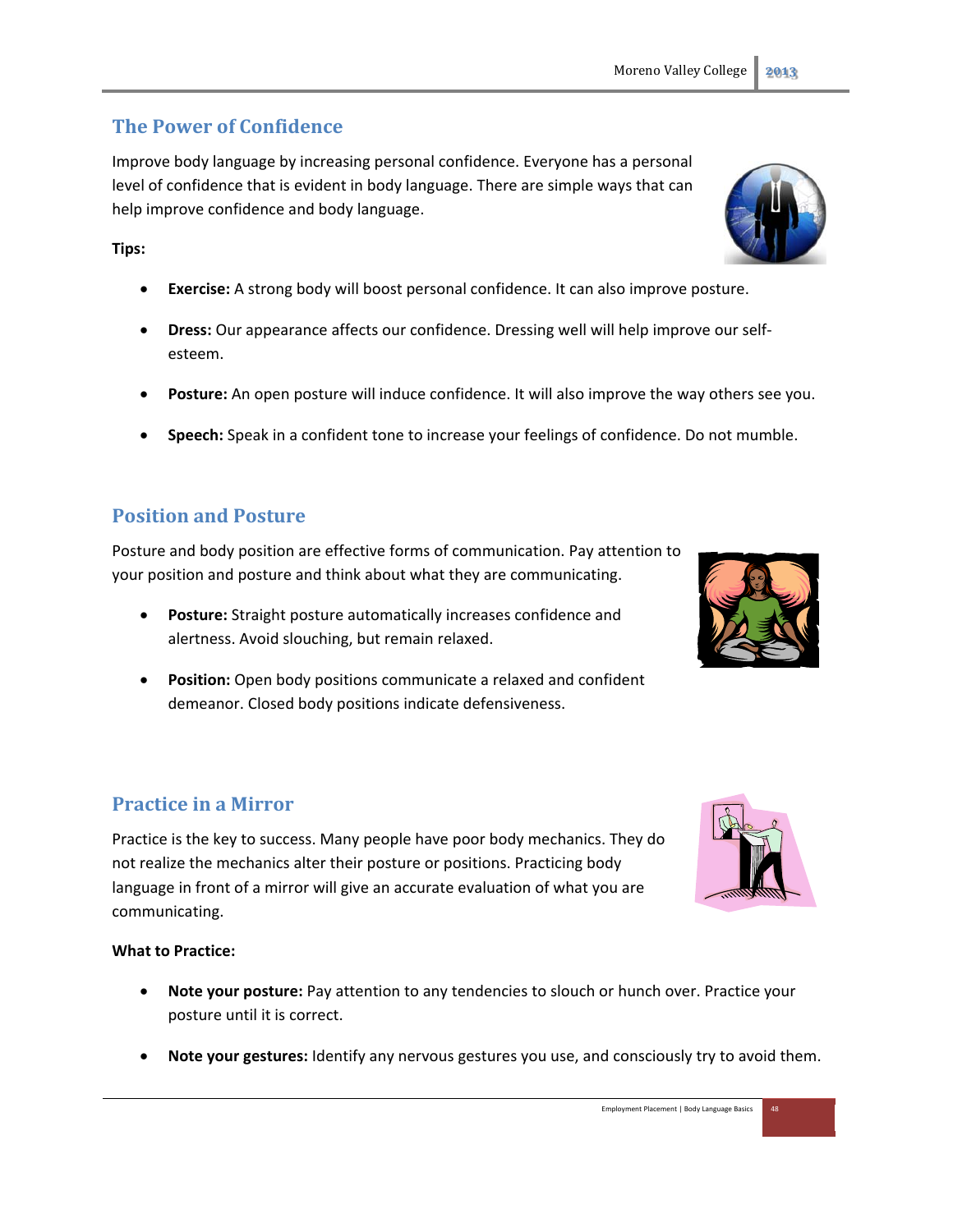## The Power of Confidence

Improve body language by increasing personal confidence. Everyone has a personal level of confidence that is evident in body language. There are simple ways that can help improve confidence and body language.

**Tips:**

- **Exercise:** A strong body will boost personal confidence. It can also improve posture.
- **Dress:** Our appearance affects our confidence. Dressing well will help improve our self-esteem.
- **Posture:** An open posture will induce confidence. It will also improve the way others see you.
- **Speech:** Speak in a confident tone to increase your feelings of confidence. Do not mumble.

## Position and Posture

Posture and body position are effective forms of communication. Pay attention to your position and posture and think about what they are communicating.

- **Posture:** Straight posture automatically increases confidence and alertness. Avoid slouching, but remain relaxed.
- **Position:** Open body positions communicate a relaxed and confident demeanor. Closed body positions indicate defensiveness.

## Practice in a Mirror

Practice is the key to success. Many people have poor body mechanics. They do not realize the mechanics alter their posture or positions. Practicing body language in front of a mirror will give an accurate evaluation of what you are communicating.

**What to Practice:**

- **Note your posture:** Pay attention to any tendencies to slouch or hunch over. Practice your posture until it is correct.
- **Note your gestures:** Identify any nervous gestures you use, and consciously try to avoid them.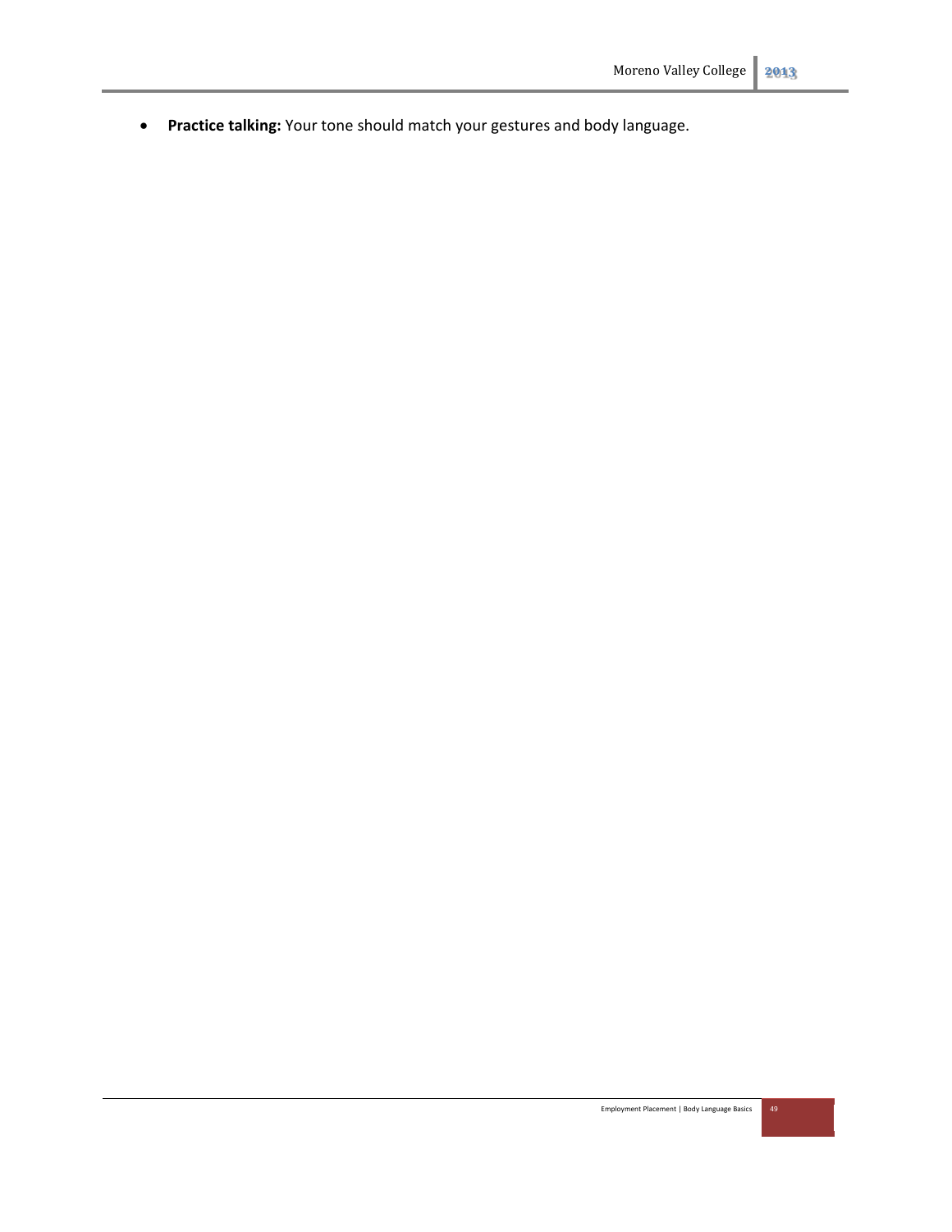- **Practice talking:** Your tone should match your gestures and body language.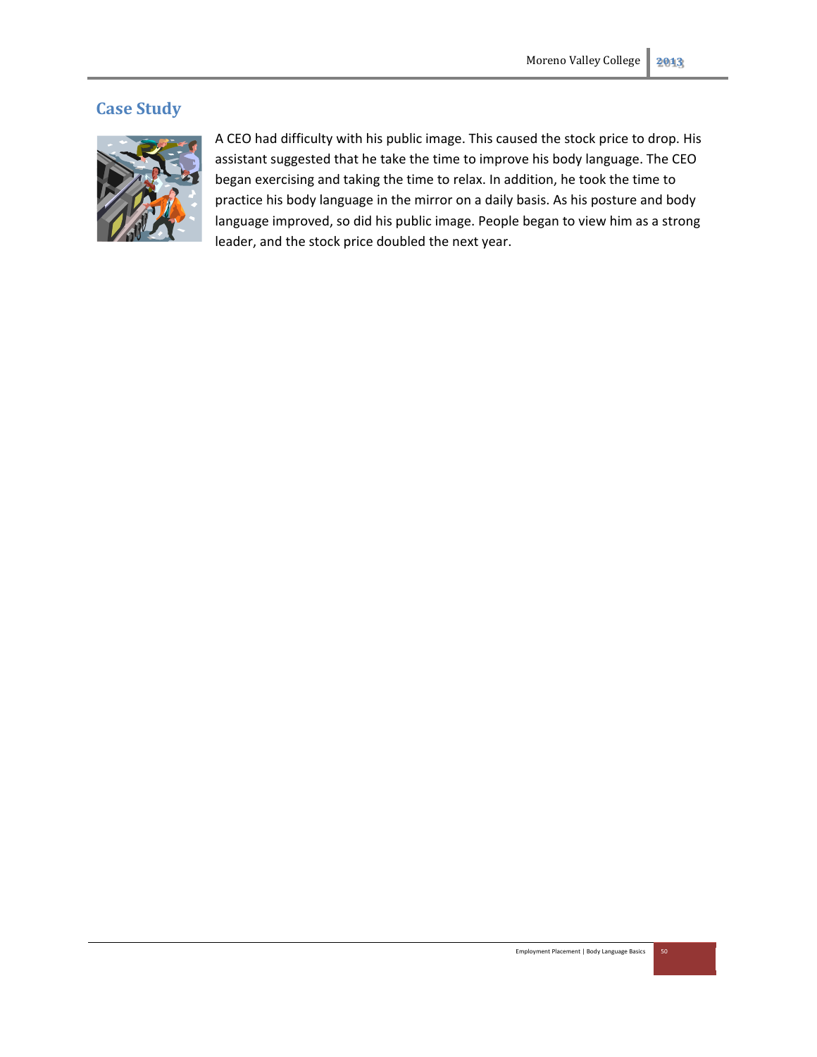## Case Study

A CEO had difficulty with his public image. This caused the stock price to drop. His assistant suggested that he take the time to improve his body language. The CEO began exercising and taking the time to relax. In addition, he took the time to practice his body language in the mirror on a daily basis. As his posture and body language improved, so did his public image. People began to view him as a strong leader, and the stock price doubled the next year.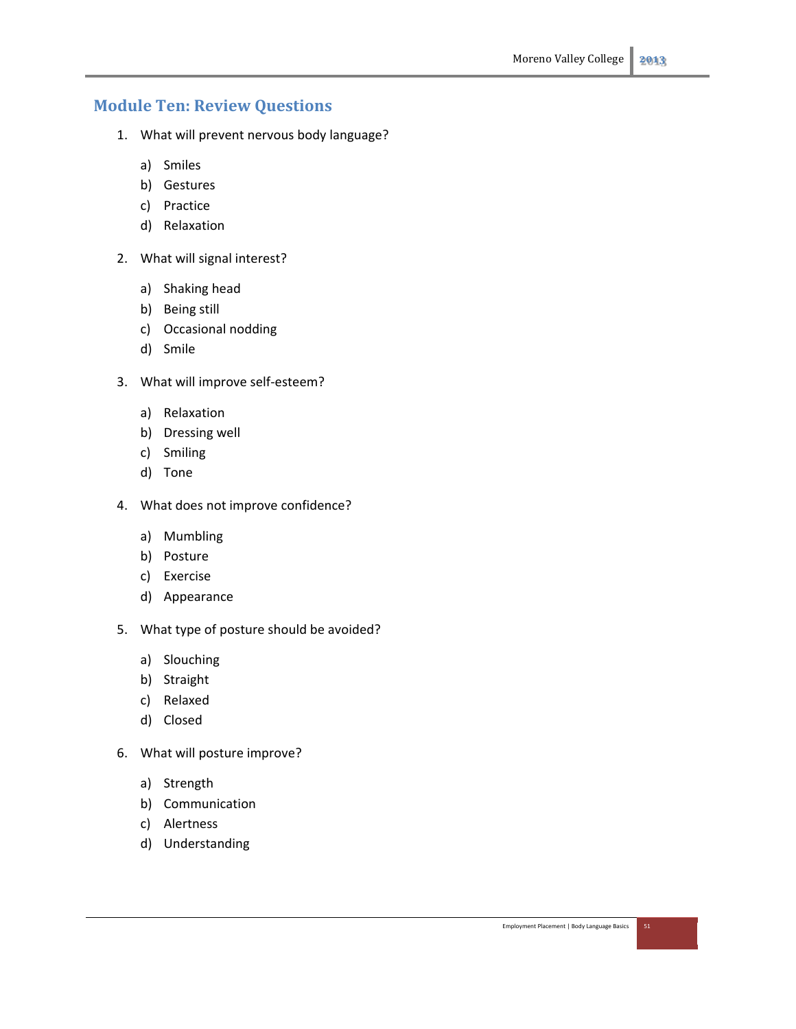## Module Ten: Review Questions

1. What will prevent nervous body language?

   a) Smiles
   b) Gestures
   c) Practice
   d) Relaxation

2. What will signal interest?

   a) Shaking head
   b) Being still
   c) Occasional nodding
   d) Smile

3. What will improve self-esteem?

   a) Relaxation
   b) Dressing well
   c) Smiling
   d) Tone

4. What does not improve confidence?

   a) Mumbling
   b) Posture
   c) Exercise
   d) Appearance

5. What type of posture should be avoided?

   a) Slouching
   b) Straight
   c) Relaxed
   d) Closed

6. What will posture improve?

   a) Strength
   b) Communication
   c) Alertness
   d) Understanding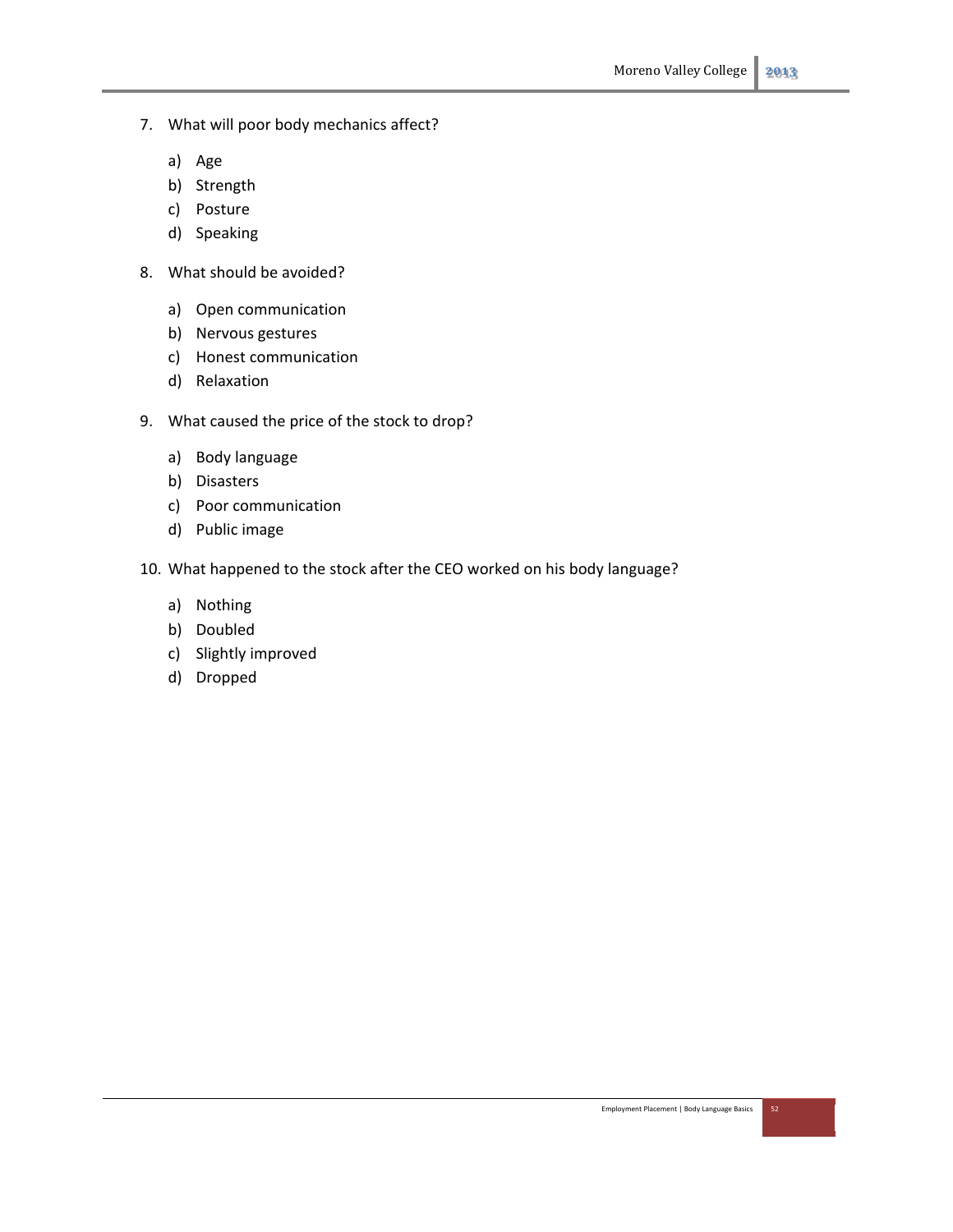7. What will poor body mechanics affect?

    a) Age
    b) Strength
    c) Posture
    d) Speaking

8. What should be avoided?

    a) Open communication
    b) Nervous gestures
    c) Honest communication
    d) Relaxation

9. What caused the price of the stock to drop?

    a) Body language
    b) Disasters
    c) Poor communication
    d) Public image

10. What happened to the stock after the CEO worked on his body language?

    a) Nothing
    b) Doubled
    c) Slightly improved
    d) Dropped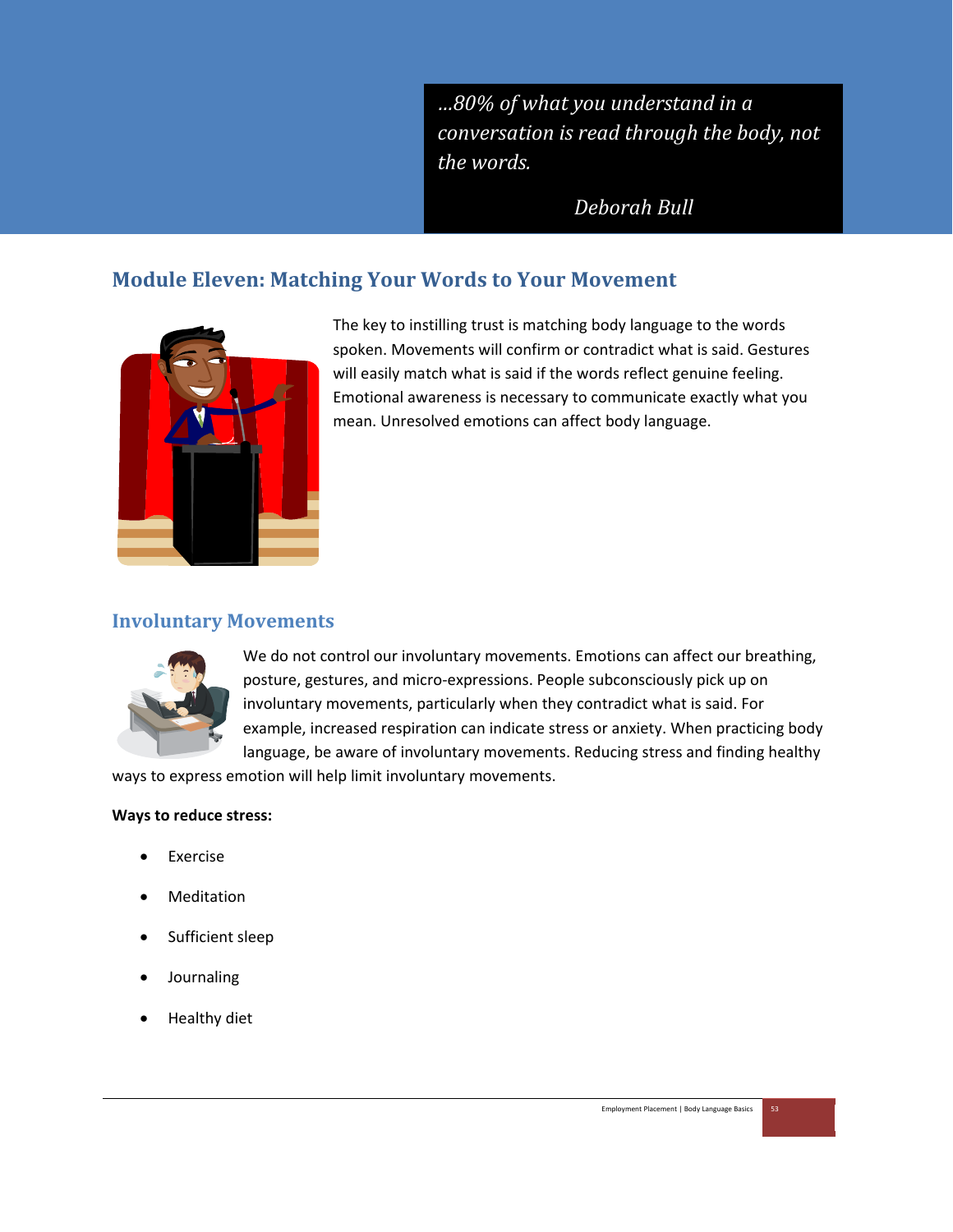> *...80% of what you understand in a conversation is read through the body, not the words.*
>
> *Deborah Bull*

## Module Eleven: Matching Your Words to Your Movement

The key to instilling trust is matching body language to the words spoken. Movements will confirm or contradict what is said. Gestures will easily match what is said if the words reflect genuine feeling. Emotional awareness is necessary to communicate exactly what you mean. Unresolved emotions can affect body language.

### Involuntary Movements

We do not control our involuntary movements. Emotions can affect our breathing, posture, gestures, and micro-expressions. People subconsciously pick up on involuntary movements, particularly when they contradict what is said. For example, increased respiration can indicate stress or anxiety. When practicing body language, be aware of involuntary movements. Reducing stress and finding healthy ways to express emotion will help limit involuntary movements.

**Ways to reduce stress:**

- Exercise
- Meditation
- Sufficient sleep
- Journaling
- Healthy diet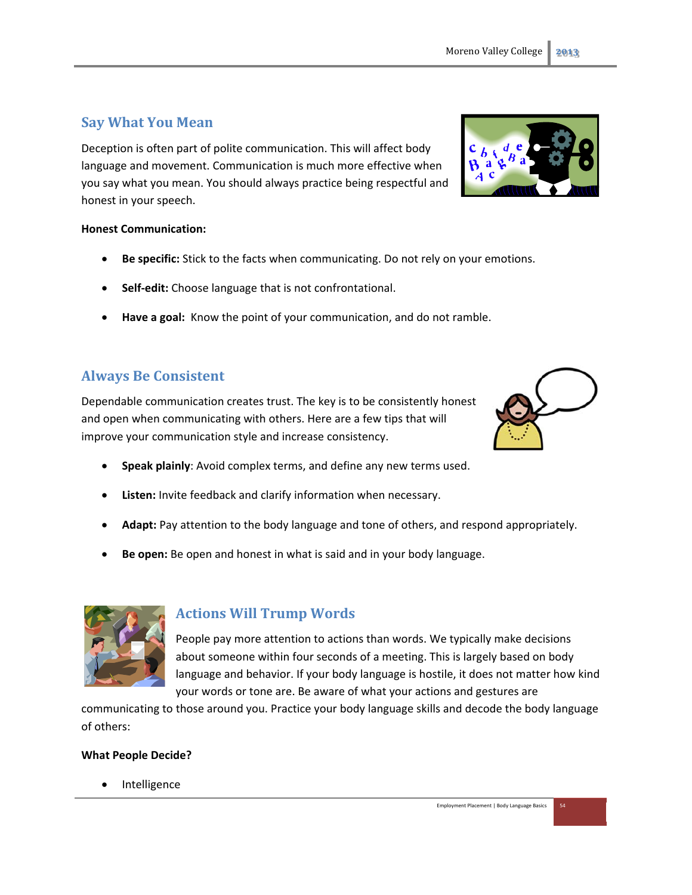## Say What You Mean

Deception is often part of polite communication. This will affect body language and movement. Communication is much more effective when you say what you mean. You should always practice being respectful and honest in your speech.

**Honest Communication:**

- **Be specific:** Stick to the facts when communicating. Do not rely on your emotions.
- **Self-edit:** Choose language that is not confrontational.
- **Have a goal:** Know the point of your communication, and do not ramble.

## Always Be Consistent

Dependable communication creates trust. The key is to be consistently honest and open when communicating with others. Here are a few tips that will improve your communication style and increase consistency.

- **Speak plainly**: Avoid complex terms, and define any new terms used.
- **Listen:** Invite feedback and clarify information when necessary.
- **Adapt:** Pay attention to the body language and tone of others, and respond appropriately.
- **Be open:** Be open and honest in what is said and in your body language.

## Actions Will Trump Words

People pay more attention to actions than words. We typically make decisions about someone within four seconds of a meeting. This is largely based on body language and behavior. If your body language is hostile, it does not matter how kind your words or tone are. Be aware of what your actions and gestures are communicating to those around you. Practice your body language skills and decode the body language of others:

**What People Decide?**

- Intelligence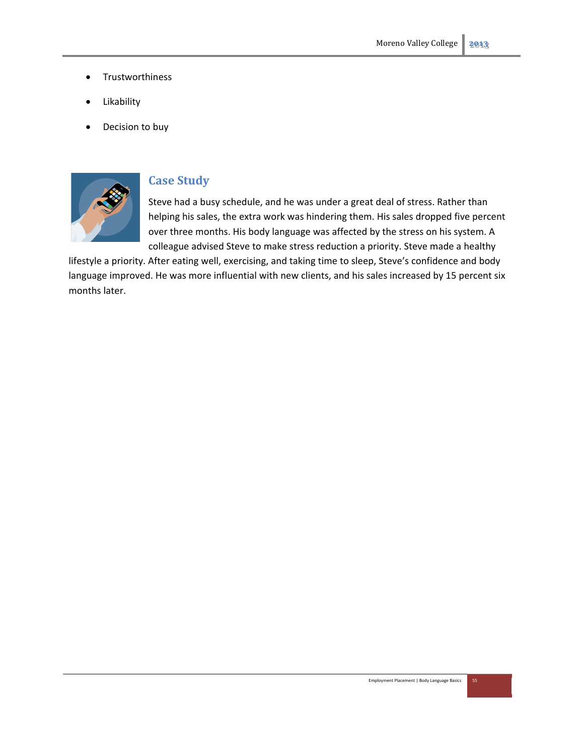- Trustworthiness
- Likability
- Decision to buy

## Case Study

Steve had a busy schedule, and he was under a great deal of stress. Rather than helping his sales, the extra work was hindering them. His sales dropped five percent over three months. His body language was affected by the stress on his system. A colleague advised Steve to make stress reduction a priority. Steve made a healthy lifestyle a priority. After eating well, exercising, and taking time to sleep, Steve's confidence and body language improved. He was more influential with new clients, and his sales increased by 15 percent six months later.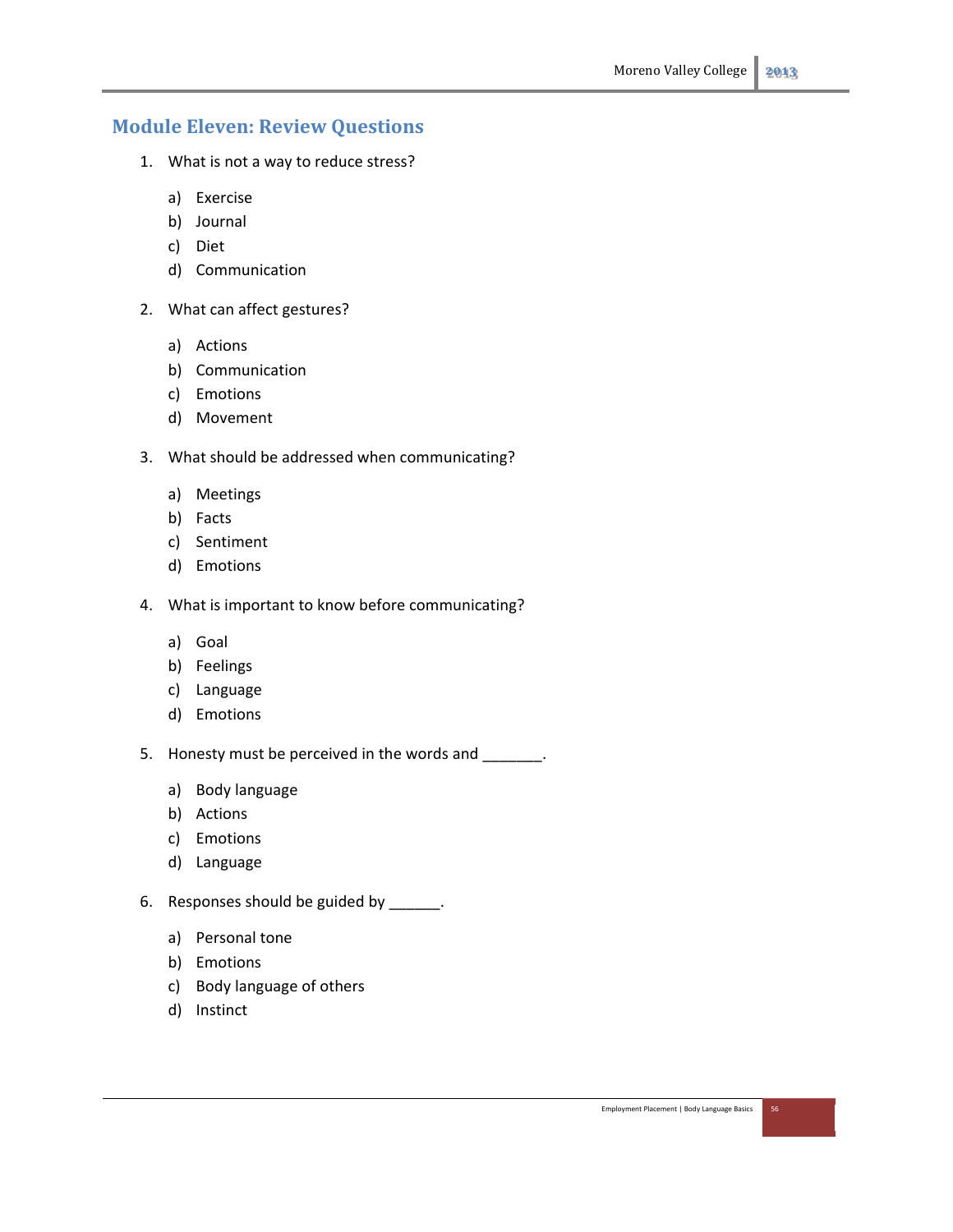## Module Eleven: Review Questions

1. What is not a way to reduce stress?

    a) Exercise
    b) Journal
    c) Diet
    d) Communication

2. What can affect gestures?

    a) Actions
    b) Communication
    c) Emotions
    d) Movement

3. What should be addressed when communicating?

    a) Meetings
    b) Facts
    c) Sentiment
    d) Emotions

4. What is important to know before communicating?

    a) Goal
    b) Feelings
    c) Language
    d) Emotions

5. Honesty must be perceived in the words and _______.

    a) Body language
    b) Actions
    c) Emotions
    d) Language

6. Responses should be guided by ______.

    a) Personal tone
    b) Emotions
    c) Body language of others
    d) Instinct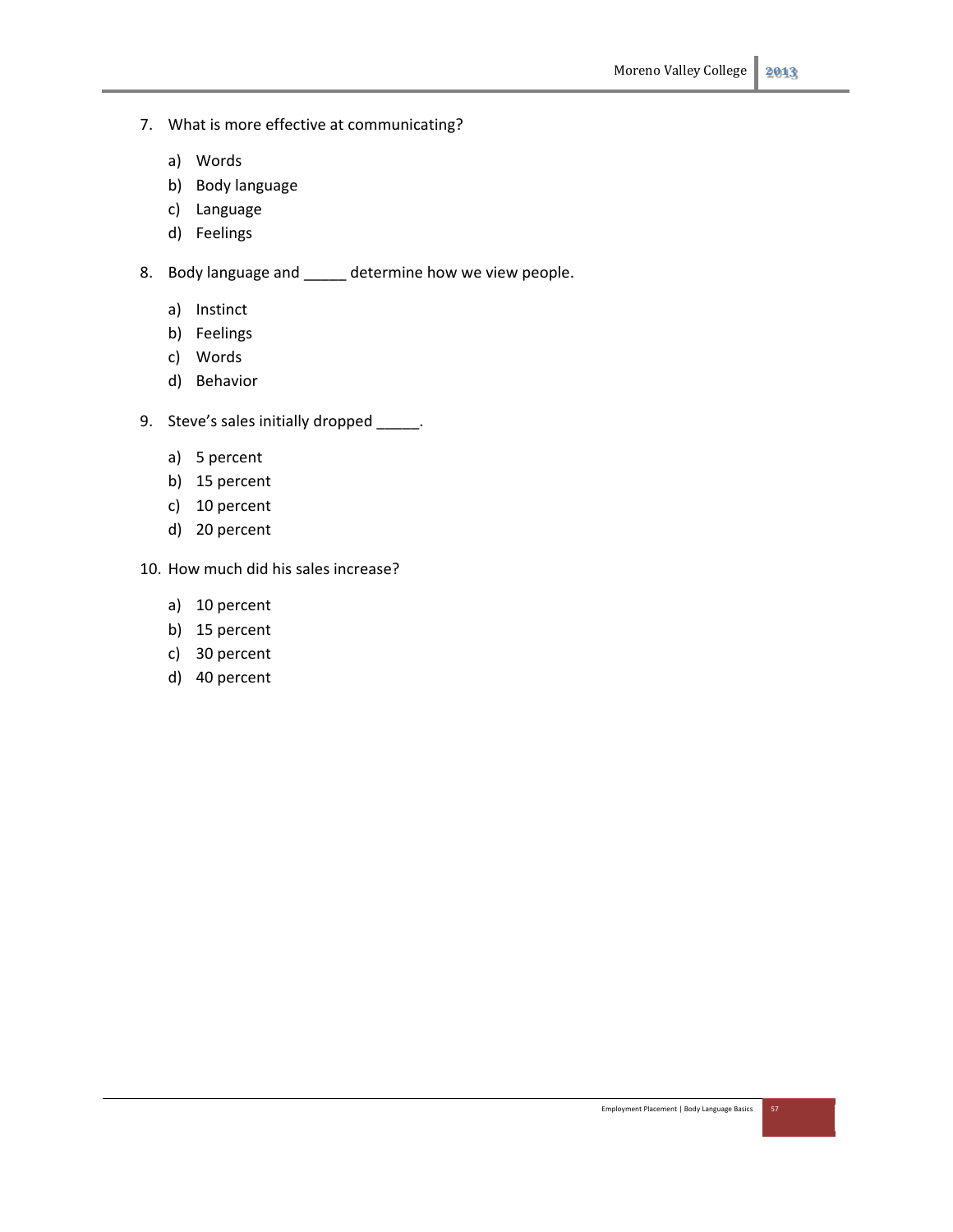7. What is more effective at communicating?

    a) Words
    b) Body language
    c) Language
    d) Feelings

8. Body language and _____ determine how we view people.

    a) Instinct
    b) Feelings
    c) Words
    d) Behavior

9. Steve's sales initially dropped _____.

    a) 5 percent
    b) 15 percent
    c) 10 percent
    d) 20 percent

10. How much did his sales increase?

    a) 10 percent
    b) 15 percent
    c) 30 percent
    d) 40 percent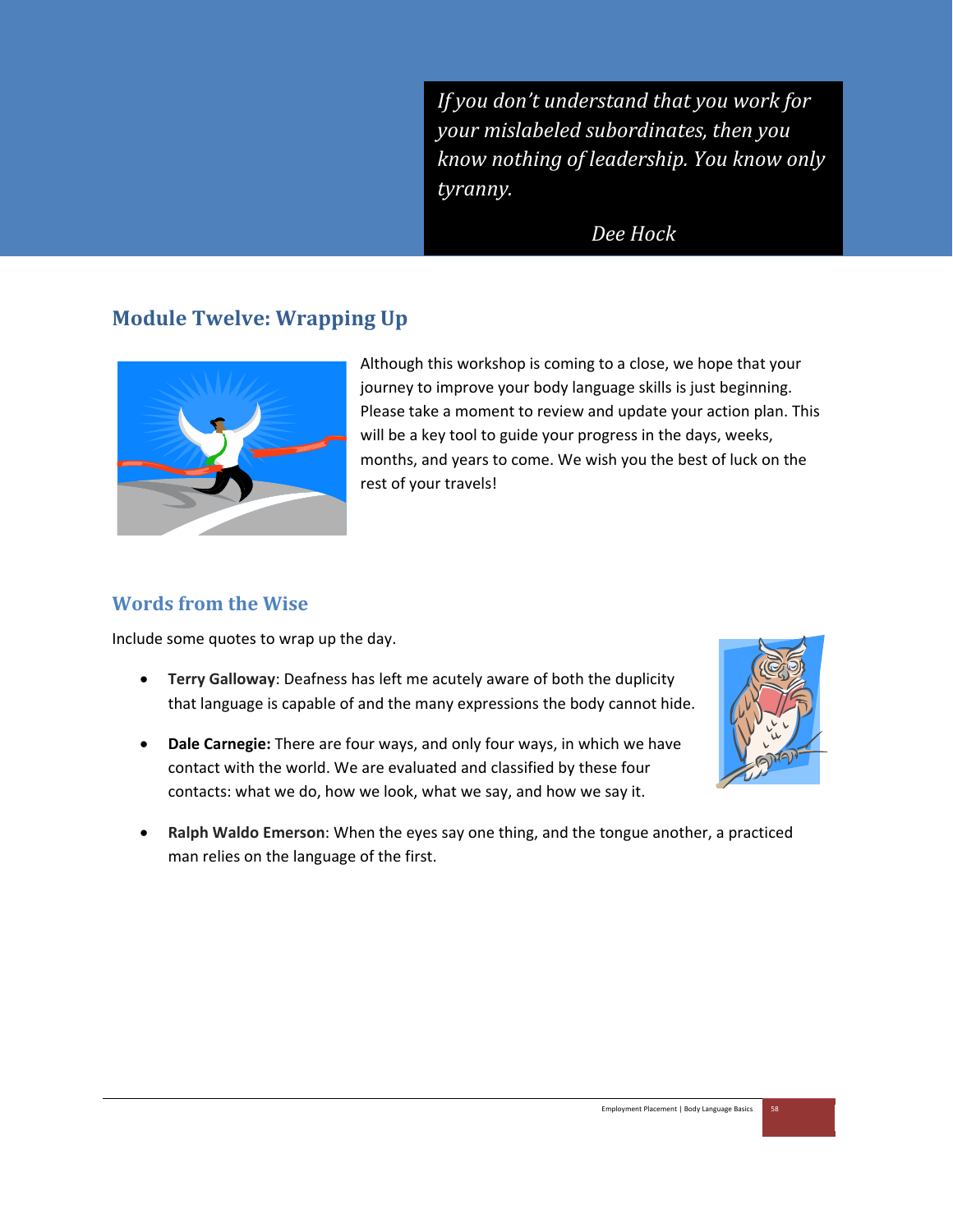*If you don't understand that you work for your mislabeled subordinates, then you know nothing of leadership. You know only tyranny.*

*Dee Hock*

## Module Twelve: Wrapping Up

Although this workshop is coming to a close, we hope that your journey to improve your body language skills is just beginning. Please take a moment to review and update your action plan. This will be a key tool to guide your progress in the days, weeks, months, and years to come. We wish you the best of luck on the rest of your travels!

### Words from the Wise

Include some quotes to wrap up the day.

- **Terry Galloway**: Deafness has left me acutely aware of both the duplicity that language is capable of and the many expressions the body cannot hide.
- **Dale Carnegie:** There are four ways, and only four ways, in which we have contact with the world. We are evaluated and classified by these four contacts: what we do, how we look, what we say, and how we say it.
- **Ralph Waldo Emerson**: When the eyes say one thing, and the tongue another, a practiced man relies on the language of the first.